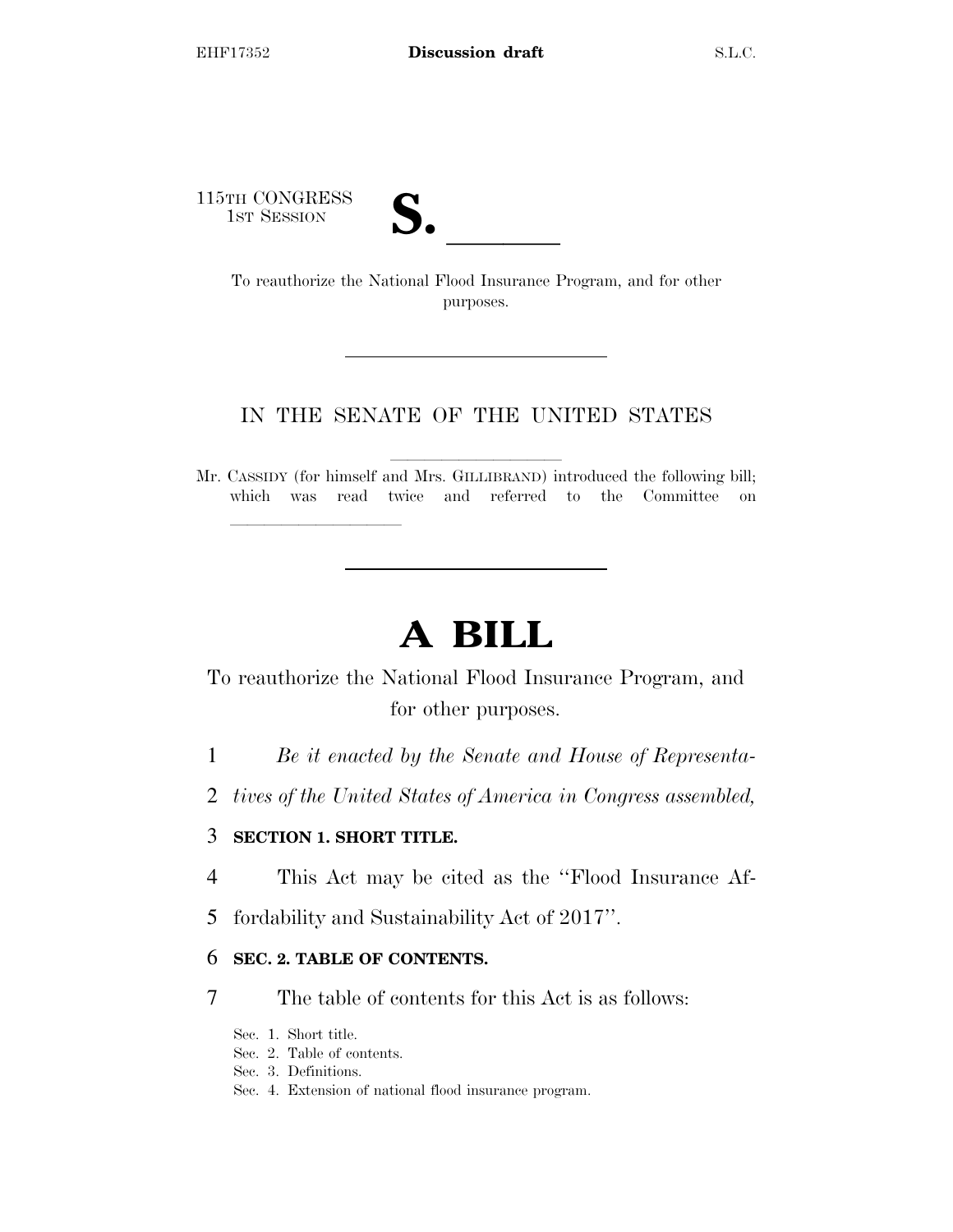115TH CONGRESS
1ST SESSION

# S. ______

To reauthorize the National Flood Insurance Program, and for other purposes.

---

IN THE SENATE OF THE UNITED STATES

---

Mr. CASSIDY (for himself and Mrs. GILLIBRAND) introduced the following bill; which was read twice and referred to the Committee on ______________

---

# A BILL

To reauthorize the National Flood Insurance Program, and for other purposes.

1 *Be it enacted by the Senate and House of Representa-*
2 *tives of the United States of America in Congress assembled,*

3 **SECTION 1. SHORT TITLE.**

4 This Act may be cited as the "Flood Insurance Af-
5 fordability and Sustainability Act of 2017".

6 **SEC. 2. TABLE OF CONTENTS.**

7 The table of contents for this Act is as follows:

Sec. 1. Short title.
Sec. 2. Table of contents.
Sec. 3. Definitions.
Sec. 4. Extension of national flood insurance program.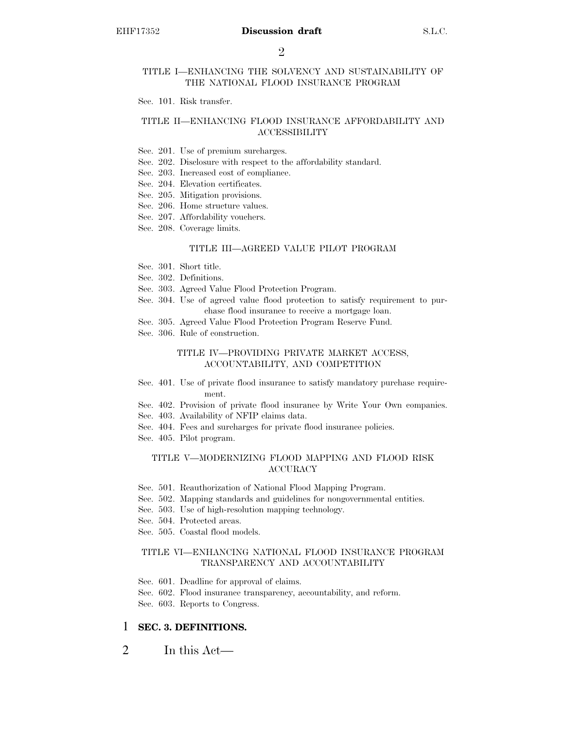TITLE I—ENHANCING THE SOLVENCY AND SUSTAINABILITY OF THE NATIONAL FLOOD INSURANCE PROGRAM

Sec. 101. Risk transfer.

TITLE II—ENHANCING FLOOD INSURANCE AFFORDABILITY AND ACCESSIBILITY

Sec. 201. Use of premium surcharges.
Sec. 202. Disclosure with respect to the affordability standard.
Sec. 203. Increased cost of compliance.
Sec. 204. Elevation certificates.
Sec. 205. Mitigation provisions.
Sec. 206. Home structure values.
Sec. 207. Affordability vouchers.
Sec. 208. Coverage limits.

TITLE III—AGREED VALUE PILOT PROGRAM

Sec. 301. Short title.
Sec. 302. Definitions.
Sec. 303. Agreed Value Flood Protection Program.
Sec. 304. Use of agreed value flood protection to satisfy requirement to purchase flood insurance to receive a mortgage loan.
Sec. 305. Agreed Value Flood Protection Program Reserve Fund.
Sec. 306. Rule of construction.

TITLE IV—PROVIDING PRIVATE MARKET ACCESS, ACCOUNTABILITY, AND COMPETITION

Sec. 401. Use of private flood insurance to satisfy mandatory purchase requirement.
Sec. 402. Provision of private flood insurance by Write Your Own companies.
Sec. 403. Availability of NFIP claims data.
Sec. 404. Fees and surcharges for private flood insurance policies.
Sec. 405. Pilot program.

TITLE V—MODERNIZING FLOOD MAPPING AND FLOOD RISK ACCURACY

Sec. 501. Reauthorization of National Flood Mapping Program.
Sec. 502. Mapping standards and guidelines for nongovernmental entities.
Sec. 503. Use of high-resolution mapping technology.
Sec. 504. Protected areas.
Sec. 505. Coastal flood models.

TITLE VI—ENHANCING NATIONAL FLOOD INSURANCE PROGRAM TRANSPARENCY AND ACCOUNTABILITY

Sec. 601. Deadline for approval of claims.
Sec. 602. Flood insurance transparency, accountability, and reform.
Sec. 603. Reports to Congress.

**SEC. 3. DEFINITIONS.**

In this Act—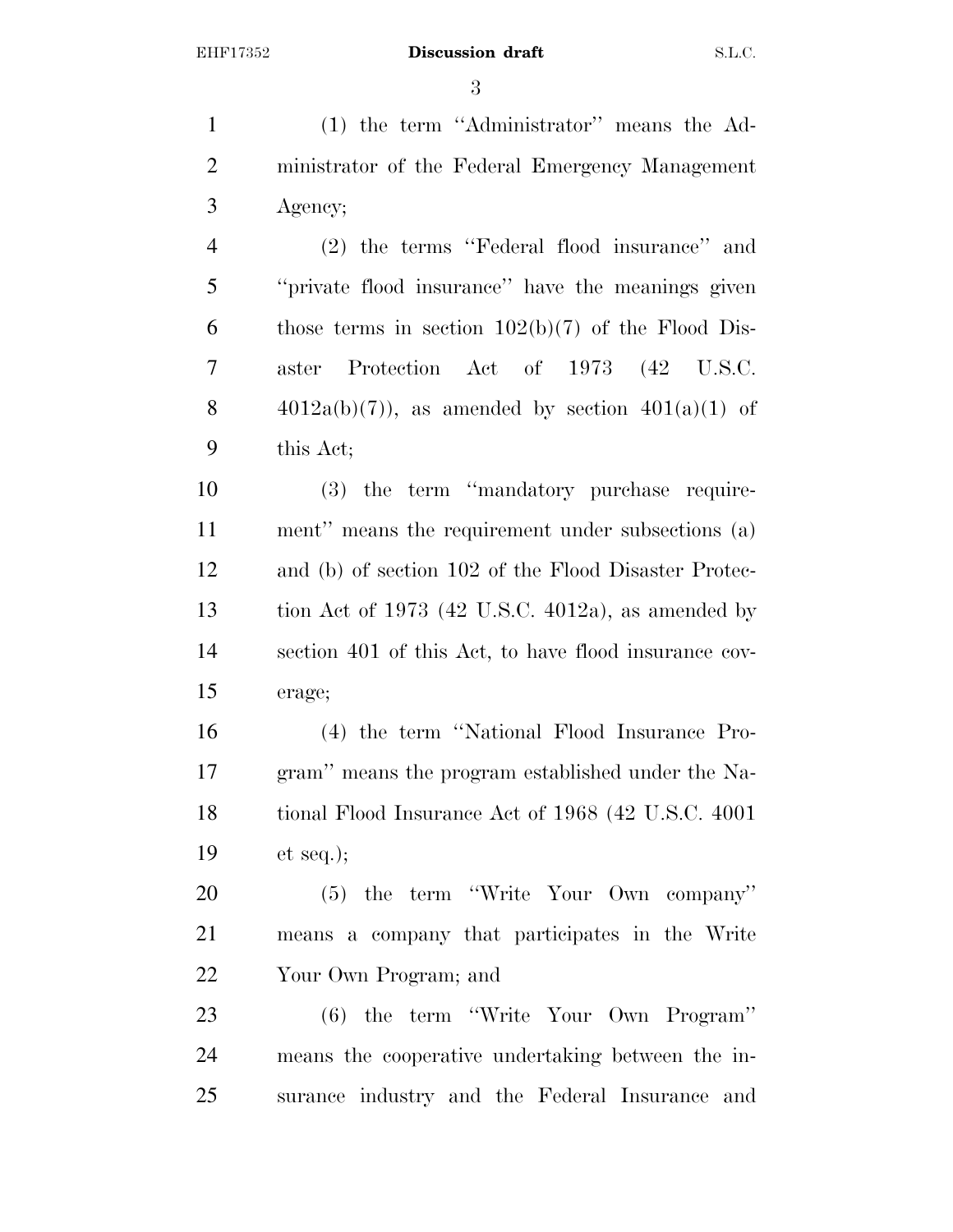(1) the term ''Administrator'' means the Administrator of the Federal Emergency Management Agency;

(2) the terms ''Federal flood insurance'' and ''private flood insurance'' have the meanings given those terms in section 102(b)(7) of the Flood Disaster Protection Act of 1973 (42 U.S.C. 4012a(b)(7)), as amended by section 401(a)(1) of this Act;

(3) the term ''mandatory purchase requirement'' means the requirement under subsections (a) and (b) of section 102 of the Flood Disaster Protection Act of 1973 (42 U.S.C. 4012a), as amended by section 401 of this Act, to have flood insurance coverage;

(4) the term ''National Flood Insurance Program'' means the program established under the National Flood Insurance Act of 1968 (42 U.S.C. 4001 et seq.);

(5) the term ''Write Your Own company'' means a company that participates in the Write Your Own Program; and

(6) the term ''Write Your Own Program'' means the cooperative undertaking between the insurance industry and the Federal Insurance and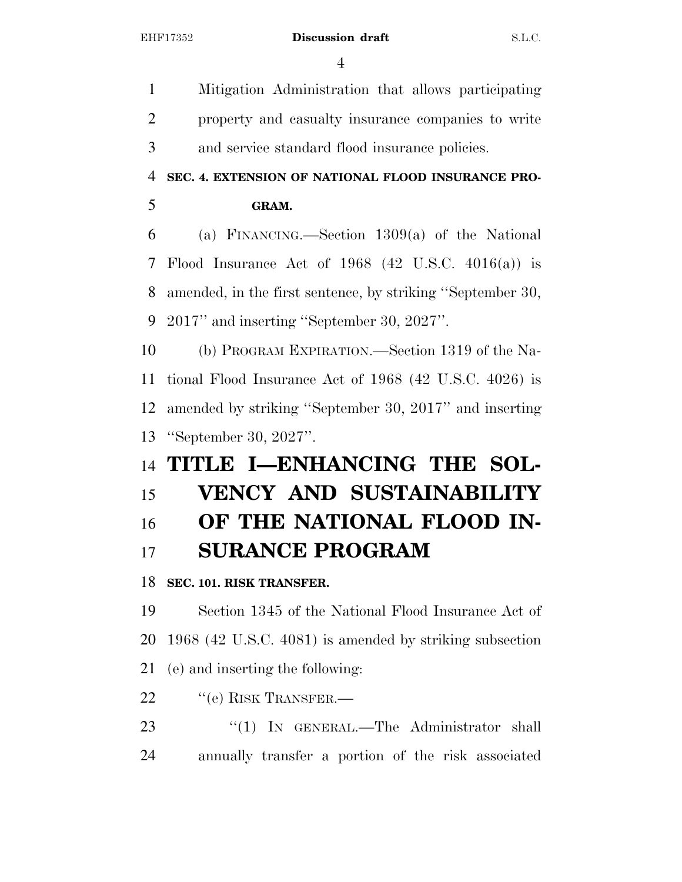Mitigation Administration that allows participating property and casualty insurance companies to write and service standard flood insurance policies.

**SEC. 4. EXTENSION OF NATIONAL FLOOD INSURANCE PROGRAM.**

(a) FINANCING.—Section 1309(a) of the National Flood Insurance Act of 1968 (42 U.S.C. 4016(a)) is amended, in the first sentence, by striking ''September 30, 2017'' and inserting ''September 30, 2027''.

(b) PROGRAM EXPIRATION.—Section 1319 of the National Flood Insurance Act of 1968 (42 U.S.C. 4026) is amended by striking ''September 30, 2017'' and inserting ''September 30, 2027''.

# TITLE I—ENHANCING THE SOLVENCY AND SUSTAINABILITY OF THE NATIONAL FLOOD INSURANCE PROGRAM

**SEC. 101. RISK TRANSFER.**

Section 1345 of the National Flood Insurance Act of 1968 (42 U.S.C. 4081) is amended by striking subsection (e) and inserting the following:

''(e) RISK TRANSFER.—

''(1) IN GENERAL.—The Administrator shall annually transfer a portion of the risk associated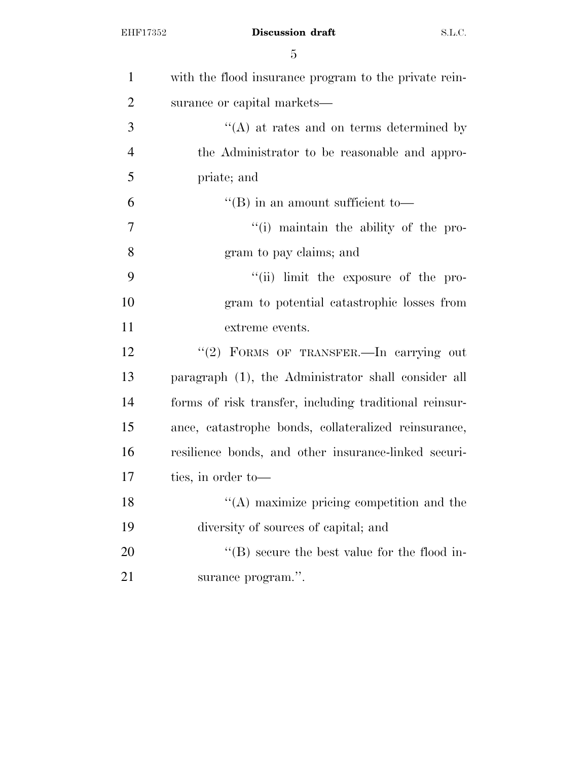with the flood insurance program to the private reinsurance or capital markets—

> ''(A) at rates and on terms determined by the Administrator to be reasonable and appropriate; and
>
> ''(B) in an amount sufficient to—
>
>> ''(i) maintain the ability of the program to pay claims; and
>>
>> ''(ii) limit the exposure of the program to potential catastrophic losses from extreme events.

''(2) FORMS OF TRANSFER.—In carrying out paragraph (1), the Administrator shall consider all forms of risk transfer, including traditional reinsurance, catastrophe bonds, collateralized reinsurance, resilience bonds, and other insurance-linked securities, in order to—

> ''(A) maximize pricing competition and the diversity of sources of capital; and
>
> ''(B) secure the best value for the flood insurance program.''.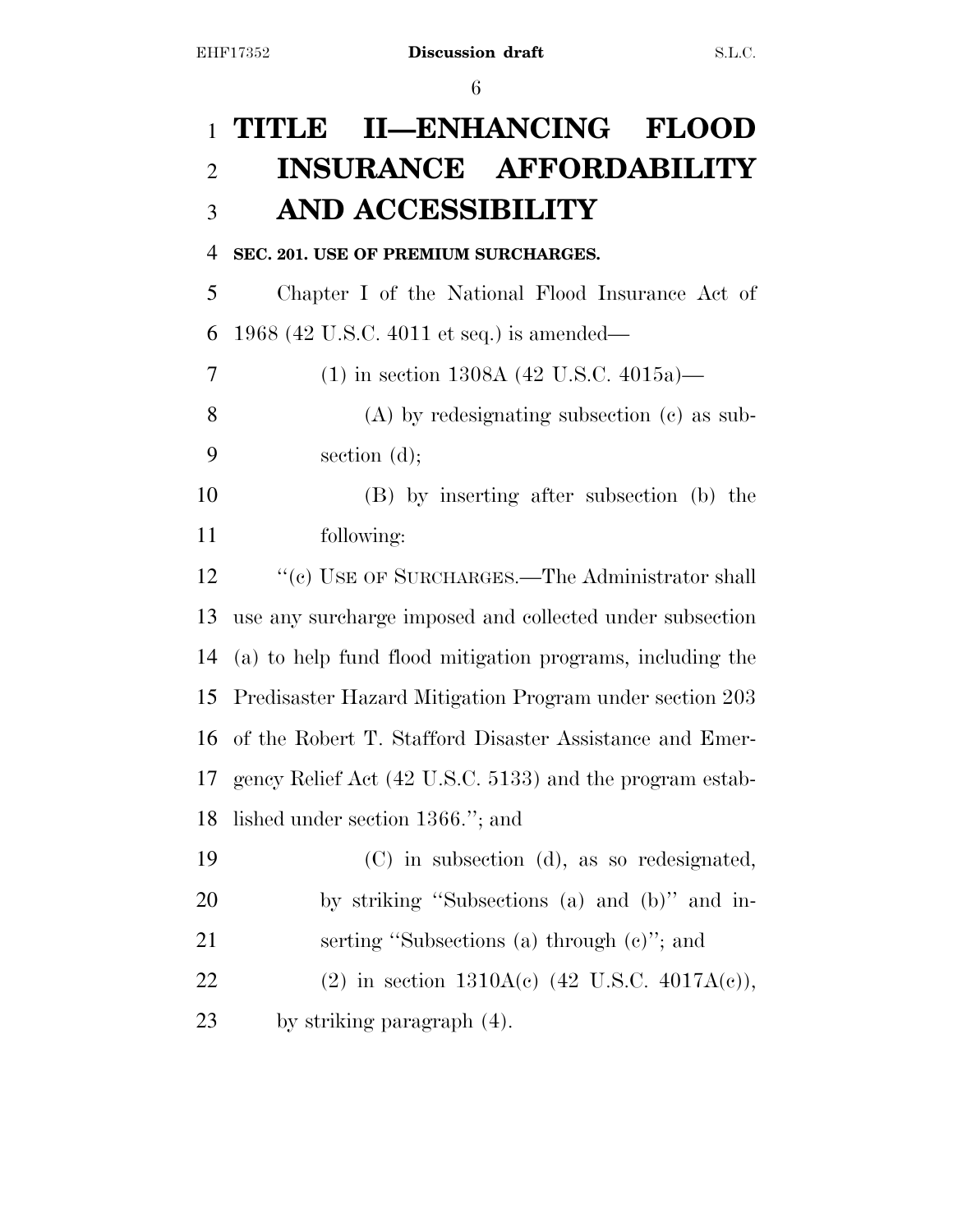# TITLE II—ENHANCING FLOOD INSURANCE AFFORDABILITY AND ACCESSIBILITY

**SEC. 201. USE OF PREMIUM SURCHARGES.**

Chapter I of the National Flood Insurance Act of 1968 (42 U.S.C. 4011 et seq.) is amended—

(1) in section 1308A (42 U.S.C. 4015a)—

(A) by redesignating subsection (c) as subsection (d);

(B) by inserting after subsection (b) the following:

''(c) USE OF SURCHARGES.—The Administrator shall use any surcharge imposed and collected under subsection (a) to help fund flood mitigation programs, including the Predisaster Hazard Mitigation Program under section 203 of the Robert T. Stafford Disaster Assistance and Emergency Relief Act (42 U.S.C. 5133) and the program established under section 1366.''; and

(C) in subsection (d), as so redesignated, by striking ''Subsections (a) and (b)'' and inserting ''Subsections (a) through (c)''; and

(2) in section 1310A(c) (42 U.S.C. 4017A(c)), by striking paragraph (4).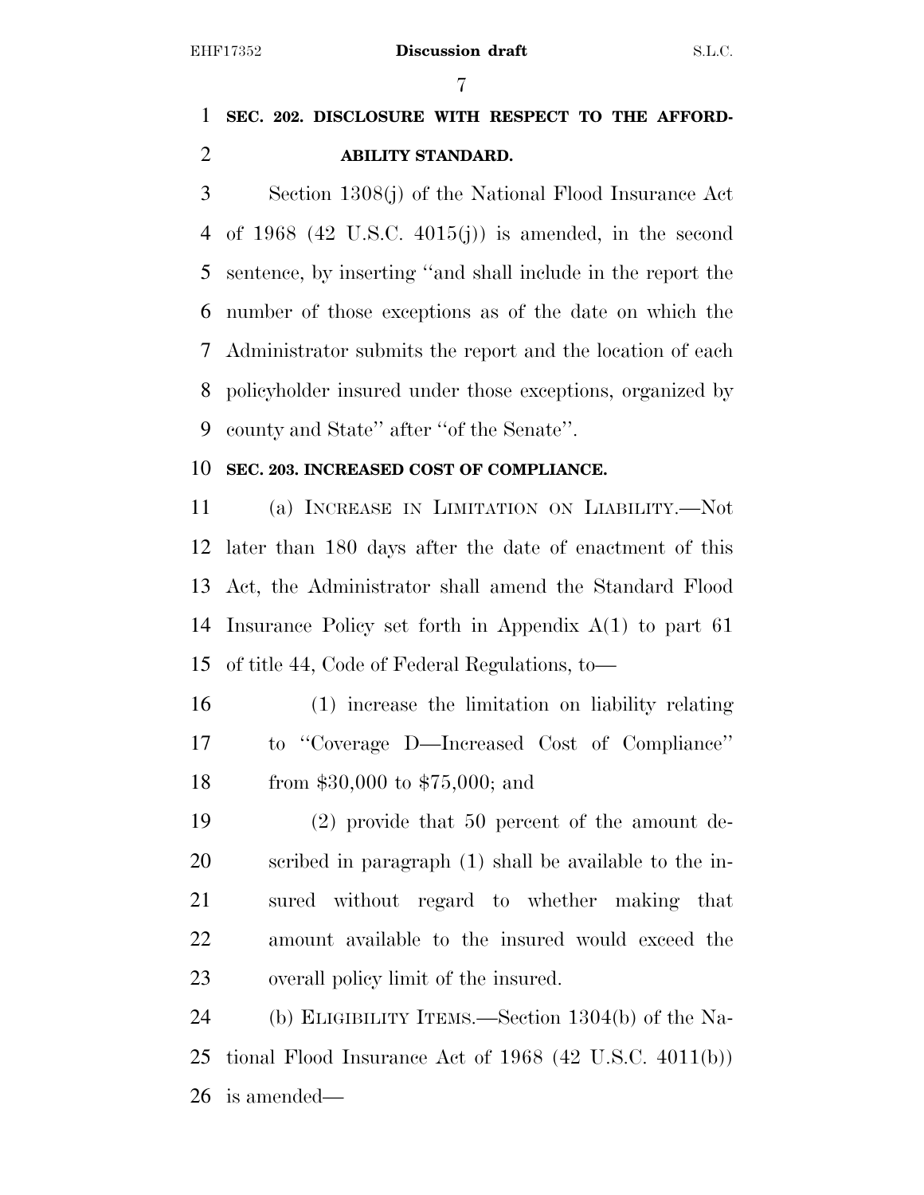**SEC. 202. DISCLOSURE WITH RESPECT TO THE AFFORDABILITY STANDARD.**

Section 1308(j) of the National Flood Insurance Act of 1968 (42 U.S.C. 4015(j)) is amended, in the second sentence, by inserting "and shall include in the report the number of those exceptions as of the date on which the Administrator submits the report and the location of each policyholder insured under those exceptions, organized by county and State" after "of the Senate".

**SEC. 203. INCREASED COST OF COMPLIANCE.**

(a) INCREASE IN LIMITATION ON LIABILITY.—Not later than 180 days after the date of enactment of this Act, the Administrator shall amend the Standard Flood Insurance Policy set forth in Appendix A(1) to part 61 of title 44, Code of Federal Regulations, to—

(1) increase the limitation on liability relating to "Coverage D—Increased Cost of Compliance" from $30,000 to $75,000; and

(2) provide that 50 percent of the amount described in paragraph (1) shall be available to the insured without regard to whether making that amount available to the insured would exceed the overall policy limit of the insured.

(b) ELIGIBILITY ITEMS.—Section 1304(b) of the National Flood Insurance Act of 1968 (42 U.S.C. 4011(b)) is amended—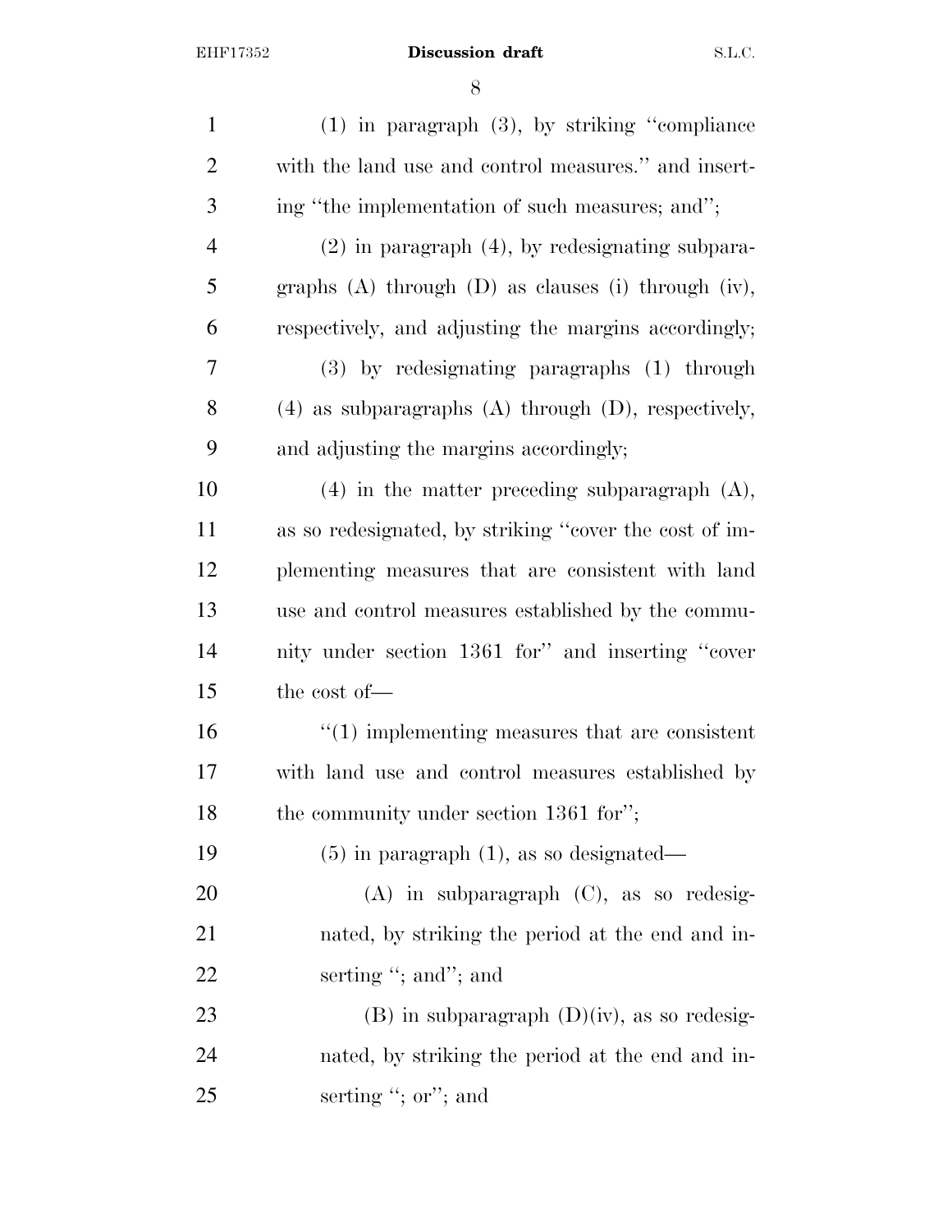(1) in paragraph (3), by striking "compliance with the land use and control measures." and inserting "the implementation of such measures; and";

(2) in paragraph (4), by redesignating subparagraphs (A) through (D) as clauses (i) through (iv), respectively, and adjusting the margins accordingly;

(3) by redesignating paragraphs (1) through (4) as subparagraphs (A) through (D), respectively, and adjusting the margins accordingly;

(4) in the matter preceding subparagraph (A), as so redesignated, by striking "cover the cost of implementing measures that are consistent with land use and control measures established by the community under section 1361 for" and inserting "cover the cost of—

"(1) implementing measures that are consistent with land use and control measures established by the community under section 1361 for";

(5) in paragraph (1), as so designated—

(A) in subparagraph (C), as so redesignated, by striking the period at the end and inserting "; and"; and

(B) in subparagraph (D)(iv), as so redesignated, by striking the period at the end and inserting "; or"; and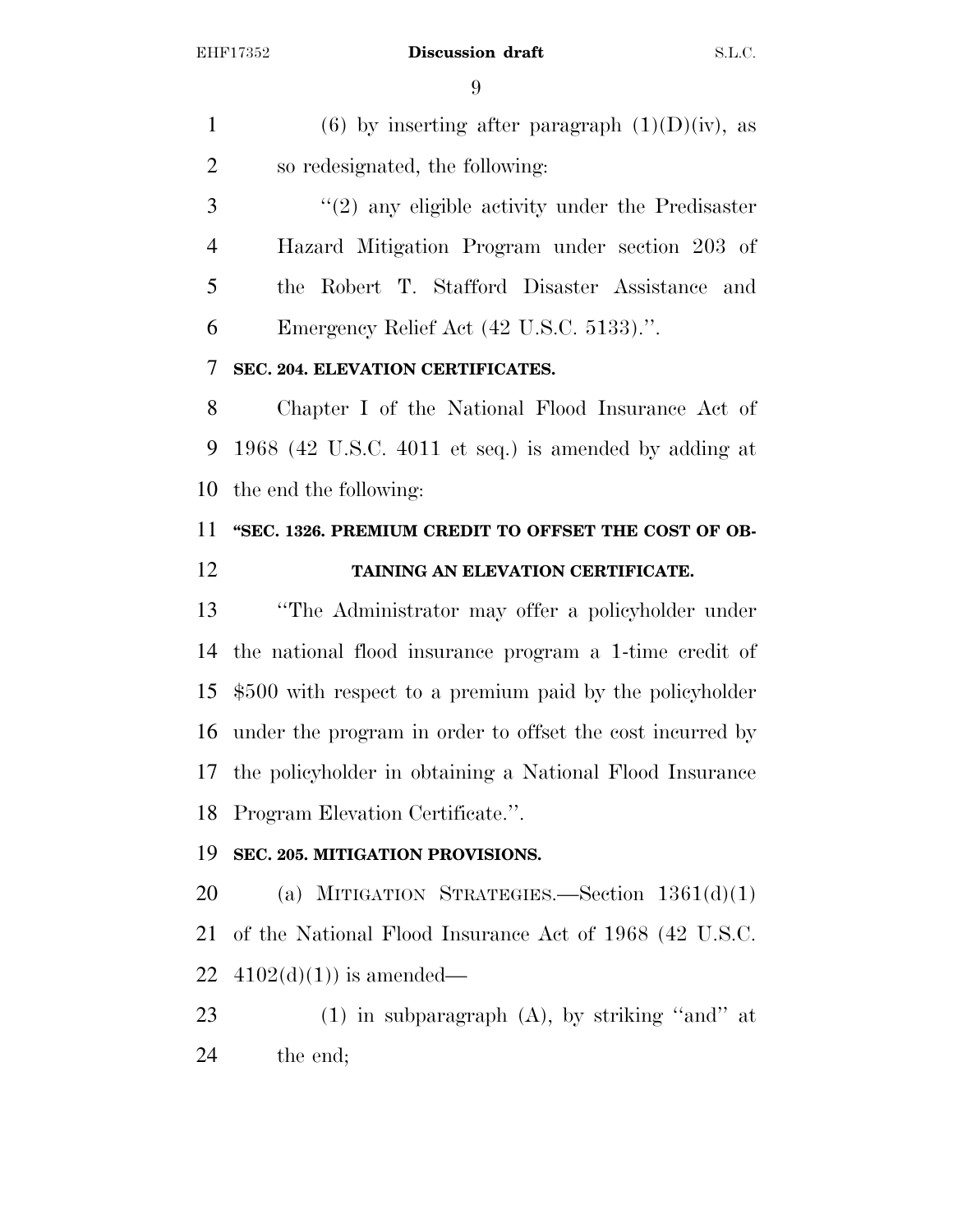(6) by inserting after paragraph (1)(D)(iv), as so redesignated, the following:

"(2) any eligible activity under the Predisaster Hazard Mitigation Program under section 203 of the Robert T. Stafford Disaster Assistance and Emergency Relief Act (42 U.S.C. 5133).".

**SEC. 204. ELEVATION CERTIFICATES.**

Chapter I of the National Flood Insurance Act of 1968 (42 U.S.C. 4011 et seq.) is amended by adding at the end the following:

**"SEC. 1326. PREMIUM CREDIT TO OFFSET THE COST OF OBTAINING AN ELEVATION CERTIFICATE.**

"The Administrator may offer a policyholder under the national flood insurance program a 1-time credit of $500 with respect to a premium paid by the policyholder under the program in order to offset the cost incurred by the policyholder in obtaining a National Flood Insurance Program Elevation Certificate.".

**SEC. 205. MITIGATION PROVISIONS.**

(a) MITIGATION STRATEGIES.—Section 1361(d)(1) of the National Flood Insurance Act of 1968 (42 U.S.C. 4102(d)(1)) is amended—

(1) in subparagraph (A), by striking "and" at the end;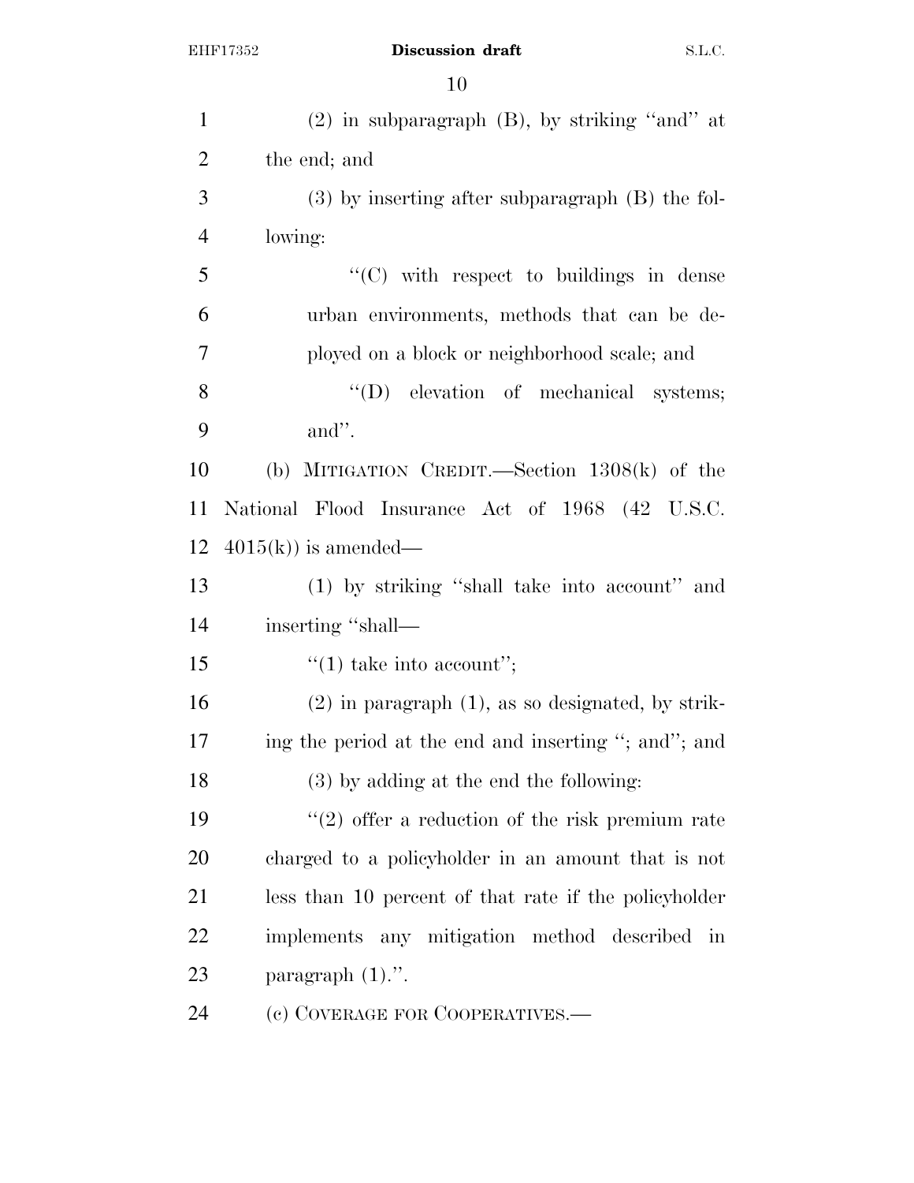(2) in subparagraph (B), by striking "and" at the end; and

(3) by inserting after subparagraph (B) the following:

"(C) with respect to buildings in dense urban environments, methods that can be deployed on a block or neighborhood scale; and

"(D) elevation of mechanical systems; and".

(b) MITIGATION CREDIT.—Section 1308(k) of the National Flood Insurance Act of 1968 (42 U.S.C. 4015(k)) is amended—

(1) by striking "shall take into account" and inserting "shall—

"(1) take into account";

(2) in paragraph (1), as so designated, by striking the period at the end and inserting "; and"; and

(3) by adding at the end the following:

"(2) offer a reduction of the risk premium rate charged to a policyholder in an amount that is not less than 10 percent of that rate if the policyholder implements any mitigation method described in paragraph (1).".

(c) COVERAGE FOR COOPERATIVES.—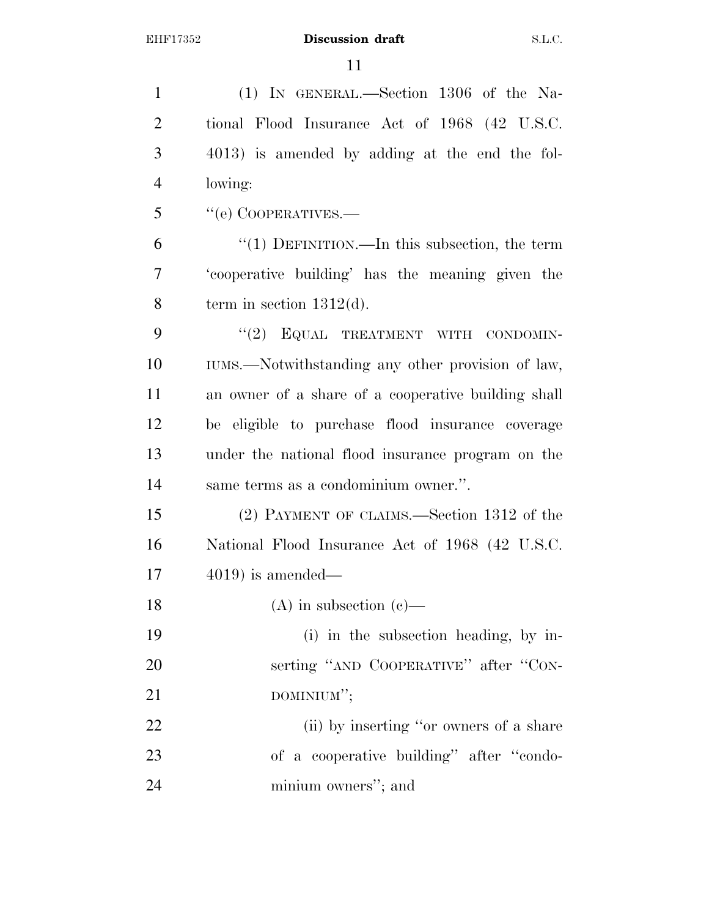(1) IN GENERAL.—Section 1306 of the National Flood Insurance Act of 1968 (42 U.S.C. 4013) is amended by adding at the end the following:

"(e) COOPERATIVES.—

"(1) DEFINITION.—In this subsection, the term 'cooperative building' has the meaning given the term in section 1312(d).

"(2) EQUAL TREATMENT WITH CONDOMINIUMS.—Notwithstanding any other provision of law, an owner of a share of a cooperative building shall be eligible to purchase flood insurance coverage under the national flood insurance program on the same terms as a condominium owner.".

(2) PAYMENT OF CLAIMS.—Section 1312 of the National Flood Insurance Act of 1968 (42 U.S.C. 4019) is amended—

(A) in subsection (c)—

(i) in the subsection heading, by inserting "AND COOPERATIVE" after "CONDOMINIUM";

(ii) by inserting "or owners of a share of a cooperative building" after "condominium owners"; and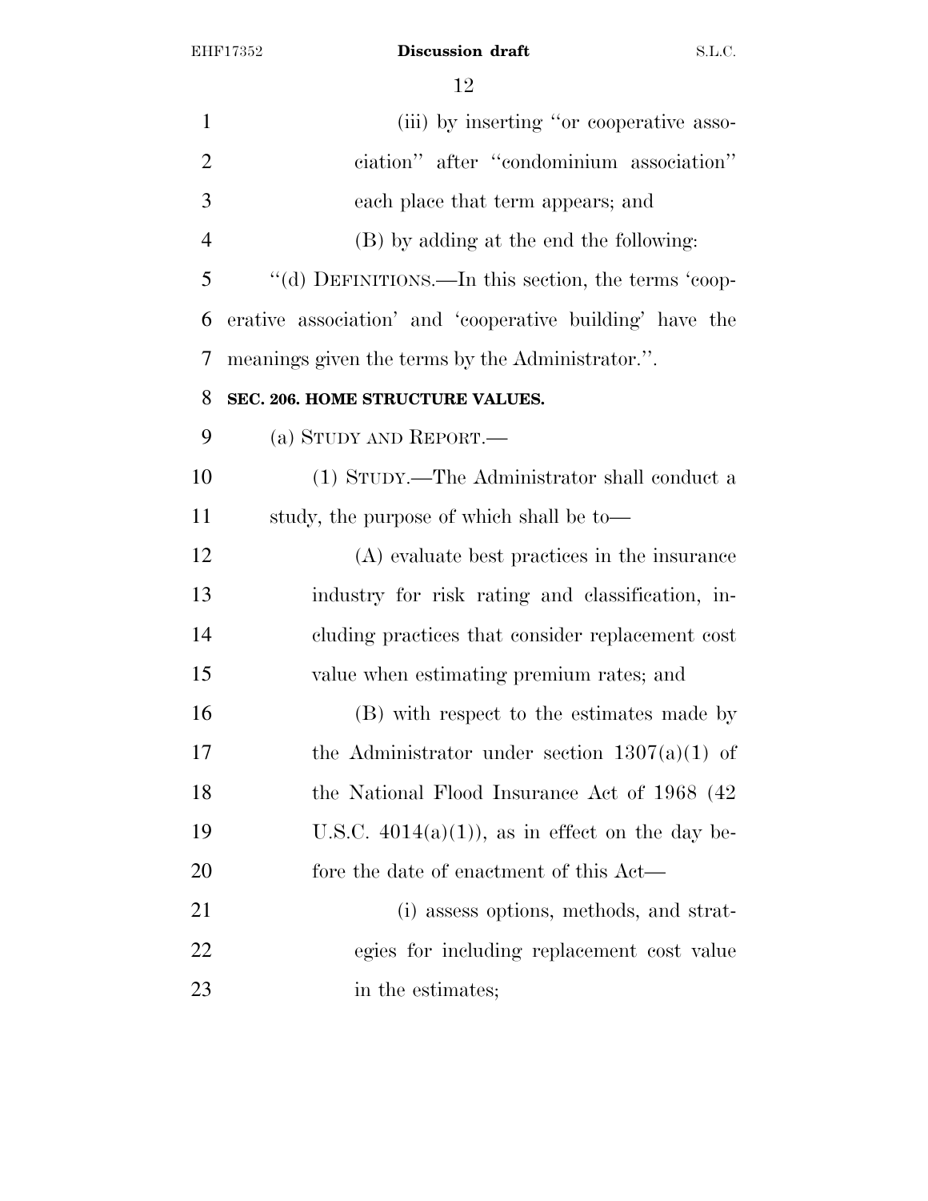(iii) by inserting "or cooperative association" after "condominium association" each place that term appears; and

(B) by adding at the end the following:

"(d) DEFINITIONS.—In this section, the terms 'cooperative association' and 'cooperative building' have the meanings given the terms by the Administrator.".

**SEC. 206. HOME STRUCTURE VALUES.**

(a) STUDY AND REPORT.—

(1) STUDY.—The Administrator shall conduct a study, the purpose of which shall be to—

(A) evaluate best practices in the insurance industry for risk rating and classification, including practices that consider replacement cost value when estimating premium rates; and

(B) with respect to the estimates made by the Administrator under section 1307(a)(1) of the National Flood Insurance Act of 1968 (42 U.S.C. 4014(a)(1)), as in effect on the day before the date of enactment of this Act—

(i) assess options, methods, and strategies for including replacement cost value in the estimates;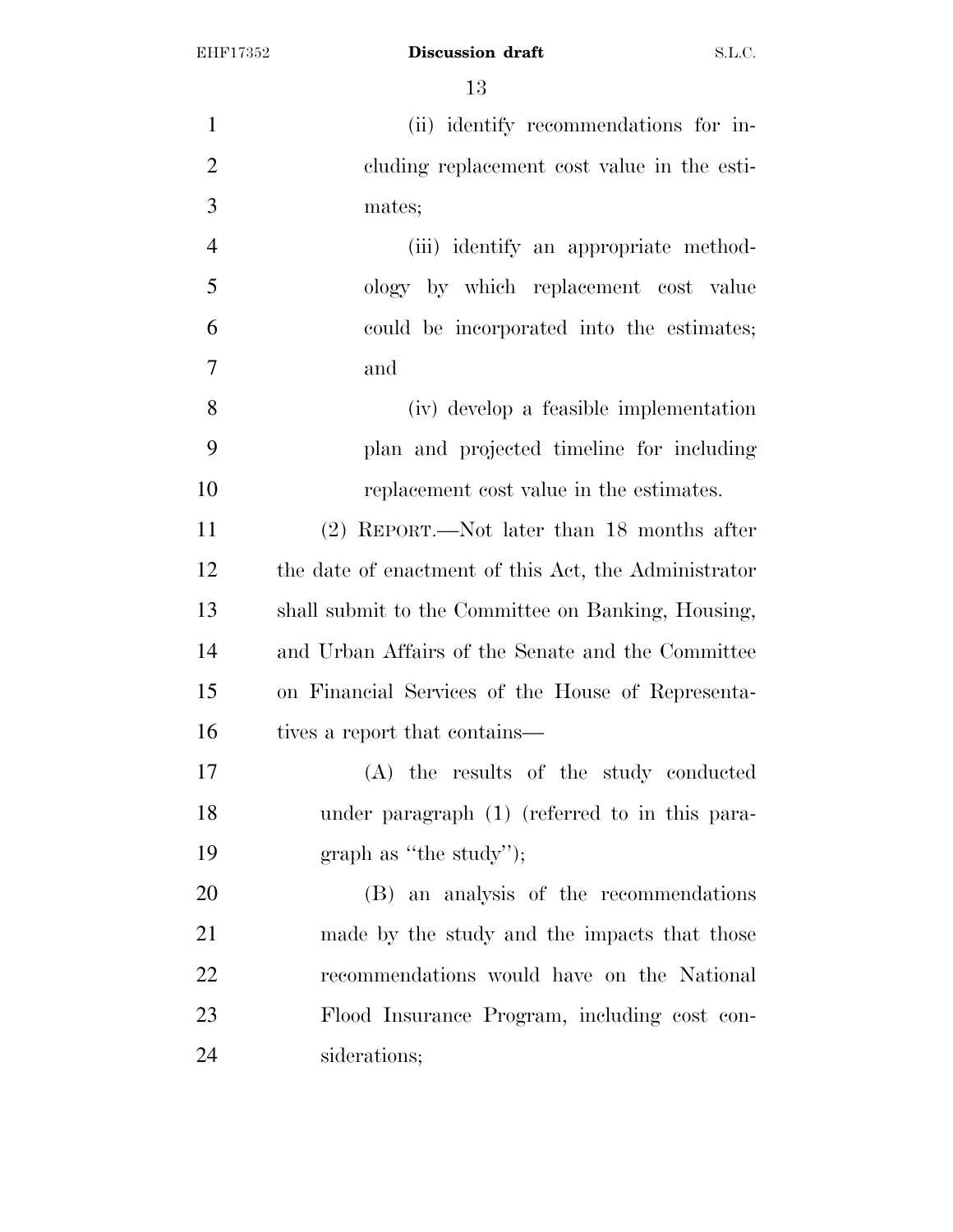(ii) identify recommendations for including replacement cost value in the estimates;

(iii) identify an appropriate methodology by which replacement cost value could be incorporated into the estimates; and

(iv) develop a feasible implementation plan and projected timeline for including replacement cost value in the estimates.

(2) REPORT.—Not later than 18 months after the date of enactment of this Act, the Administrator shall submit to the Committee on Banking, Housing, and Urban Affairs of the Senate and the Committee on Financial Services of the House of Representatives a report that contains—

(A) the results of the study conducted under paragraph (1) (referred to in this paragraph as "the study");

(B) an analysis of the recommendations made by the study and the impacts that those recommendations would have on the National Flood Insurance Program, including cost considerations;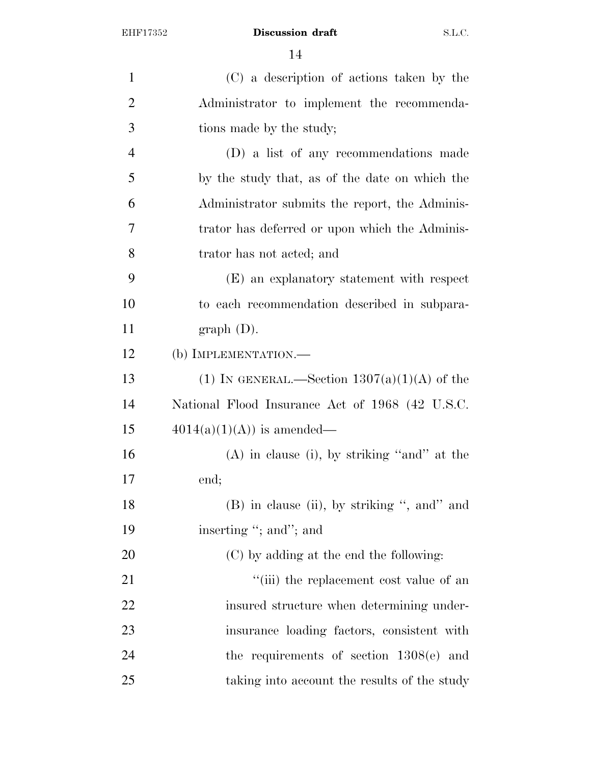(C) a description of actions taken by the Administrator to implement the recommendations made by the study;

(D) a list of any recommendations made by the study that, as of the date on which the Administrator submits the report, the Administrator has deferred or upon which the Administrator has not acted; and

(E) an explanatory statement with respect to each recommendation described in subparagraph (D).

(b) IMPLEMENTATION.—

(1) IN GENERAL.—Section 1307(a)(1)(A) of the National Flood Insurance Act of 1968 (42 U.S.C. 4014(a)(1)(A)) is amended—

(A) in clause (i), by striking ''and'' at the end;

(B) in clause (ii), by striking '', and'' and inserting ''; and''; and

(C) by adding at the end the following:

''(iii) the replacement cost value of an insured structure when determining underinsurance loading factors, consistent with the requirements of section 1308(e) and taking into account the results of the study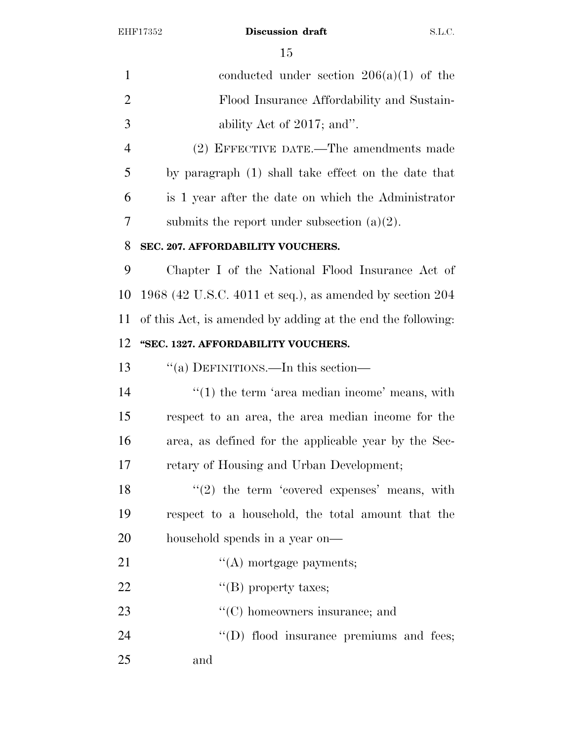conducted under section 206(a)(1) of the Flood Insurance Affordability and Sustainability Act of 2017; and''.

(2) EFFECTIVE DATE.—The amendments made by paragraph (1) shall take effect on the date that is 1 year after the date on which the Administrator submits the report under subsection (a)(2).

**SEC. 207. AFFORDABILITY VOUCHERS.**

Chapter I of the National Flood Insurance Act of 1968 (42 U.S.C. 4011 et seq.), as amended by section 204 of this Act, is amended by adding at the end the following:

**''SEC. 1327. AFFORDABILITY VOUCHERS.**

''(a) DEFINITIONS.—In this section—

''(1) the term 'area median income' means, with respect to an area, the area median income for the area, as defined for the applicable year by the Secretary of Housing and Urban Development;

''(2) the term 'covered expenses' means, with respect to a household, the total amount that the household spends in a year on—

''(A) mortgage payments;

''(B) property taxes;

''(C) homeowners insurance; and

''(D) flood insurance premiums and fees; and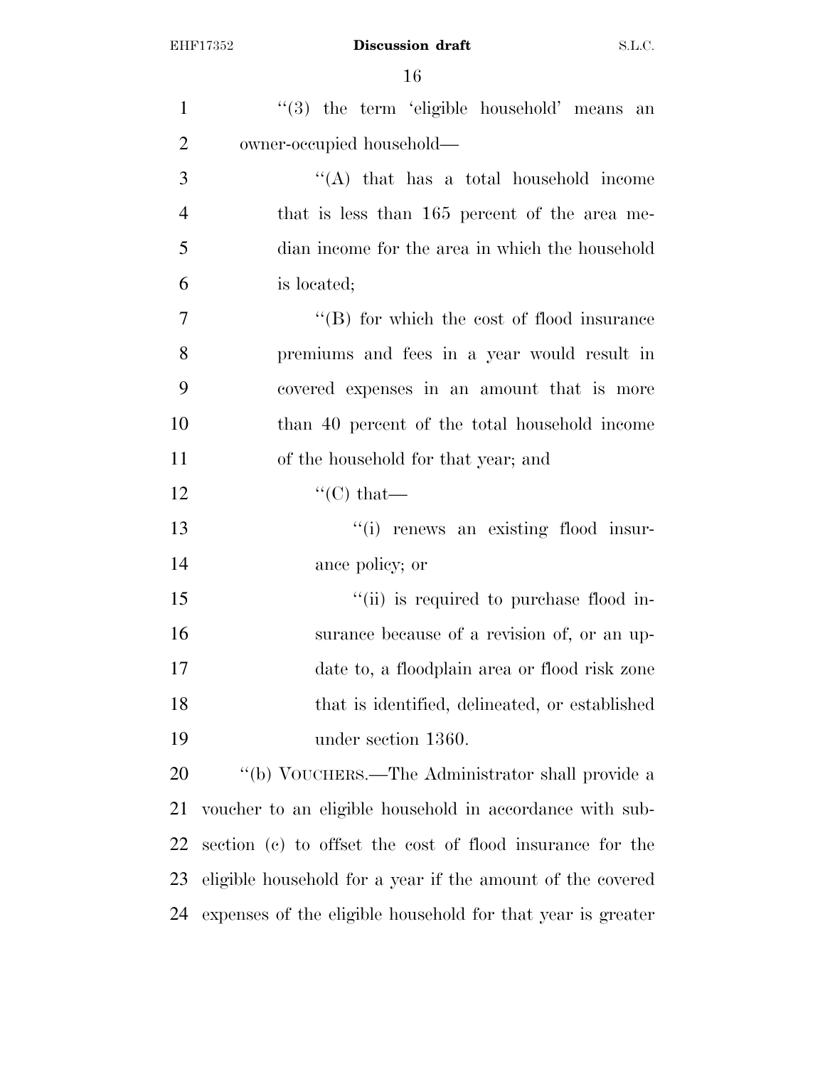''(3) the term 'eligible household' means an owner-occupied household—

''(A) that has a total household income that is less than 165 percent of the area median income for the area in which the household is located;

''(B) for which the cost of flood insurance premiums and fees in a year would result in covered expenses in an amount that is more than 40 percent of the total household income of the household for that year; and

''(C) that—

''(i) renews an existing flood insurance policy; or

''(ii) is required to purchase flood insurance because of a revision of, or an update to, a floodplain area or flood risk zone that is identified, delineated, or established under section 1360.

''(b) VOUCHERS.—The Administrator shall provide a voucher to an eligible household in accordance with subsection (c) to offset the cost of flood insurance for the eligible household for a year if the amount of the covered expenses of the eligible household for that year is greater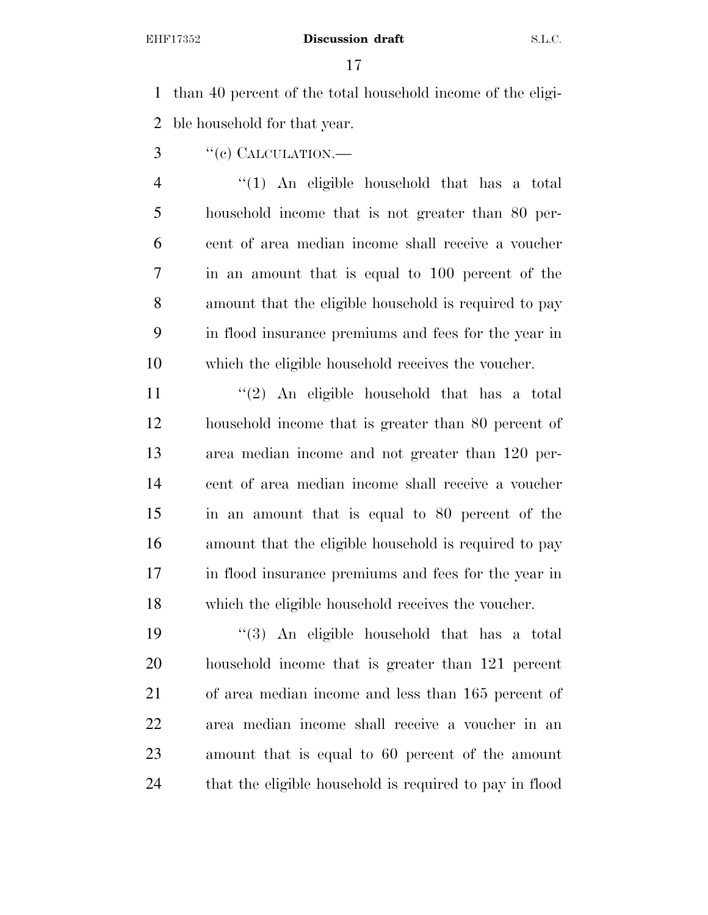than 40 percent of the total household income of the eligible household for that year.

"(c) CALCULATION.—

"(1) An eligible household that has a total household income that is not greater than 80 percent of area median income shall receive a voucher in an amount that is equal to 100 percent of the amount that the eligible household is required to pay in flood insurance premiums and fees for the year in which the eligible household receives the voucher.

"(2) An eligible household that has a total household income that is greater than 80 percent of area median income and not greater than 120 percent of area median income shall receive a voucher in an amount that is equal to 80 percent of the amount that the eligible household is required to pay in flood insurance premiums and fees for the year in which the eligible household receives the voucher.

"(3) An eligible household that has a total household income that is greater than 121 percent of area median income and less than 165 percent of area median income shall receive a voucher in an amount that is equal to 60 percent of the amount that the eligible household is required to pay in flood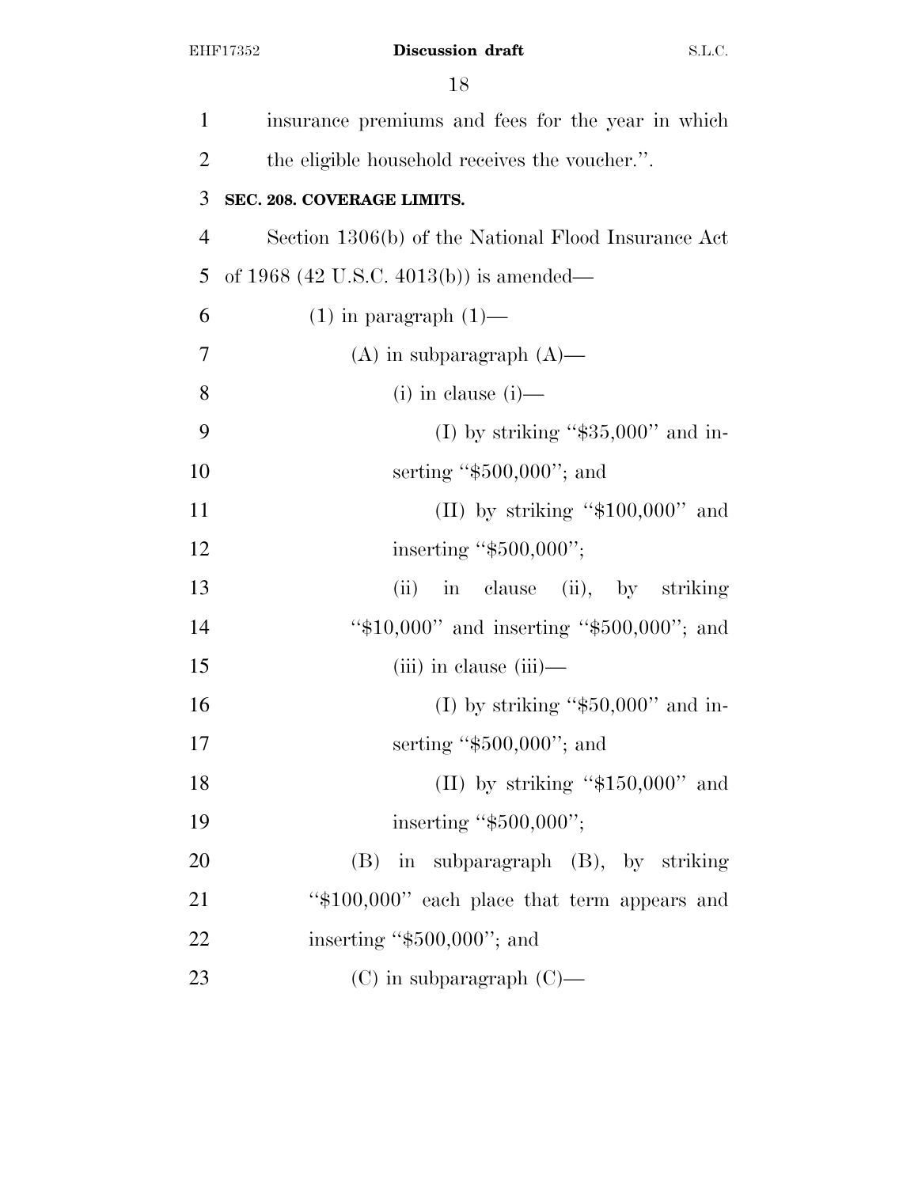insurance premiums and fees for the year in which the eligible household receives the voucher.''.

**SEC. 208. COVERAGE LIMITS.**

Section 1306(b) of the National Flood Insurance Act of 1968 (42 U.S.C. 4013(b)) is amended—

(1) in paragraph (1)—

(A) in subparagraph (A)—

(i) in clause (i)—

(I) by striking ''$35,000'' and inserting ''$500,000''; and

(II) by striking ''$100,000'' and inserting ''$500,000'';

(ii) in clause (ii), by striking ''$10,000'' and inserting ''$500,000''; and

(iii) in clause (iii)—

(I) by striking ''$50,000'' and inserting ''$500,000''; and

(II) by striking ''$150,000'' and inserting ''$500,000'';

(B) in subparagraph (B), by striking ''$100,000'' each place that term appears and inserting ''$500,000''; and

(C) in subparagraph (C)—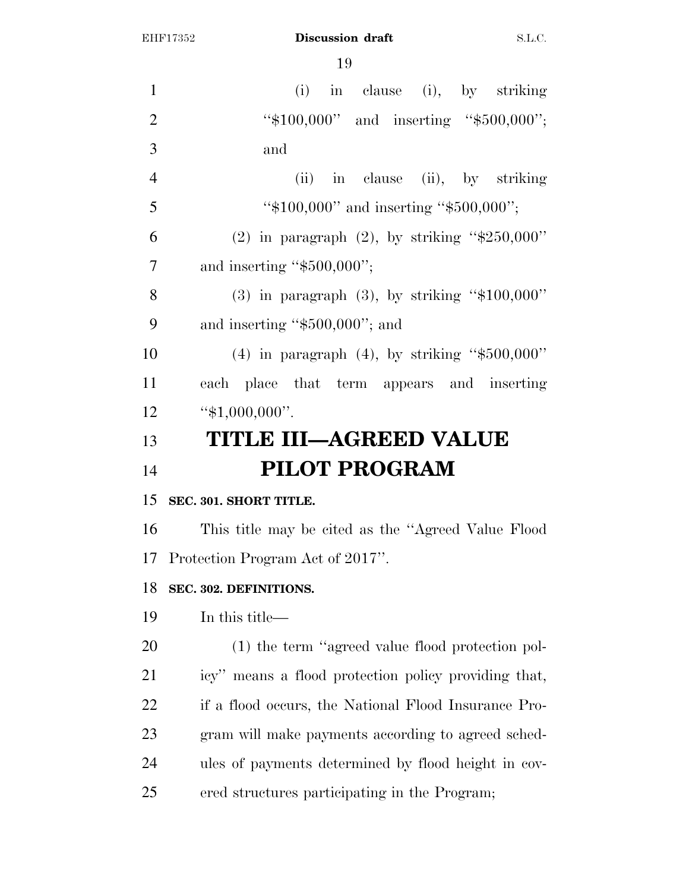(i) in clause (i), by striking ''$100,000'' and inserting ''$500,000''; and

(ii) in clause (ii), by striking ''$100,000'' and inserting ''$500,000'';

(2) in paragraph (2), by striking ''$250,000'' and inserting ''$500,000'';

(3) in paragraph (3), by striking ''$100,000'' and inserting ''$500,000''; and

(4) in paragraph (4), by striking ''$500,000'' each place that term appears and inserting ''$1,000,000''.

# TITLE III—AGREED VALUE PILOT PROGRAM

**SEC. 301. SHORT TITLE.**

This title may be cited as the ''Agreed Value Flood Protection Program Act of 2017''.

**SEC. 302. DEFINITIONS.**

In this title—

(1) the term ''agreed value flood protection policy'' means a flood protection policy providing that, if a flood occurs, the National Flood Insurance Program will make payments according to agreed schedules of payments determined by flood height in covered structures participating in the Program;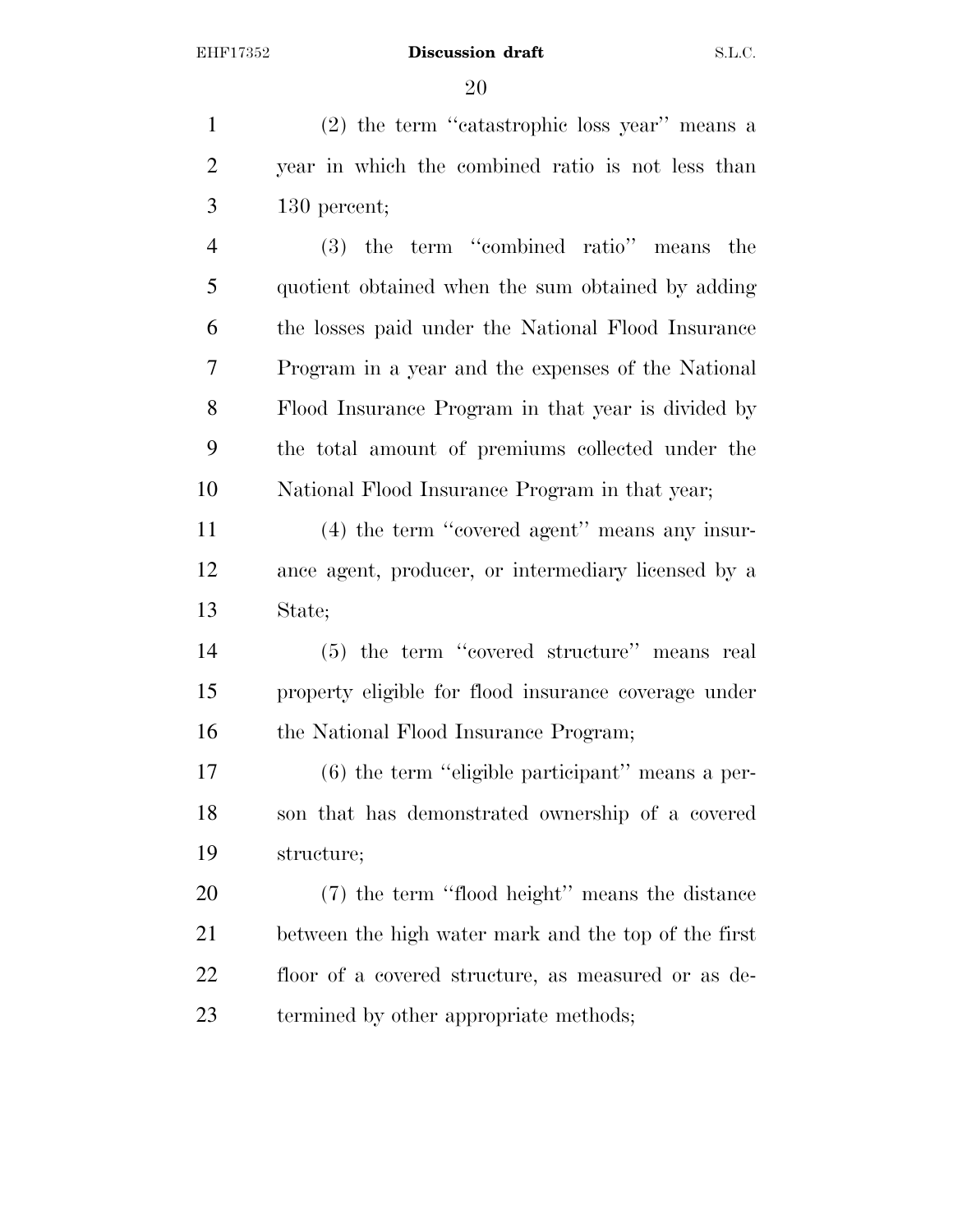(2) the term ''catastrophic loss year'' means a year in which the combined ratio is not less than 130 percent;

(3) the term ''combined ratio'' means the quotient obtained when the sum obtained by adding the losses paid under the National Flood Insurance Program in a year and the expenses of the National Flood Insurance Program in that year is divided by the total amount of premiums collected under the National Flood Insurance Program in that year;

(4) the term ''covered agent'' means any insurance agent, producer, or intermediary licensed by a State;

(5) the term ''covered structure'' means real property eligible for flood insurance coverage under the National Flood Insurance Program;

(6) the term ''eligible participant'' means a person that has demonstrated ownership of a covered structure;

(7) the term ''flood height'' means the distance between the high water mark and the top of the first floor of a covered structure, as measured or as determined by other appropriate methods;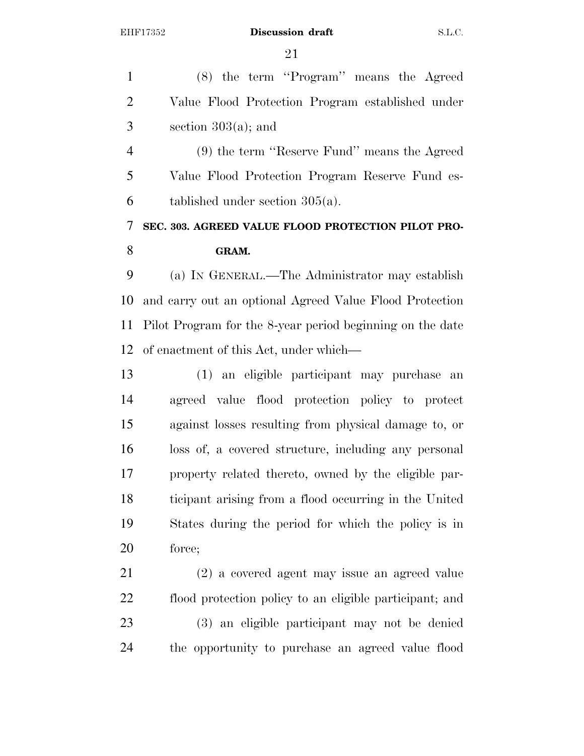(8) the term ''Program'' means the Agreed Value Flood Protection Program established under section 303(a); and

(9) the term ''Reserve Fund'' means the Agreed Value Flood Protection Program Reserve Fund established under section 305(a).

**SEC. 303. AGREED VALUE FLOOD PROTECTION PILOT PROGRAM.**

(a) IN GENERAL.—The Administrator may establish and carry out an optional Agreed Value Flood Protection Pilot Program for the 8-year period beginning on the date of enactment of this Act, under which—

(1) an eligible participant may purchase an agreed value flood protection policy to protect against losses resulting from physical damage to, or loss of, a covered structure, including any personal property related thereto, owned by the eligible participant arising from a flood occurring in the United States during the period for which the policy is in force;

(2) a covered agent may issue an agreed value flood protection policy to an eligible participant; and

(3) an eligible participant may not be denied the opportunity to purchase an agreed value flood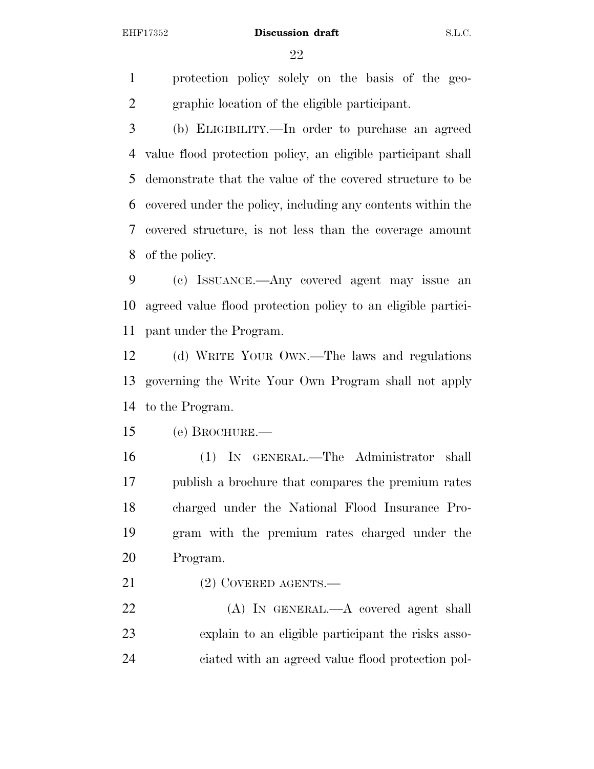protection policy solely on the basis of the geographic location of the eligible participant.

(b) ELIGIBILITY.—In order to purchase an agreed value flood protection policy, an eligible participant shall demonstrate that the value of the covered structure to be covered under the policy, including any contents within the covered structure, is not less than the coverage amount of the policy.

(c) ISSUANCE.—Any covered agent may issue an agreed value flood protection policy to an eligible participant under the Program.

(d) WRITE YOUR OWN.—The laws and regulations governing the Write Your Own Program shall not apply to the Program.

(e) BROCHURE.—

(1) IN GENERAL.—The Administrator shall publish a brochure that compares the premium rates charged under the National Flood Insurance Program with the premium rates charged under the Program.

(2) COVERED AGENTS.—

(A) IN GENERAL.—A covered agent shall explain to an eligible participant the risks associated with an agreed value flood protection pol-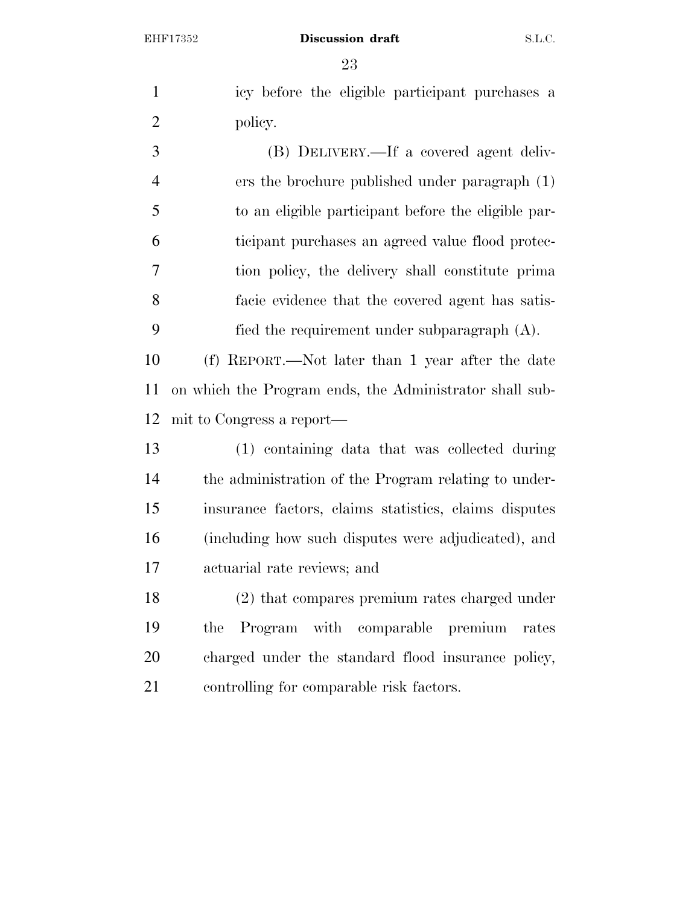icy before the eligible participant purchases a policy.

(B) DELIVERY.—If a covered agent delivers the brochure published under paragraph (1) to an eligible participant before the eligible participant purchases an agreed value flood protection policy, the delivery shall constitute prima facie evidence that the covered agent has satisfied the requirement under subparagraph (A).

(f) REPORT.—Not later than 1 year after the date on which the Program ends, the Administrator shall submit to Congress a report—

(1) containing data that was collected during the administration of the Program relating to underinsurance factors, claims statistics, claims disputes (including how such disputes were adjudicated), and actuarial rate reviews; and

(2) that compares premium rates charged under the Program with comparable premium rates charged under the standard flood insurance policy, controlling for comparable risk factors.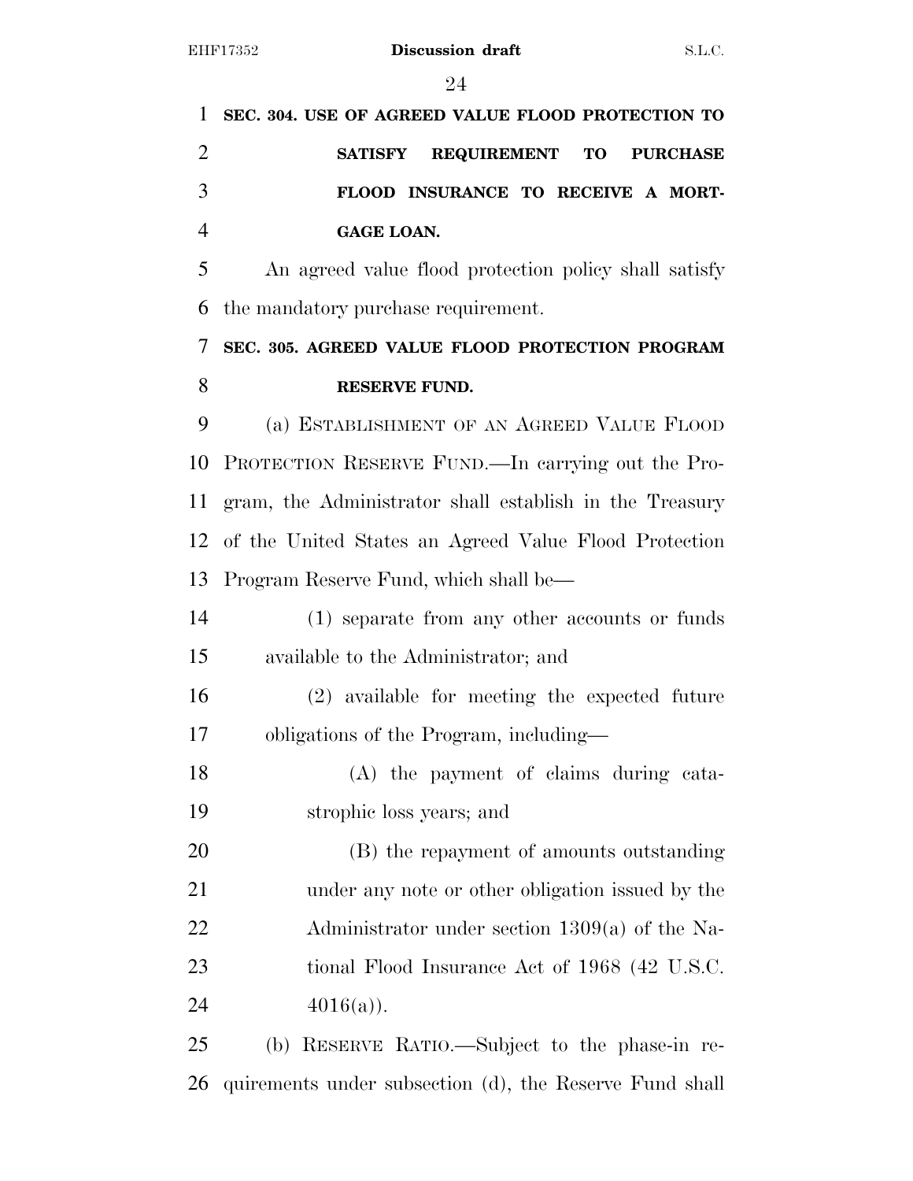**SEC. 304. USE OF AGREED VALUE FLOOD PROTECTION TO SATISFY REQUIREMENT TO PURCHASE FLOOD INSURANCE TO RECEIVE A MORTGAGE LOAN.**

An agreed value flood protection policy shall satisfy the mandatory purchase requirement.

**SEC. 305. AGREED VALUE FLOOD PROTECTION PROGRAM RESERVE FUND.**

(a) ESTABLISHMENT OF AN AGREED VALUE FLOOD PROTECTION RESERVE FUND.—In carrying out the Program, the Administrator shall establish in the Treasury of the United States an Agreed Value Flood Protection Program Reserve Fund, which shall be—

(1) separate from any other accounts or funds available to the Administrator; and

(2) available for meeting the expected future obligations of the Program, including—

(A) the payment of claims during catastrophic loss years; and

(B) the repayment of amounts outstanding under any note or other obligation issued by the Administrator under section 1309(a) of the National Flood Insurance Act of 1968 (42 U.S.C. 4016(a)).

(b) RESERVE RATIO.—Subject to the phase-in requirements under subsection (d), the Reserve Fund shall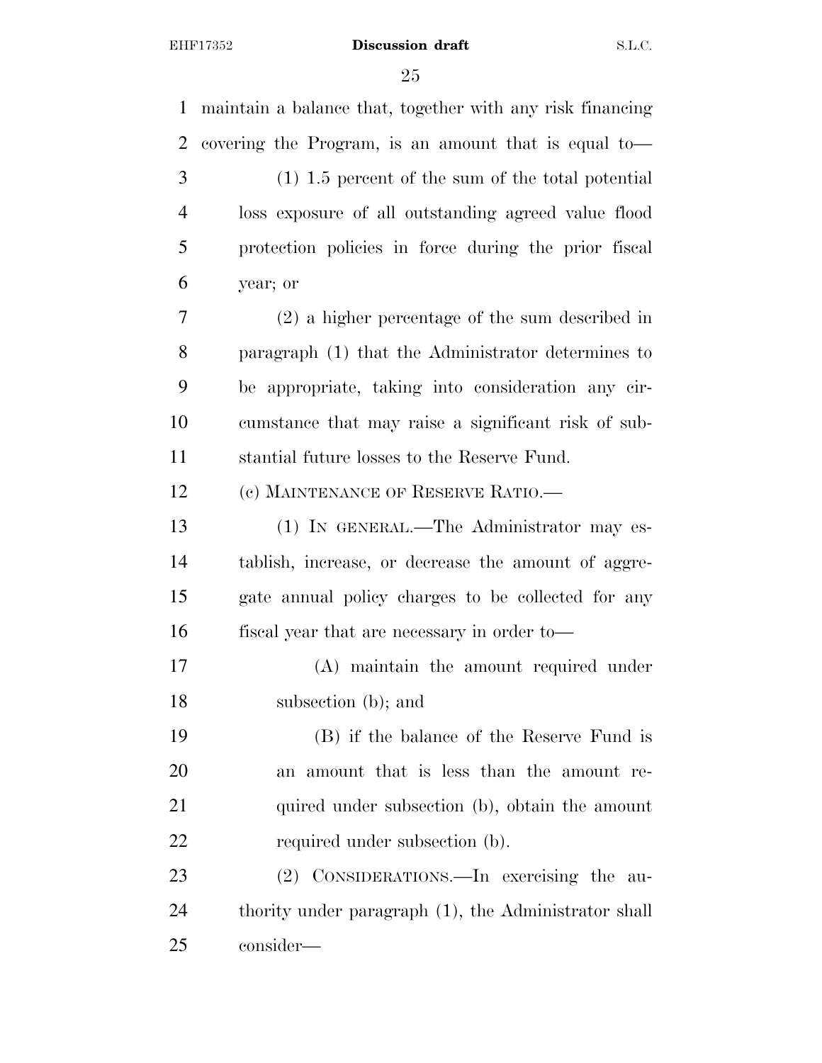maintain a balance that, together with any risk financing covering the Program, is an amount that is equal to—

(1) 1.5 percent of the sum of the total potential loss exposure of all outstanding agreed value flood protection policies in force during the prior fiscal year; or

(2) a higher percentage of the sum described in paragraph (1) that the Administrator determines to be appropriate, taking into consideration any circumstance that may raise a significant risk of substantial future losses to the Reserve Fund.

(c) MAINTENANCE OF RESERVE RATIO.—

(1) IN GENERAL.—The Administrator may establish, increase, or decrease the amount of aggregate annual policy charges to be collected for any fiscal year that are necessary in order to—

(A) maintain the amount required under subsection (b); and

(B) if the balance of the Reserve Fund is an amount that is less than the amount required under subsection (b), obtain the amount required under subsection (b).

(2) CONSIDERATIONS.—In exercising the authority under paragraph (1), the Administrator shall consider—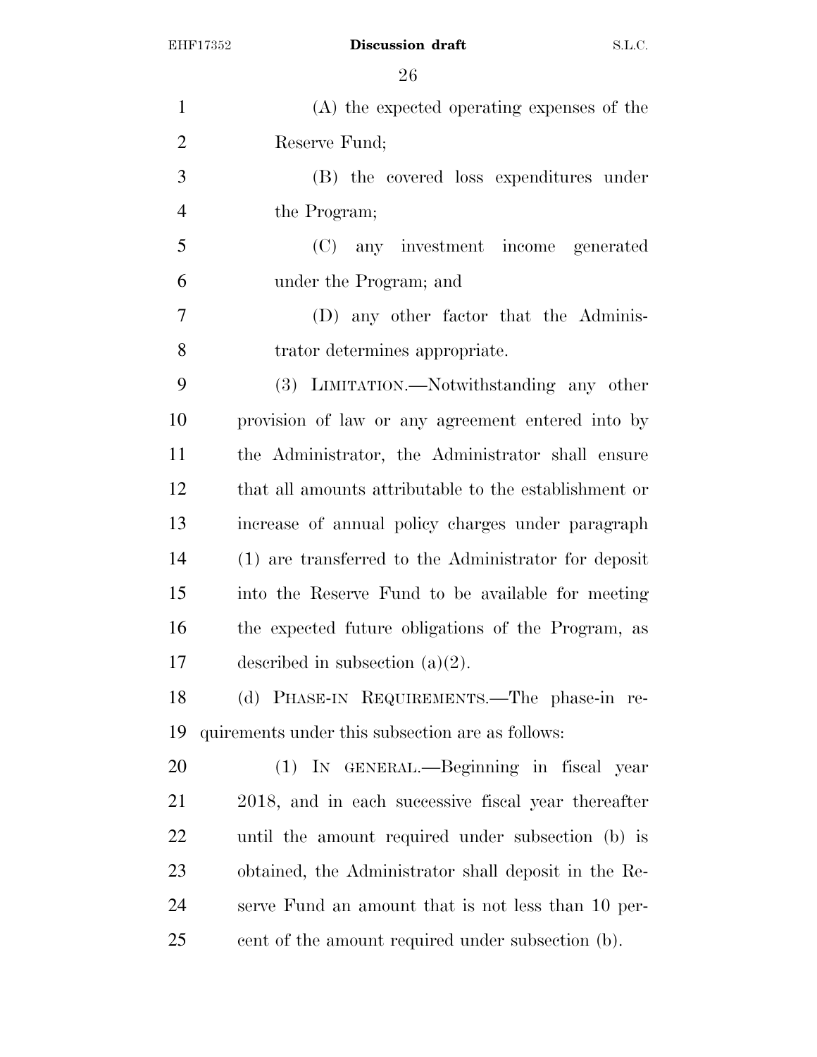(A) the expected operating expenses of the Reserve Fund;

(B) the covered loss expenditures under the Program;

(C) any investment income generated under the Program; and

(D) any other factor that the Administrator determines appropriate.

(3) LIMITATION.—Notwithstanding any other provision of law or any agreement entered into by the Administrator, the Administrator shall ensure that all amounts attributable to the establishment or increase of annual policy charges under paragraph (1) are transferred to the Administrator for deposit into the Reserve Fund to be available for meeting the expected future obligations of the Program, as described in subsection (a)(2).

(d) PHASE-IN REQUIREMENTS.—The phase-in requirements under this subsection are as follows:

(1) IN GENERAL.—Beginning in fiscal year 2018, and in each successive fiscal year thereafter until the amount required under subsection (b) is obtained, the Administrator shall deposit in the Reserve Fund an amount that is not less than 10 percent of the amount required under subsection (b).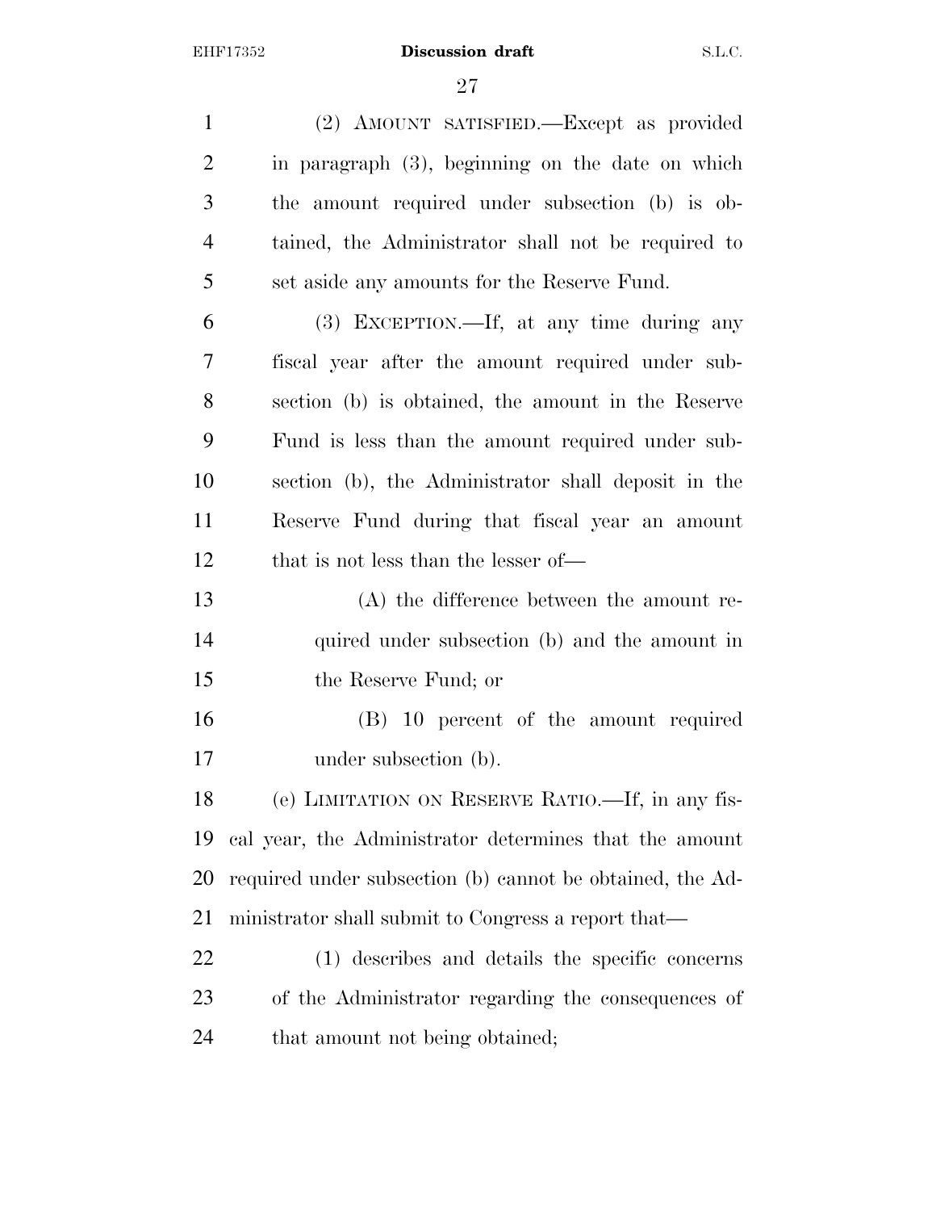(2) AMOUNT SATISFIED.—Except as provided in paragraph (3), beginning on the date on which the amount required under subsection (b) is obtained, the Administrator shall not be required to set aside any amounts for the Reserve Fund.

(3) EXCEPTION.—If, at any time during any fiscal year after the amount required under subsection (b) is obtained, the amount in the Reserve Fund is less than the amount required under subsection (b), the Administrator shall deposit in the Reserve Fund during that fiscal year an amount that is not less than the lesser of—

(A) the difference between the amount required under subsection (b) and the amount in the Reserve Fund; or

(B) 10 percent of the amount required under subsection (b).

(e) LIMITATION ON RESERVE RATIO.—If, in any fiscal year, the Administrator determines that the amount required under subsection (b) cannot be obtained, the Administrator shall submit to Congress a report that—

(1) describes and details the specific concerns of the Administrator regarding the consequences of that amount not being obtained;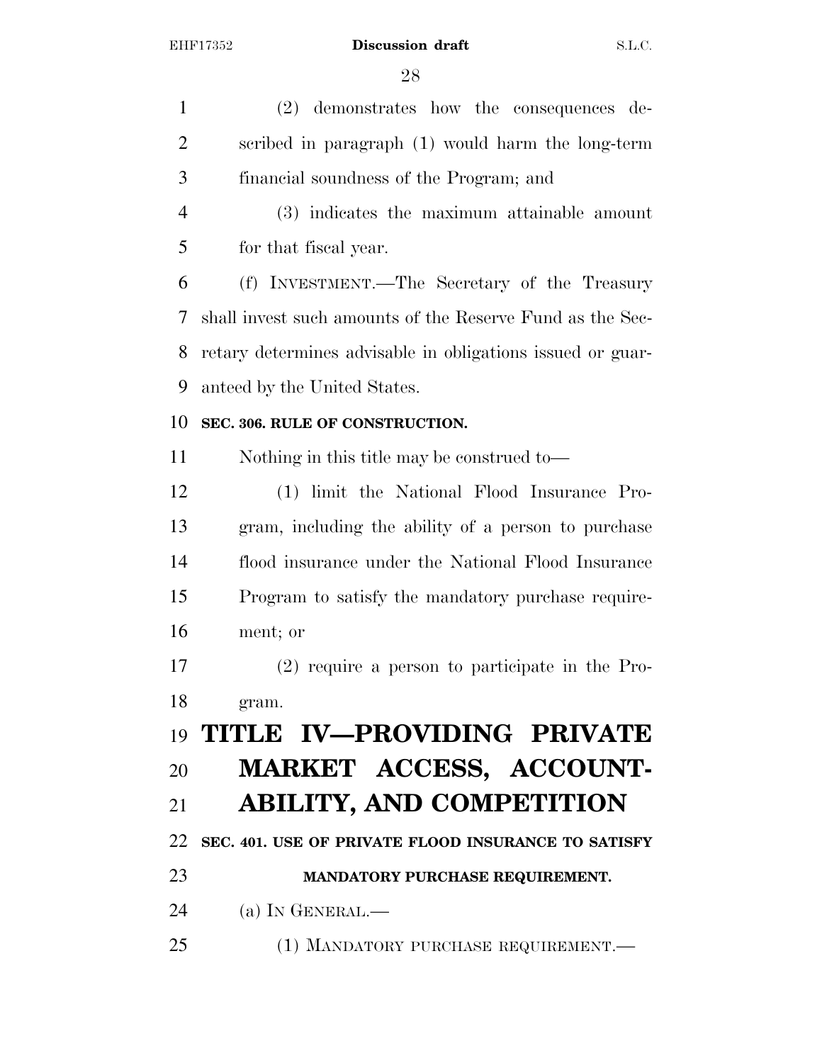(2) demonstrates how the consequences described in paragraph (1) would harm the long-term financial soundness of the Program; and

(3) indicates the maximum attainable amount for that fiscal year.

(f) INVESTMENT.—The Secretary of the Treasury shall invest such amounts of the Reserve Fund as the Secretary determines advisable in obligations issued or guaranteed by the United States.

**SEC. 306. RULE OF CONSTRUCTION.**

Nothing in this title may be construed to—

(1) limit the National Flood Insurance Program, including the ability of a person to purchase flood insurance under the National Flood Insurance Program to satisfy the mandatory purchase requirement; or

(2) require a person to participate in the Program.

# TITLE IV—PROVIDING PRIVATE MARKET ACCESS, ACCOUNTABILITY, AND COMPETITION

**SEC. 401. USE OF PRIVATE FLOOD INSURANCE TO SATISFY MANDATORY PURCHASE REQUIREMENT.**

(a) IN GENERAL.—

(1) MANDATORY PURCHASE REQUIREMENT.—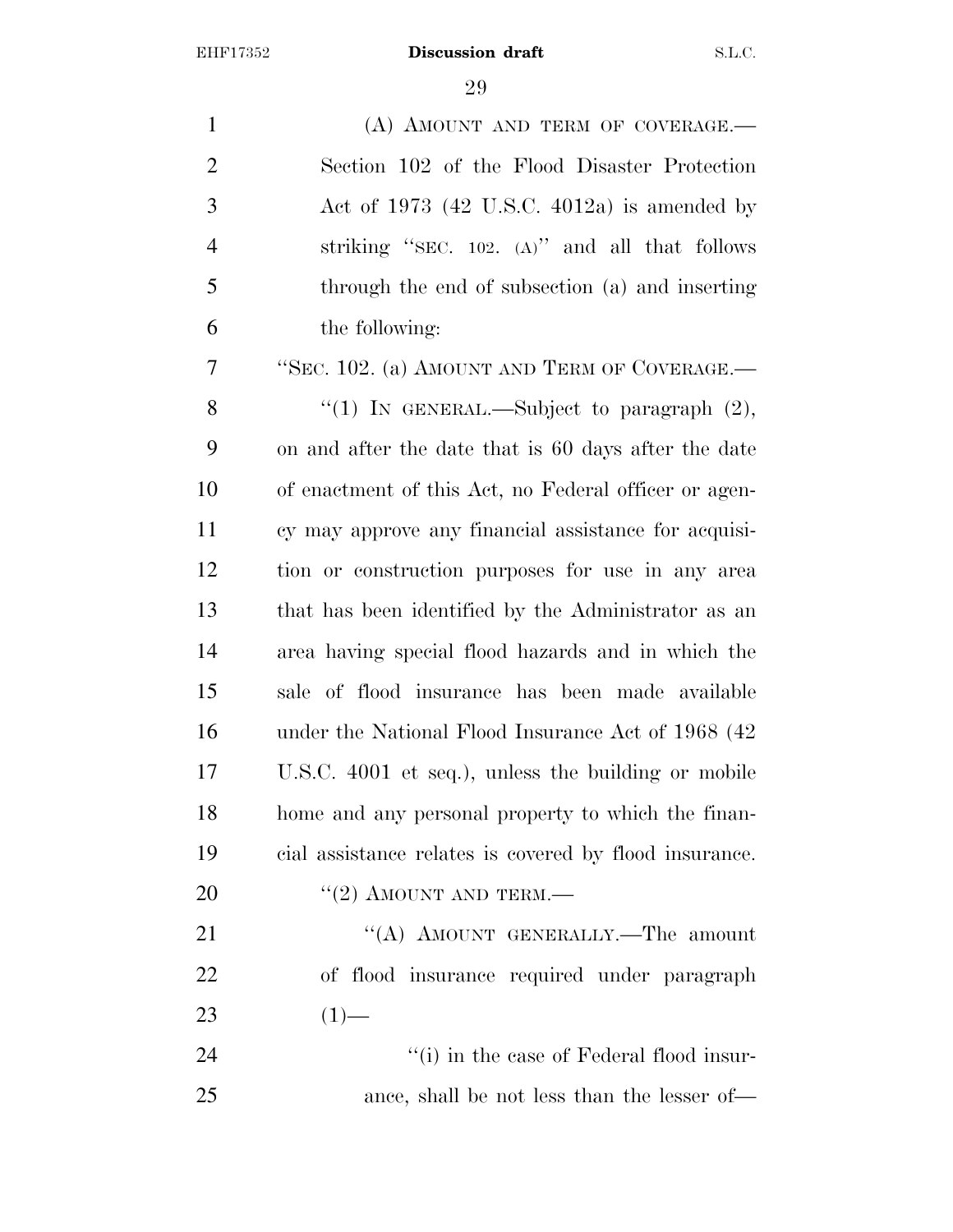(A) AMOUNT AND TERM OF COVERAGE.—Section 102 of the Flood Disaster Protection Act of 1973 (42 U.S.C. 4012a) is amended by striking "SEC. 102. (A)" and all that follows through the end of subsection (a) and inserting the following:

"SEC. 102. (a) AMOUNT AND TERM OF COVERAGE.—

"(1) IN GENERAL.—Subject to paragraph (2), on and after the date that is 60 days after the date of enactment of this Act, no Federal officer or agency may approve any financial assistance for acquisition or construction purposes for use in any area that has been identified by the Administrator as an area having special flood hazards and in which the sale of flood insurance has been made available under the National Flood Insurance Act of 1968 (42 U.S.C. 4001 et seq.), unless the building or mobile home and any personal property to which the financial assistance relates is covered by flood insurance.

"(2) AMOUNT AND TERM.—

"(A) AMOUNT GENERALLY.—The amount of flood insurance required under paragraph (1)—

"(i) in the case of Federal flood insurance, shall be not less than the lesser of—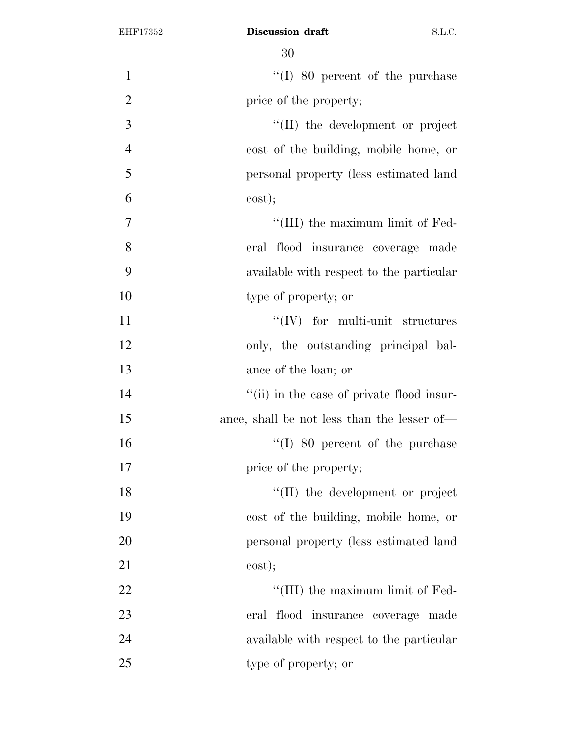''(I) 80 percent of the purchase price of the property;

''(II) the development or project cost of the building, mobile home, or personal property (less estimated land cost);

''(III) the maximum limit of Federal flood insurance coverage made available with respect to the particular type of property; or

''(IV) for multi-unit structures only, the outstanding principal balance of the loan; or

''(ii) in the case of private flood insurance, shall be not less than the lesser of—

''(I) 80 percent of the purchase price of the property;

''(II) the development or project cost of the building, mobile home, or personal property (less estimated land cost);

''(III) the maximum limit of Federal flood insurance coverage made available with respect to the particular type of property; or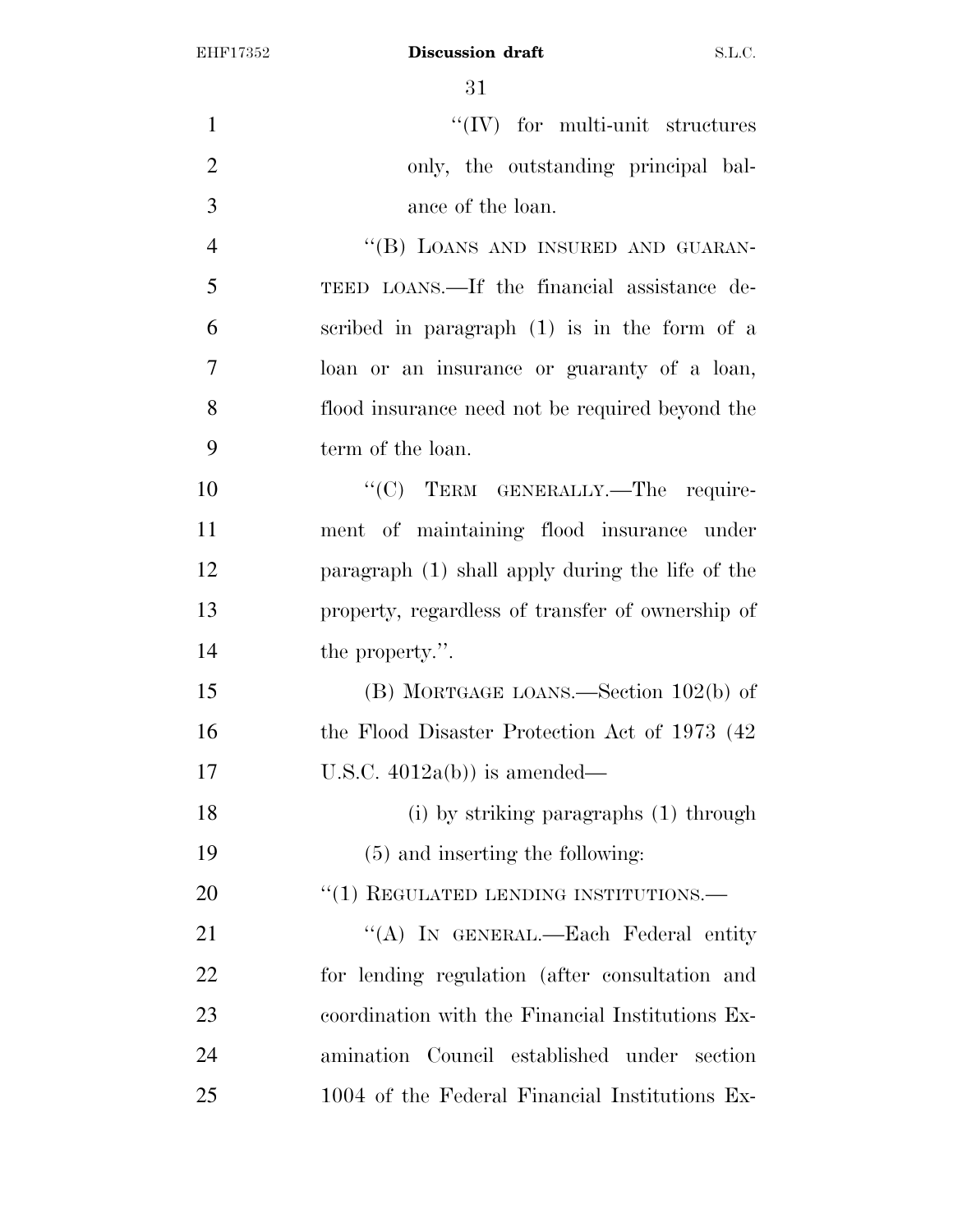"(IV) for multi-unit structures only, the outstanding principal balance of the loan.

"(B) LOANS AND INSURED AND GUARANTEED LOANS.—If the financial assistance described in paragraph (1) is in the form of a loan or an insurance or guaranty of a loan, flood insurance need not be required beyond the term of the loan.

"(C) TERM GENERALLY.—The requirement of maintaining flood insurance under paragraph (1) shall apply during the life of the property, regardless of transfer of ownership of the property.".

(B) MORTGAGE LOANS.—Section 102(b) of the Flood Disaster Protection Act of 1973 (42 U.S.C. 4012a(b)) is amended—

(i) by striking paragraphs (1) through (5) and inserting the following:

"(1) REGULATED LENDING INSTITUTIONS.—

"(A) IN GENERAL.—Each Federal entity for lending regulation (after consultation and coordination with the Financial Institutions Examination Council established under section 1004 of the Federal Financial Institutions Ex-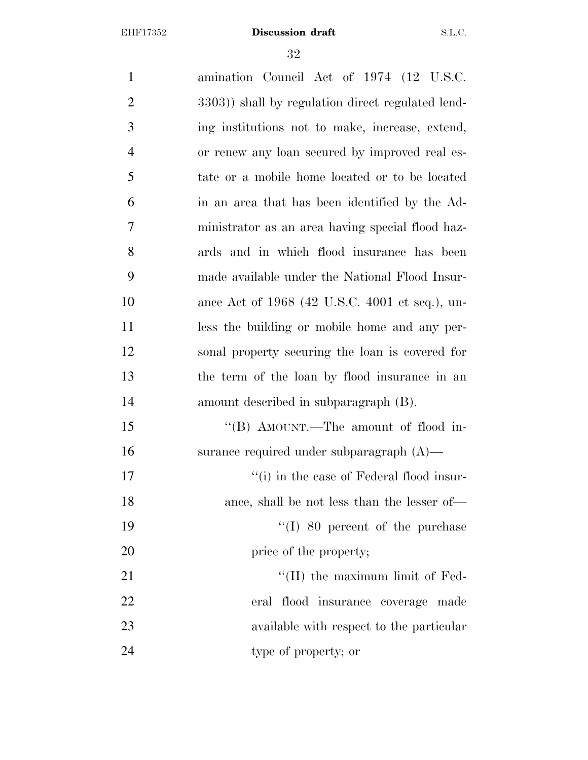amination Council Act of 1974 (12 U.S.C. 3303)) shall by regulation direct regulated lending institutions not to make, increase, extend, or renew any loan secured by improved real estate or a mobile home located or to be located in an area that has been identified by the Administrator as an area having special flood hazards and in which flood insurance has been made available under the National Flood Insurance Act of 1968 (42 U.S.C. 4001 et seq.), unless the building or mobile home and any personal property securing the loan is covered for the term of the loan by flood insurance in an amount described in subparagraph (B).

"(B) AMOUNT.—The amount of flood insurance required under subparagraph (A)—

"(i) in the case of Federal flood insurance, shall be not less than the lesser of—

"(I) 80 percent of the purchase price of the property;

"(II) the maximum limit of Federal flood insurance coverage made available with respect to the particular type of property; or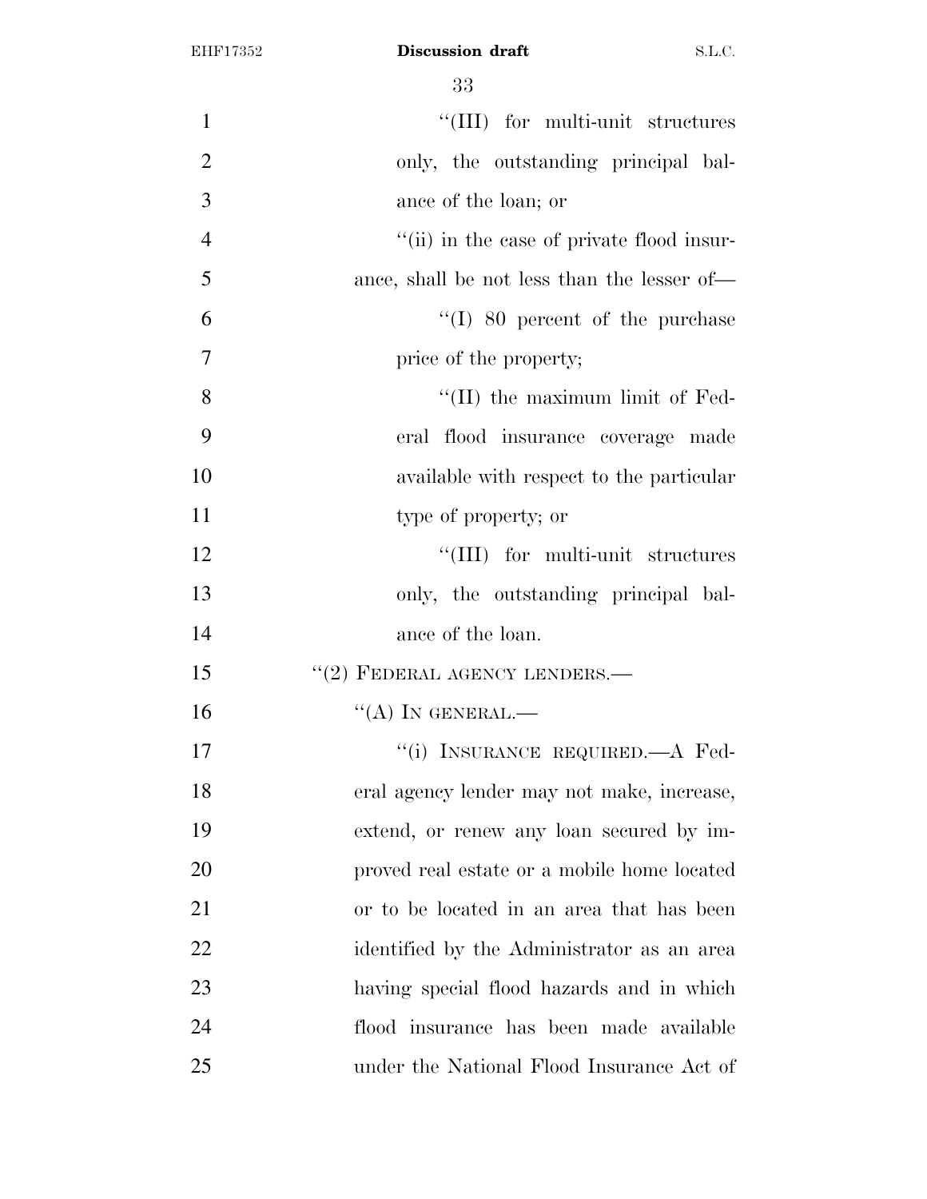"(III) for multi-unit structures only, the outstanding principal balance of the loan; or

"(ii) in the case of private flood insurance, shall be not less than the lesser of—

"(I) 80 percent of the purchase price of the property;

"(II) the maximum limit of Federal flood insurance coverage made available with respect to the particular type of property; or

"(III) for multi-unit structures only, the outstanding principal balance of the loan.

"(2) FEDERAL AGENCY LENDERS.—

"(A) IN GENERAL.—

"(i) INSURANCE REQUIRED.—A Federal agency lender may not make, increase, extend, or renew any loan secured by improved real estate or a mobile home located or to be located in an area that has been identified by the Administrator as an area having special flood hazards and in which flood insurance has been made available under the National Flood Insurance Act of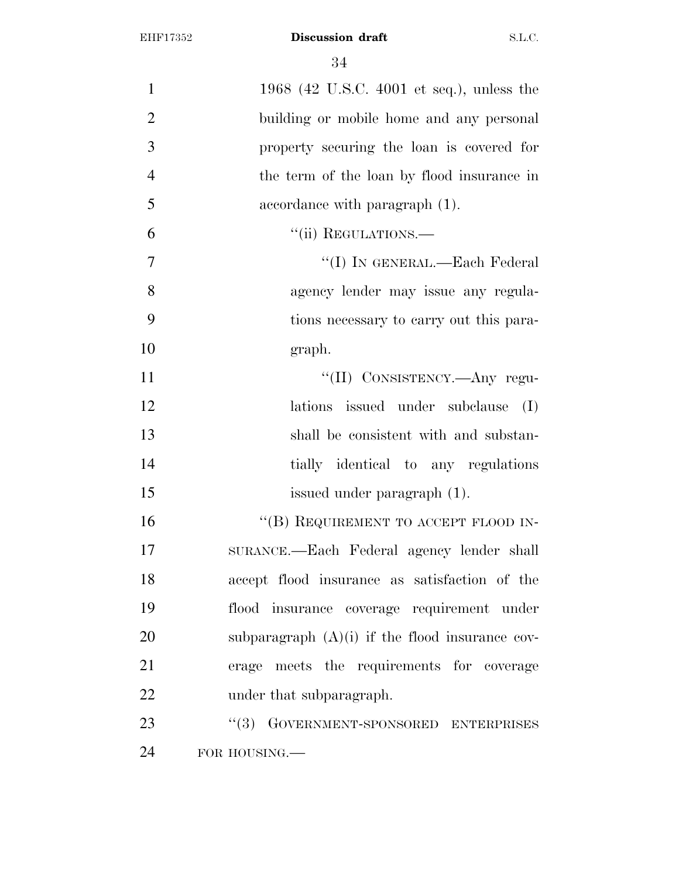1968 (42 U.S.C. 4001 et seq.), unless the building or mobile home and any personal property securing the loan is covered for the term of the loan by flood insurance in accordance with paragraph (1).

"(ii) REGULATIONS.—

"(I) IN GENERAL.—Each Federal agency lender may issue any regulations necessary to carry out this paragraph.

"(II) CONSISTENCY.—Any regulations issued under subclause (I) shall be consistent with and substantially identical to any regulations issued under paragraph (1).

"(B) REQUIREMENT TO ACCEPT FLOOD INSURANCE.—Each Federal agency lender shall accept flood insurance as satisfaction of the flood insurance coverage requirement under subparagraph (A)(i) if the flood insurance coverage meets the requirements for coverage under that subparagraph.

"(3) GOVERNMENT-SPONSORED ENTERPRISES FOR HOUSING.—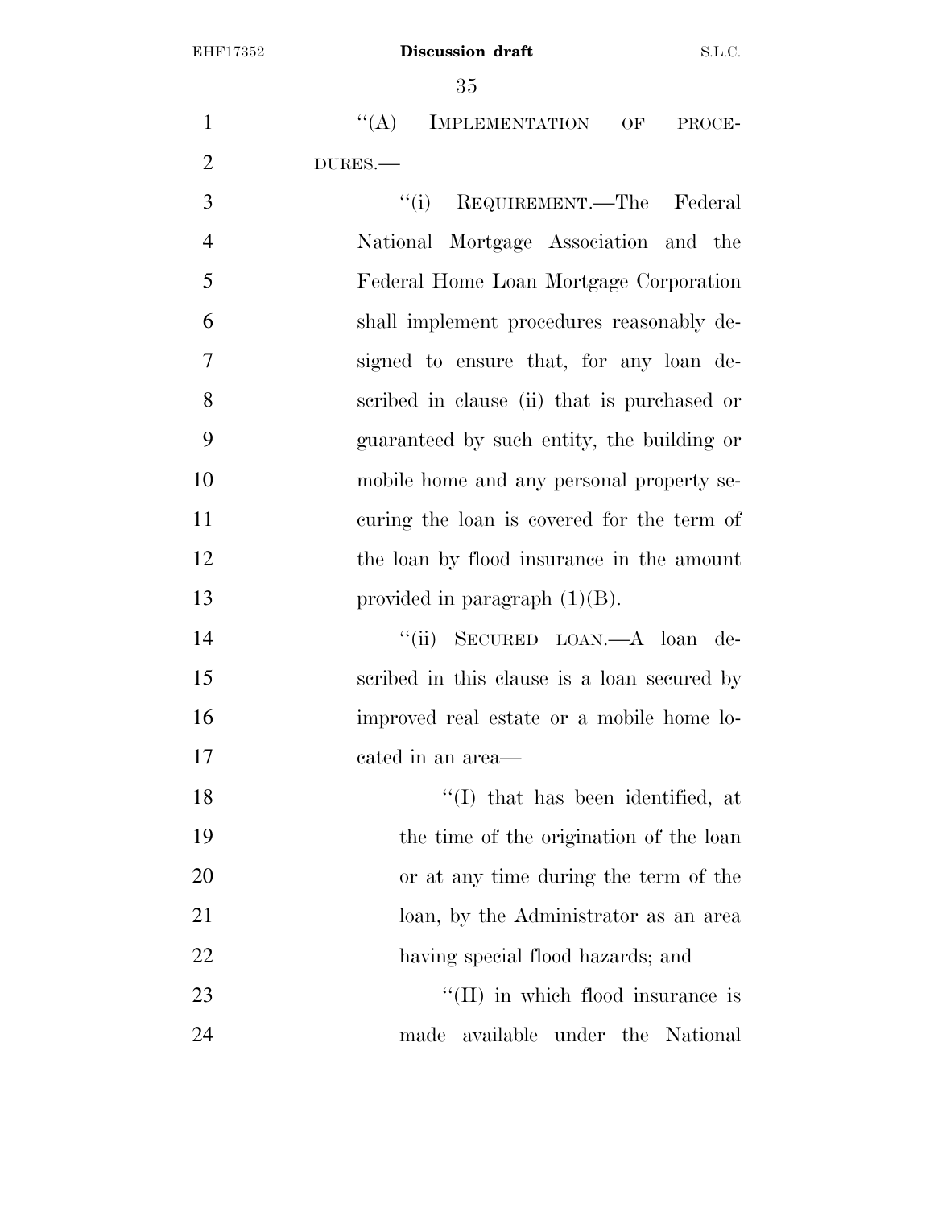''(A) IMPLEMENTATION OF PROCEDURES.—

''(i) REQUIREMENT.—The Federal National Mortgage Association and the Federal Home Loan Mortgage Corporation shall implement procedures reasonably designed to ensure that, for any loan described in clause (ii) that is purchased or guaranteed by such entity, the building or mobile home and any personal property securing the loan is covered for the term of the loan by flood insurance in the amount provided in paragraph (1)(B).

''(ii) SECURED LOAN.—A loan described in this clause is a loan secured by improved real estate or a mobile home located in an area—

''(I) that has been identified, at the time of the origination of the loan or at any time during the term of the loan, by the Administrator as an area having special flood hazards; and

''(II) in which flood insurance is made available under the National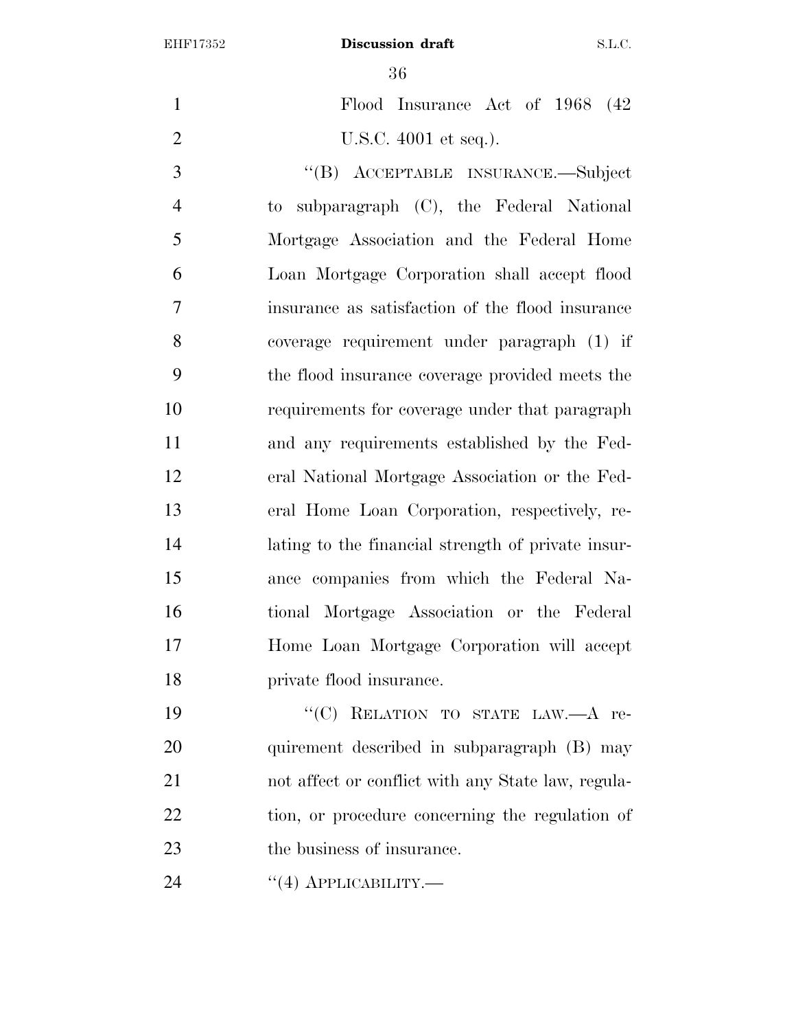Flood Insurance Act of 1968 (42 U.S.C. 4001 et seq.).

''(B) ACCEPTABLE INSURANCE.—Subject to subparagraph (C), the Federal National Mortgage Association and the Federal Home Loan Mortgage Corporation shall accept flood insurance as satisfaction of the flood insurance coverage requirement under paragraph (1) if the flood insurance coverage provided meets the requirements for coverage under that paragraph and any requirements established by the Federal National Mortgage Association or the Federal Home Loan Corporation, respectively, relating to the financial strength of private insurance companies from which the Federal National Mortgage Association or the Federal Home Loan Mortgage Corporation will accept private flood insurance.

''(C) RELATION TO STATE LAW.—A requirement described in subparagraph (B) may not affect or conflict with any State law, regulation, or procedure concerning the regulation of the business of insurance.

''(4) APPLICABILITY.—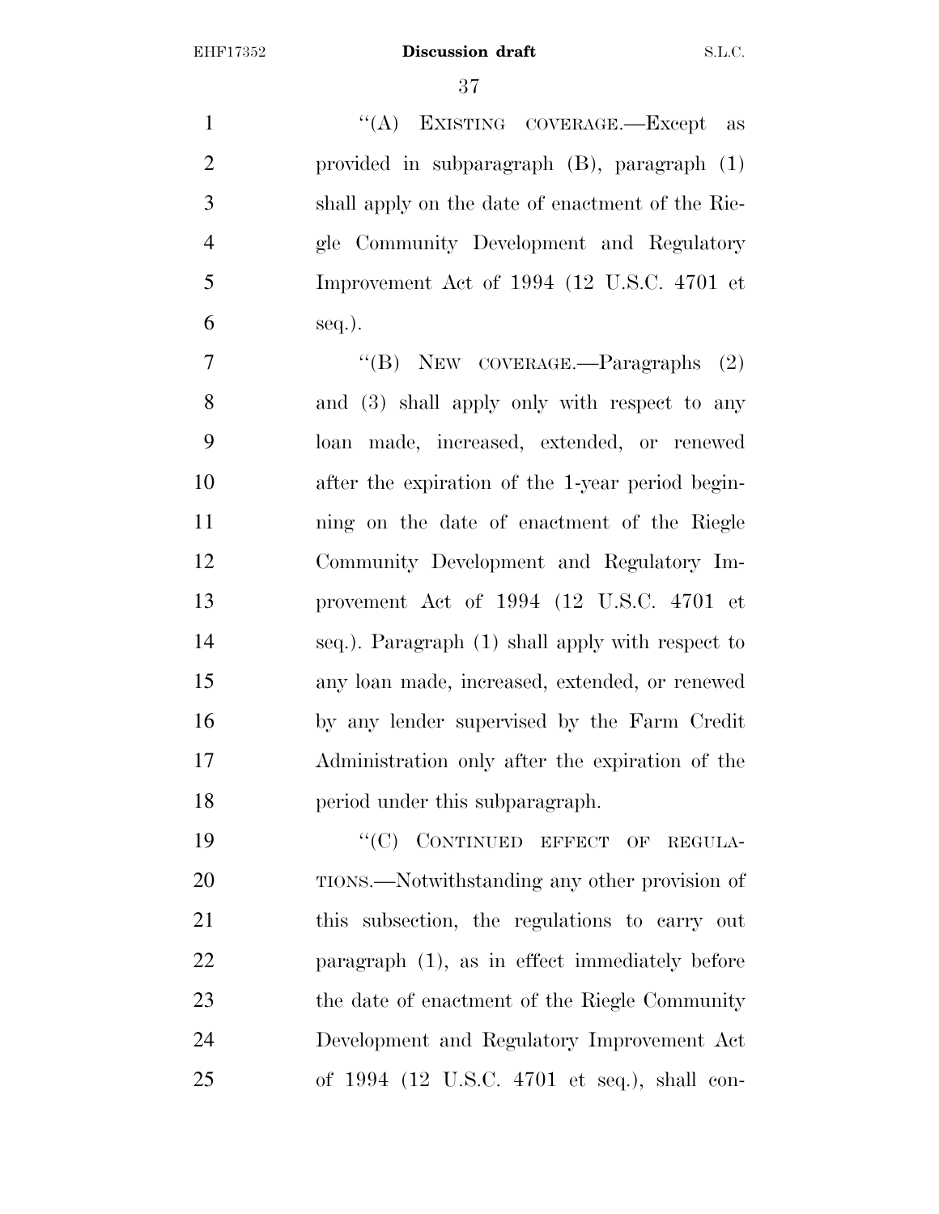"(A) EXISTING COVERAGE.—Except as provided in subparagraph (B), paragraph (1) shall apply on the date of enactment of the Riegle Community Development and Regulatory Improvement Act of 1994 (12 U.S.C. 4701 et seq.).

"(B) NEW COVERAGE.—Paragraphs (2) and (3) shall apply only with respect to any loan made, increased, extended, or renewed after the expiration of the 1-year period beginning on the date of enactment of the Riegle Community Development and Regulatory Improvement Act of 1994 (12 U.S.C. 4701 et seq.). Paragraph (1) shall apply with respect to any loan made, increased, extended, or renewed by any lender supervised by the Farm Credit Administration only after the expiration of the period under this subparagraph.

"(C) CONTINUED EFFECT OF REGULATIONS.—Notwithstanding any other provision of this subsection, the regulations to carry out paragraph (1), as in effect immediately before the date of enactment of the Riegle Community Development and Regulatory Improvement Act of 1994 (12 U.S.C. 4701 et seq.), shall con-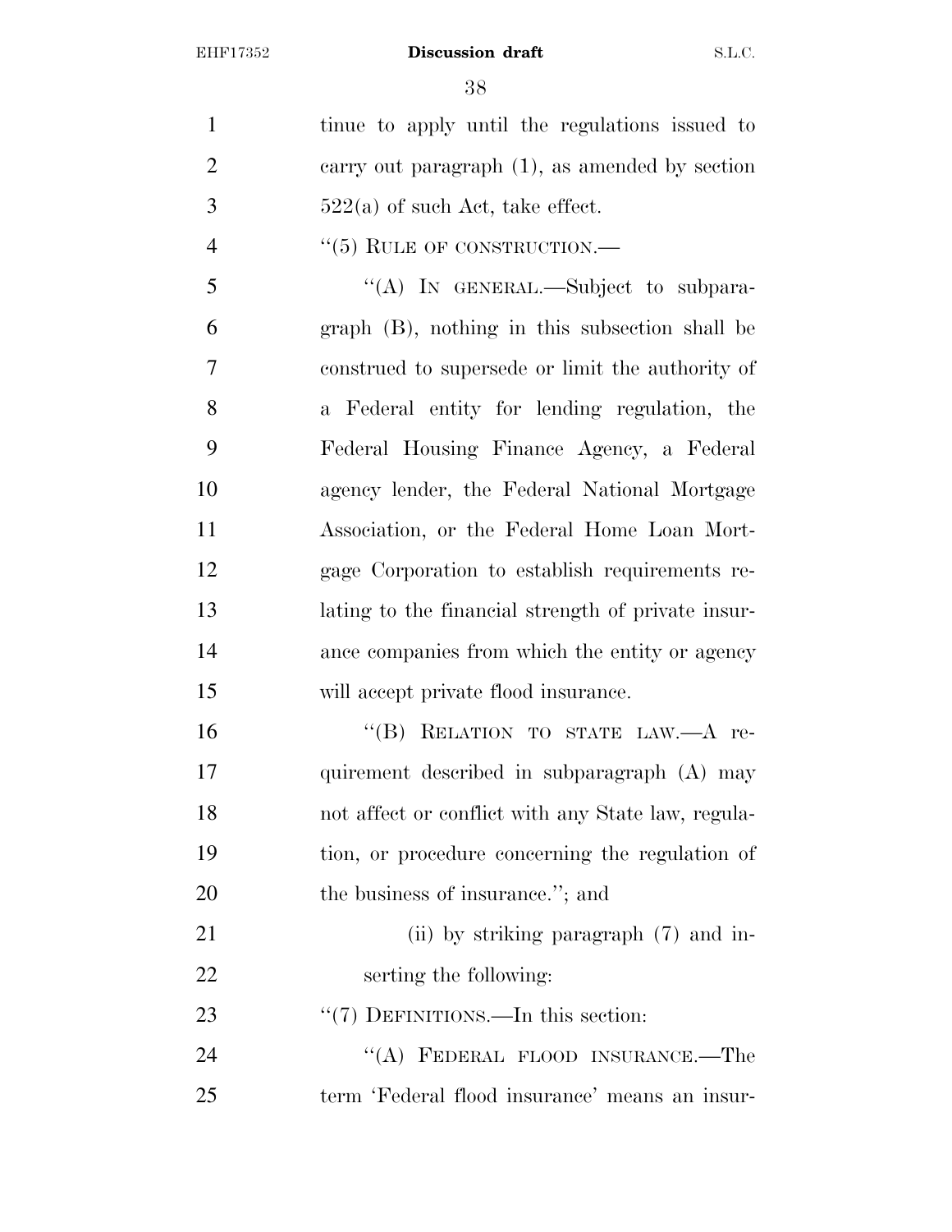tinue to apply until the regulations issued to carry out paragraph (1), as amended by section 522(a) of such Act, take effect.

"(5) RULE OF CONSTRUCTION.—

"(A) IN GENERAL.—Subject to subparagraph (B), nothing in this subsection shall be construed to supersede or limit the authority of a Federal entity for lending regulation, the Federal Housing Finance Agency, a Federal agency lender, the Federal National Mortgage Association, or the Federal Home Loan Mortgage Corporation to establish requirements relating to the financial strength of private insurance companies from which the entity or agency will accept private flood insurance.

"(B) RELATION TO STATE LAW.—A requirement described in subparagraph (A) may not affect or conflict with any State law, regulation, or procedure concerning the regulation of the business of insurance."; and

(ii) by striking paragraph (7) and inserting the following:

"(7) DEFINITIONS.—In this section:

"(A) FEDERAL FLOOD INSURANCE.—The term 'Federal flood insurance' means an insur-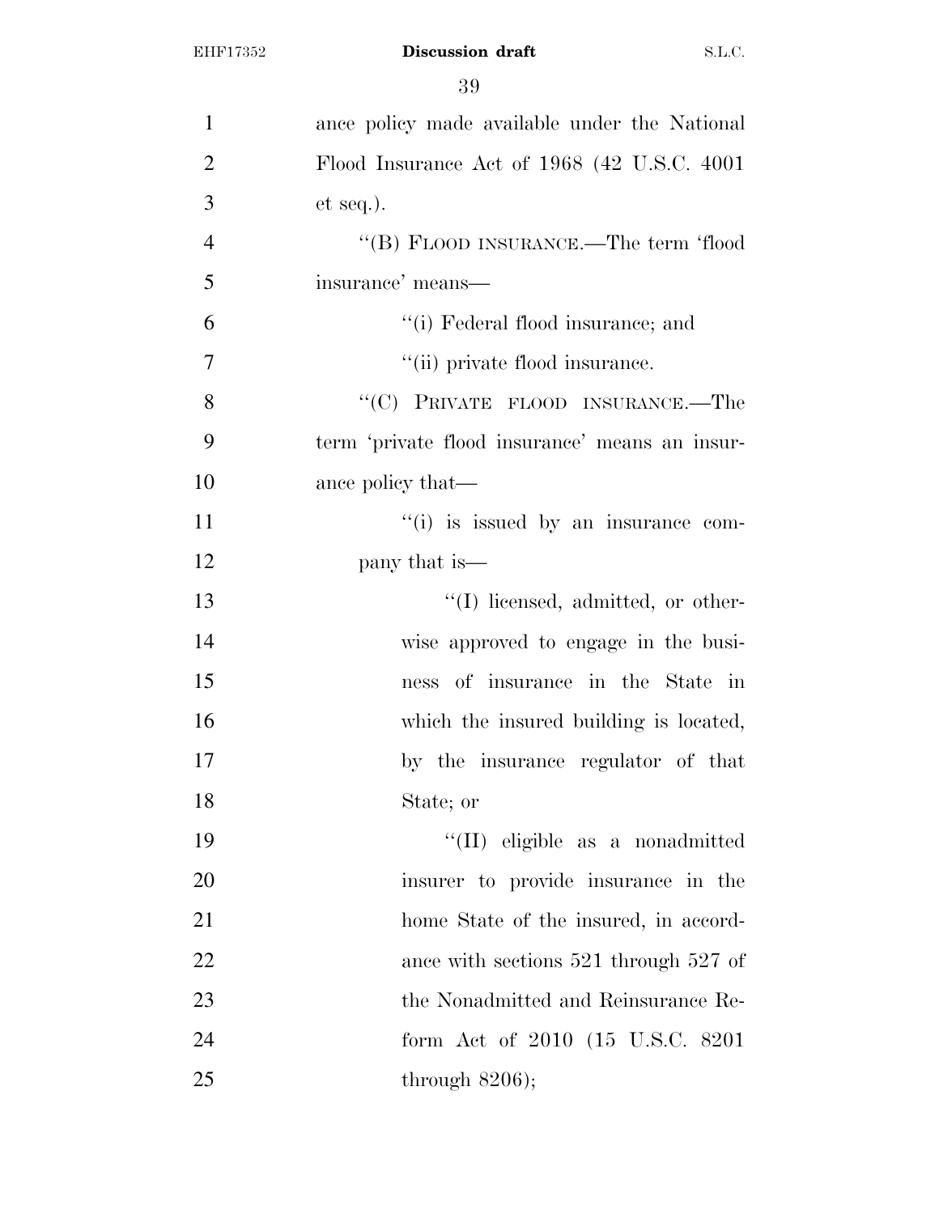ance policy made available under the National Flood Insurance Act of 1968 (42 U.S.C. 4001 et seq.).

''(B) FLOOD INSURANCE.—The term 'flood insurance' means—

''(i) Federal flood insurance; and

''(ii) private flood insurance.

''(C) PRIVATE FLOOD INSURANCE.—The term 'private flood insurance' means an insurance policy that—

''(i) is issued by an insurance company that is—

''(I) licensed, admitted, or otherwise approved to engage in the business of insurance in the State in which the insured building is located, by the insurance regulator of that State; or

''(II) eligible as a nonadmitted insurer to provide insurance in the home State of the insured, in accordance with sections 521 through 527 of the Nonadmitted and Reinsurance Reform Act of 2010 (15 U.S.C. 8201 through 8206);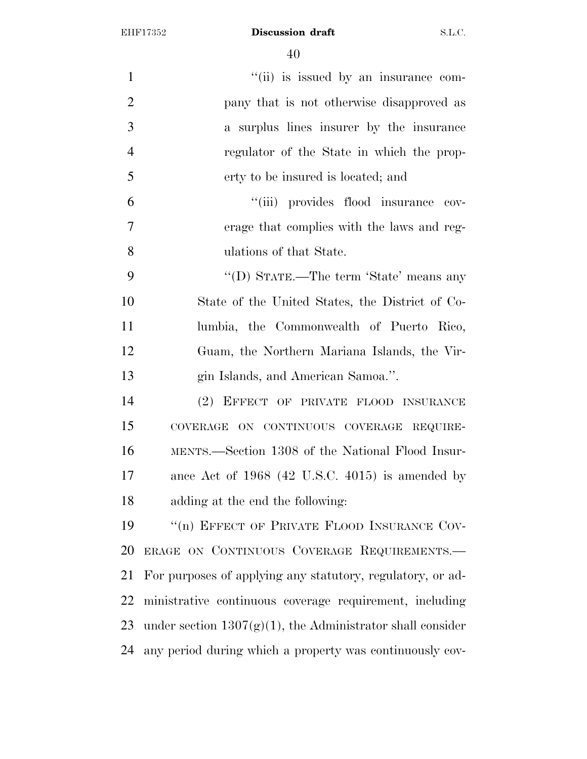"(ii) is issued by an insurance company that is not otherwise disapproved as a surplus lines insurer by the insurance regulator of the State in which the property to be insured is located; and

"(iii) provides flood insurance coverage that complies with the laws and regulations of that State.

"(D) STATE.—The term 'State' means any State of the United States, the District of Columbia, the Commonwealth of Puerto Rico, Guam, the Northern Mariana Islands, the Virgin Islands, and American Samoa.".

(2) EFFECT OF PRIVATE FLOOD INSURANCE COVERAGE ON CONTINUOUS COVERAGE REQUIREMENTS.—Section 1308 of the National Flood Insurance Act of 1968 (42 U.S.C. 4015) is amended by adding at the end the following:

"(n) EFFECT OF PRIVATE FLOOD INSURANCE COVERAGE ON CONTINUOUS COVERAGE REQUIREMENTS.—For purposes of applying any statutory, regulatory, or administrative continuous coverage requirement, including under section 1307(g)(1), the Administrator shall consider any period during which a property was continuously cov-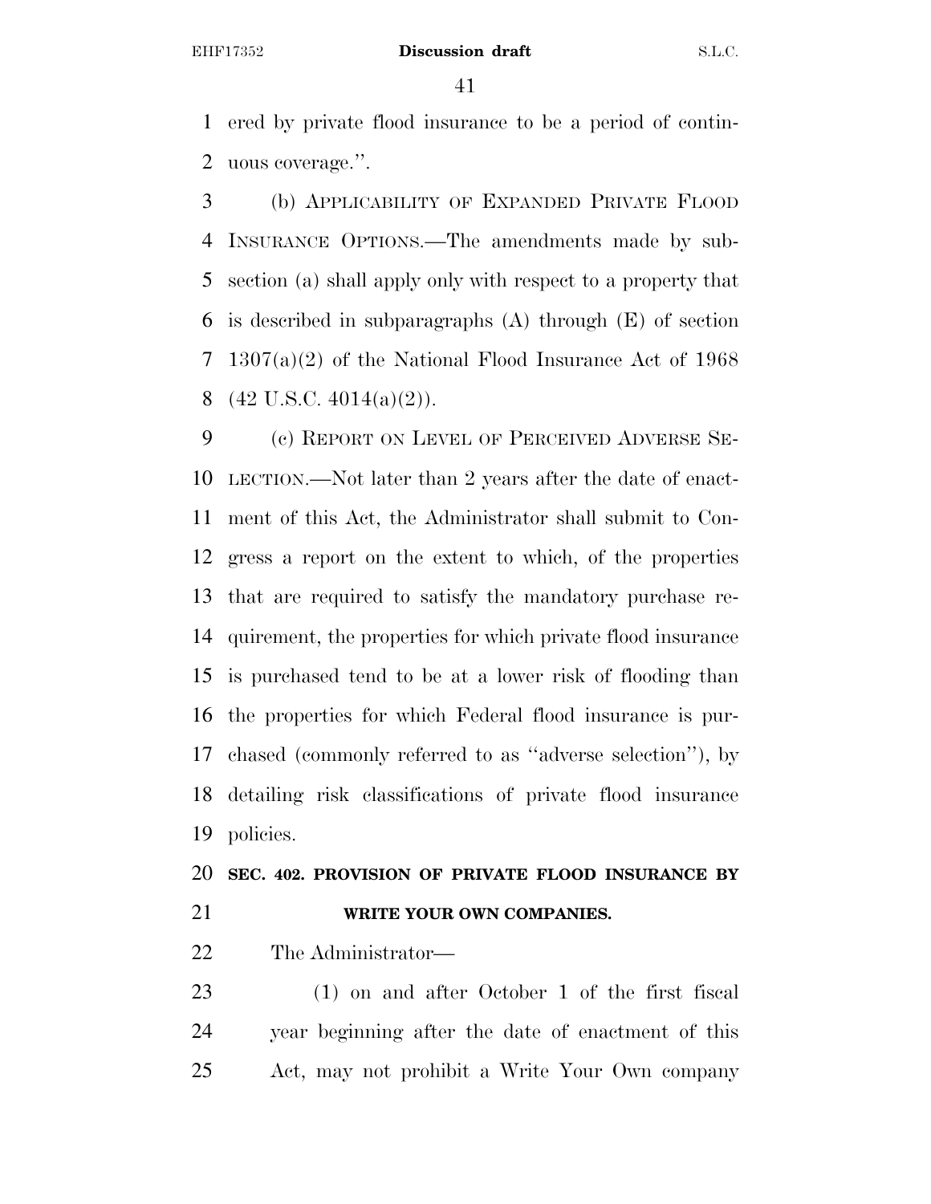ered by private flood insurance to be a period of continuous coverage.''.

(b) APPLICABILITY OF EXPANDED PRIVATE FLOOD INSURANCE OPTIONS.—The amendments made by subsection (a) shall apply only with respect to a property that is described in subparagraphs (A) through (E) of section 1307(a)(2) of the National Flood Insurance Act of 1968 (42 U.S.C. 4014(a)(2)).

(c) REPORT ON LEVEL OF PERCEIVED ADVERSE SELECTION.—Not later than 2 years after the date of enactment of this Act, the Administrator shall submit to Congress a report on the extent to which, of the properties that are required to satisfy the mandatory purchase requirement, the properties for which private flood insurance is purchased tend to be at a lower risk of flooding than the properties for which Federal flood insurance is purchased (commonly referred to as ''adverse selection''), by detailing risk classifications of private flood insurance policies.

**SEC. 402. PROVISION OF PRIVATE FLOOD INSURANCE BY WRITE YOUR OWN COMPANIES.**

The Administrator—

(1) on and after October 1 of the first fiscal year beginning after the date of enactment of this Act, may not prohibit a Write Your Own company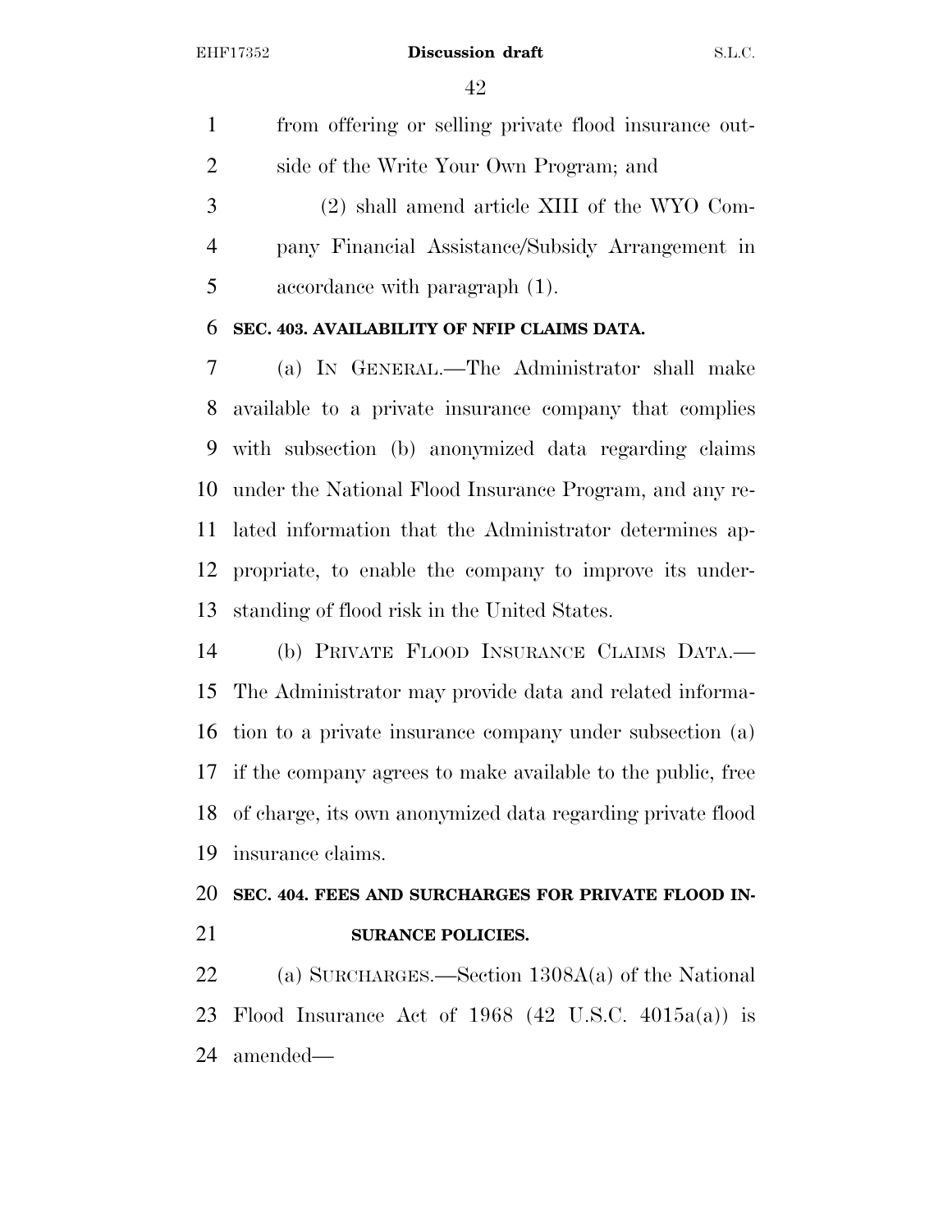from offering or selling private flood insurance outside of the Write Your Own Program; and

(2) shall amend article XIII of the WYO Company Financial Assistance/Subsidy Arrangement in accordance with paragraph (1).

**SEC. 403. AVAILABILITY OF NFIP CLAIMS DATA.**

(a) IN GENERAL.—The Administrator shall make available to a private insurance company that complies with subsection (b) anonymized data regarding claims under the National Flood Insurance Program, and any related information that the Administrator determines appropriate, to enable the company to improve its understanding of flood risk in the United States.

(b) PRIVATE FLOOD INSURANCE CLAIMS DATA.—The Administrator may provide data and related information to a private insurance company under subsection (a) if the company agrees to make available to the public, free of charge, its own anonymized data regarding private flood insurance claims.

**SEC. 404. FEES AND SURCHARGES FOR PRIVATE FLOOD INSURANCE POLICIES.**

(a) SURCHARGES.—Section 1308A(a) of the National Flood Insurance Act of 1968 (42 U.S.C. 4015a(a)) is amended—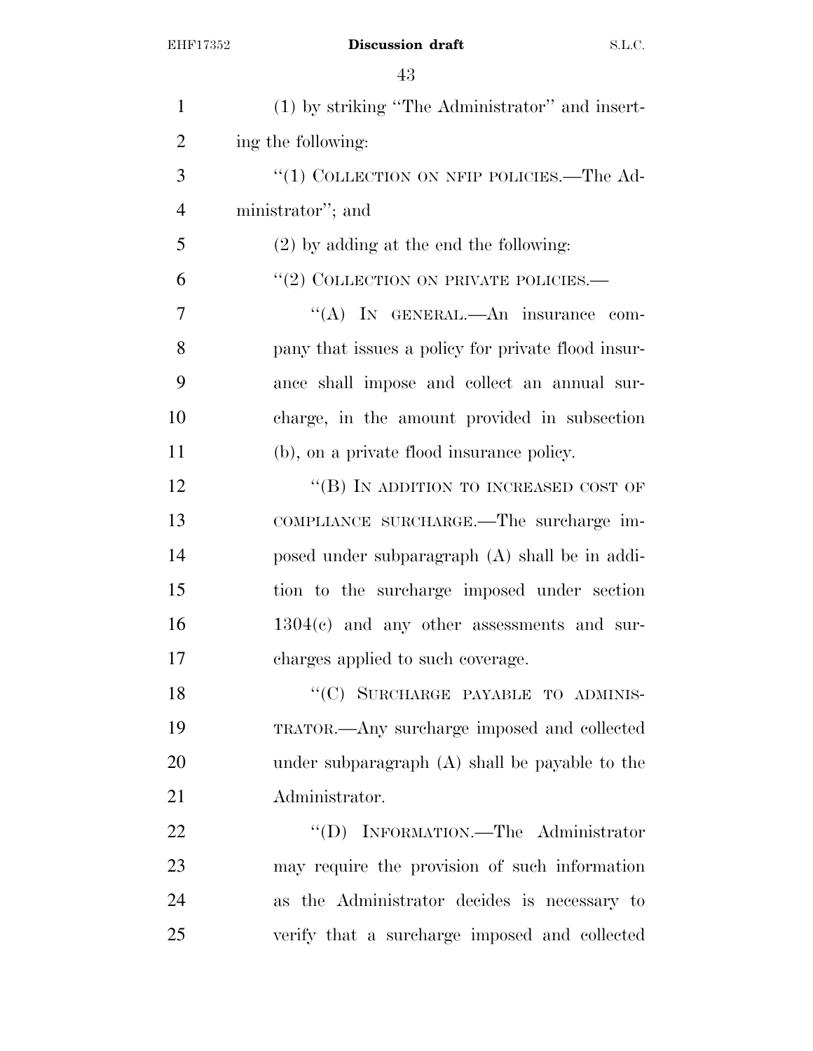(1) by striking "The Administrator" and inserting the following:

"(1) COLLECTION ON NFIP POLICIES.—The Administrator"; and

(2) by adding at the end the following:

"(2) COLLECTION ON PRIVATE POLICIES.—

"(A) IN GENERAL.—An insurance company that issues a policy for private flood insurance shall impose and collect an annual surcharge, in the amount provided in subsection (b), on a private flood insurance policy.

"(B) IN ADDITION TO INCREASED COST OF COMPLIANCE SURCHARGE.—The surcharge imposed under subparagraph (A) shall be in addition to the surcharge imposed under section 1304(c) and any other assessments and surcharges applied to such coverage.

"(C) SURCHARGE PAYABLE TO ADMINISTRATOR.—Any surcharge imposed and collected under subparagraph (A) shall be payable to the Administrator.

"(D) INFORMATION.—The Administrator may require the provision of such information as the Administrator decides is necessary to verify that a surcharge imposed and collected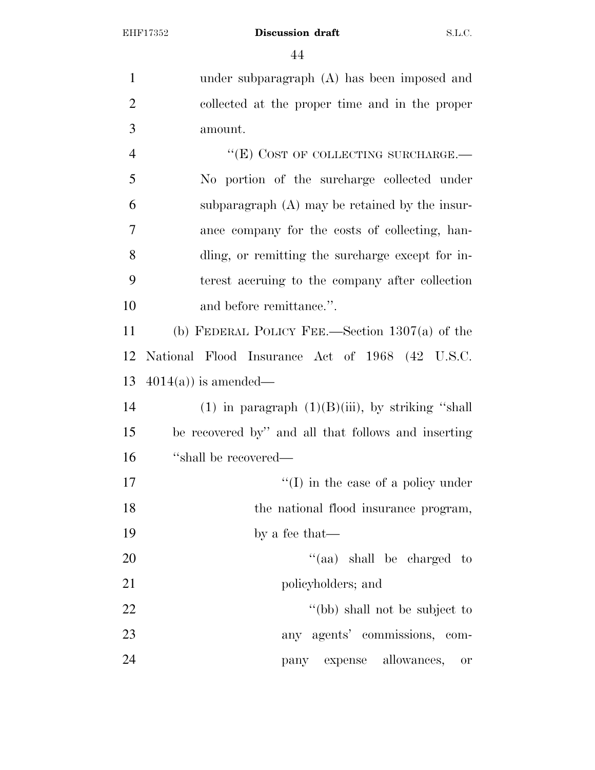under subparagraph (A) has been imposed and collected at the proper time and in the proper amount.

"(E) COST OF COLLECTING SURCHARGE.—No portion of the surcharge collected under subparagraph (A) may be retained by the insurance company for the costs of collecting, handling, or remitting the surcharge except for interest accruing to the company after collection and before remittance.".

(b) FEDERAL POLICY FEE.—Section 1307(a) of the National Flood Insurance Act of 1968 (42 U.S.C. 4014(a)) is amended—

(1) in paragraph (1)(B)(iii), by striking "shall be recovered by" and all that follows and inserting "shall be recovered—

"(I) in the case of a policy under the national flood insurance program, by a fee that—

"(aa) shall be charged to policyholders; and

"(bb) shall not be subject to any agents' commissions, company expense allowances, or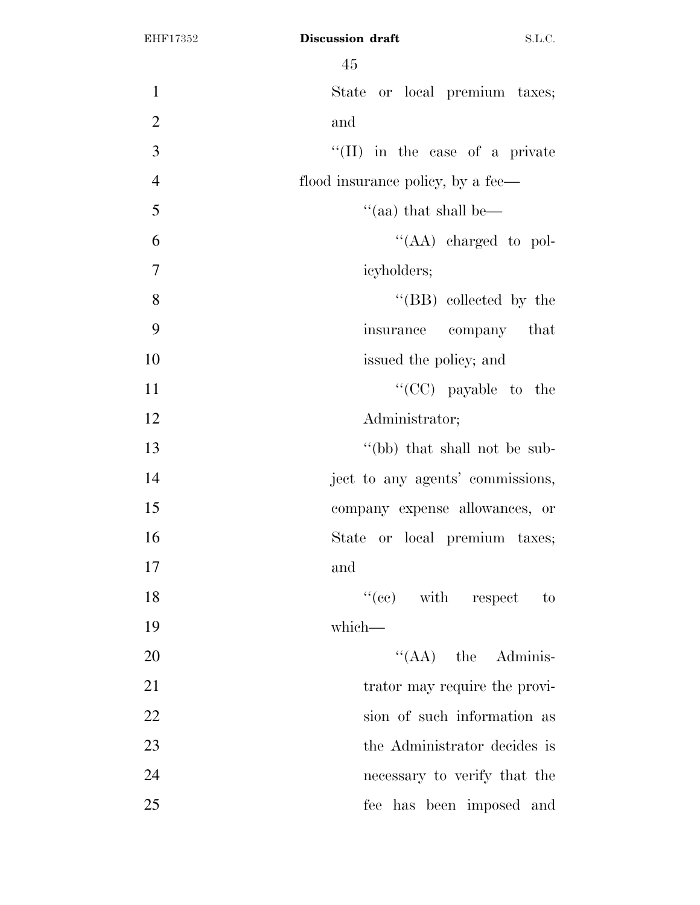State or local premium taxes; and

"(II) in the case of a private flood insurance policy, by a fee—

"(aa) that shall be—

"(AA) charged to policyholders;

"(BB) collected by the insurance company that issued the policy; and

"(CC) payable to the Administrator;

"(bb) that shall not be subject to any agents' commissions, company expense allowances, or State or local premium taxes; and

"(cc) with respect to which—

"(AA) the Administrator may require the provision of such information as the Administrator decides is necessary to verify that the fee has been imposed and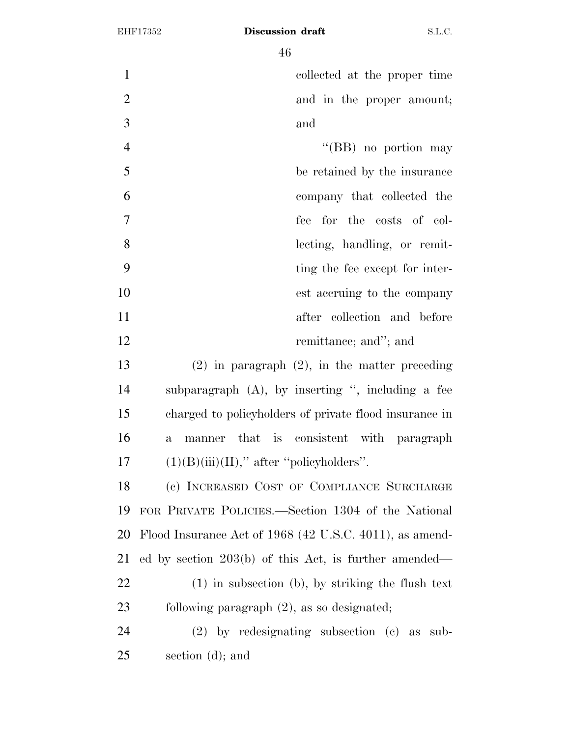collected at the proper time and in the proper amount; and

"(BB) no portion may be retained by the insurance company that collected the fee for the costs of collecting, handling, or remitting the fee except for interest accruing to the company after collection and before remittance; and"; and

(2) in paragraph (2), in the matter preceding subparagraph (A), by inserting ", including a fee charged to policyholders of private flood insurance in a manner that is consistent with paragraph (1)(B)(iii)(II)," after "policyholders".

(c) INCREASED COST OF COMPLIANCE SURCHARGE FOR PRIVATE POLICIES.—Section 1304 of the National Flood Insurance Act of 1968 (42 U.S.C. 4011), as amended by section 203(b) of this Act, is further amended—

(1) in subsection (b), by striking the flush text following paragraph (2), as so designated;

(2) by redesignating subsection (c) as subsection (d); and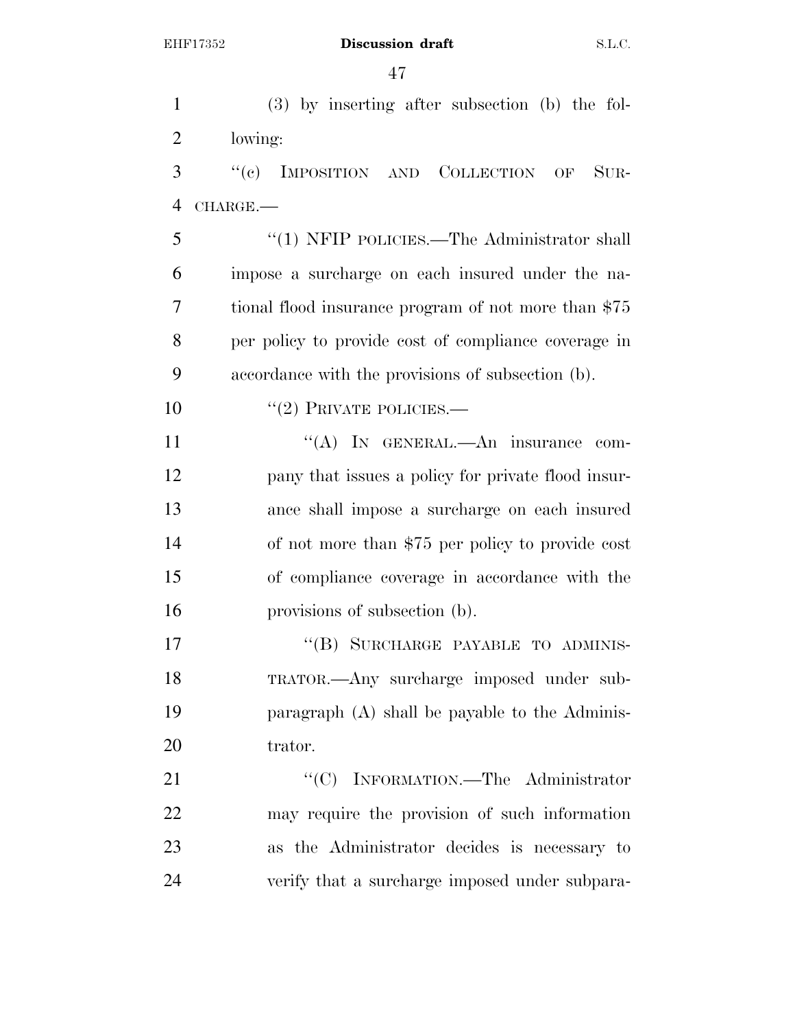(3) by inserting after subsection (b) the following:

"(c) IMPOSITION AND COLLECTION OF SURCHARGE.—

"(1) NFIP POLICIES.—The Administrator shall impose a surcharge on each insured under the national flood insurance program of not more than $75 per policy to provide cost of compliance coverage in accordance with the provisions of subsection (b).

"(2) PRIVATE POLICIES.—

"(A) IN GENERAL.—An insurance company that issues a policy for private flood insurance shall impose a surcharge on each insured of not more than $75 per policy to provide cost of compliance coverage in accordance with the provisions of subsection (b).

"(B) SURCHARGE PAYABLE TO ADMINISTRATOR.—Any surcharge imposed under subparagraph (A) shall be payable to the Administrator.

"(C) INFORMATION.—The Administrator may require the provision of such information as the Administrator decides is necessary to verify that a surcharge imposed under subpara-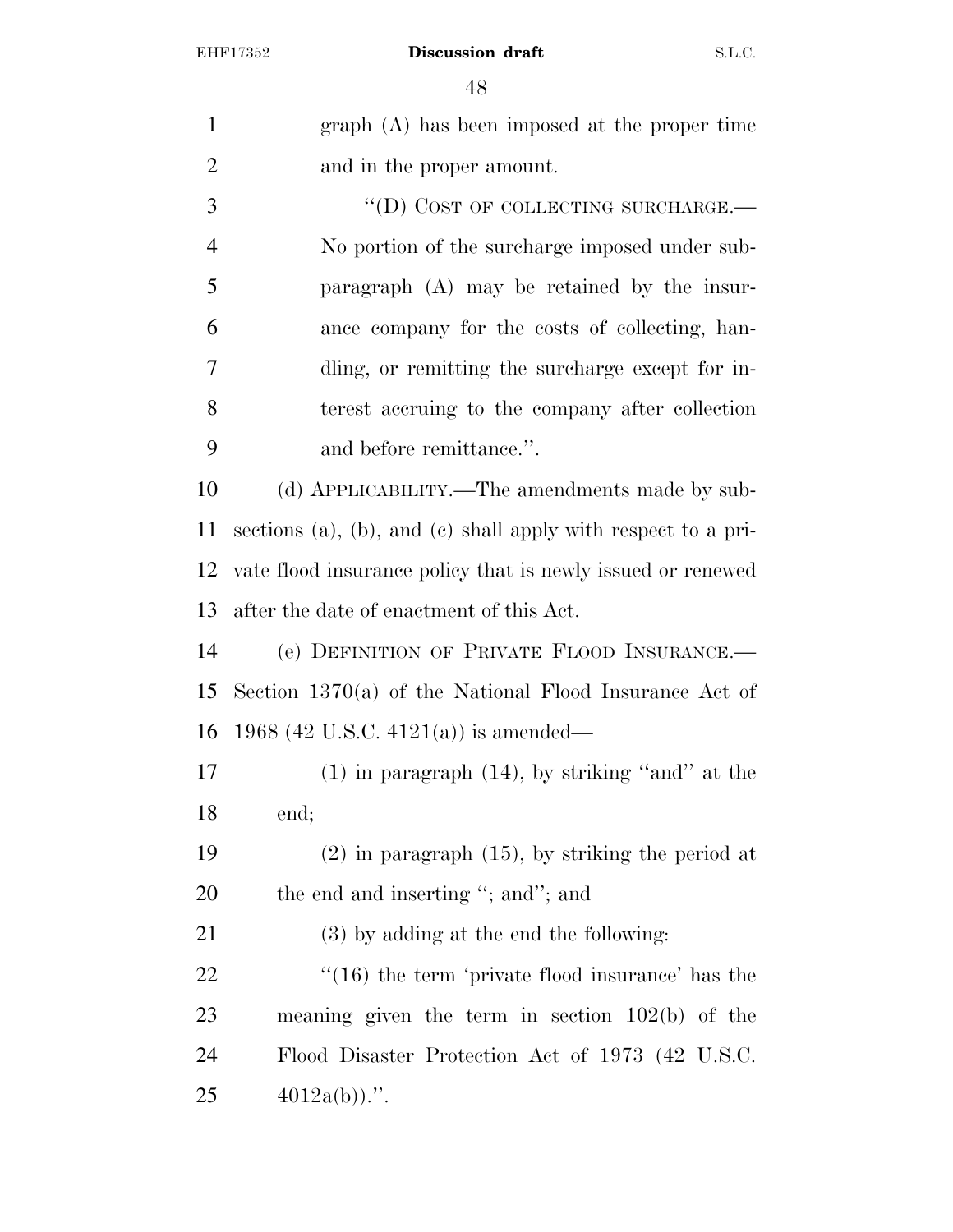graph (A) has been imposed at the proper time and in the proper amount.

"(D) COST OF COLLECTING SURCHARGE.—No portion of the surcharge imposed under subparagraph (A) may be retained by the insurance company for the costs of collecting, handling, or remitting the surcharge except for interest accruing to the company after collection and before remittance.".

(d) APPLICABILITY.—The amendments made by subsections (a), (b), and (c) shall apply with respect to a private flood insurance policy that is newly issued or renewed after the date of enactment of this Act.

(e) DEFINITION OF PRIVATE FLOOD INSURANCE.—Section 1370(a) of the National Flood Insurance Act of 1968 (42 U.S.C. 4121(a)) is amended—

(1) in paragraph (14), by striking "and" at the end;

(2) in paragraph (15), by striking the period at the end and inserting "; and"; and

(3) by adding at the end the following:

"(16) the term 'private flood insurance' has the meaning given the term in section 102(b) of the Flood Disaster Protection Act of 1973 (42 U.S.C. 4012a(b)).".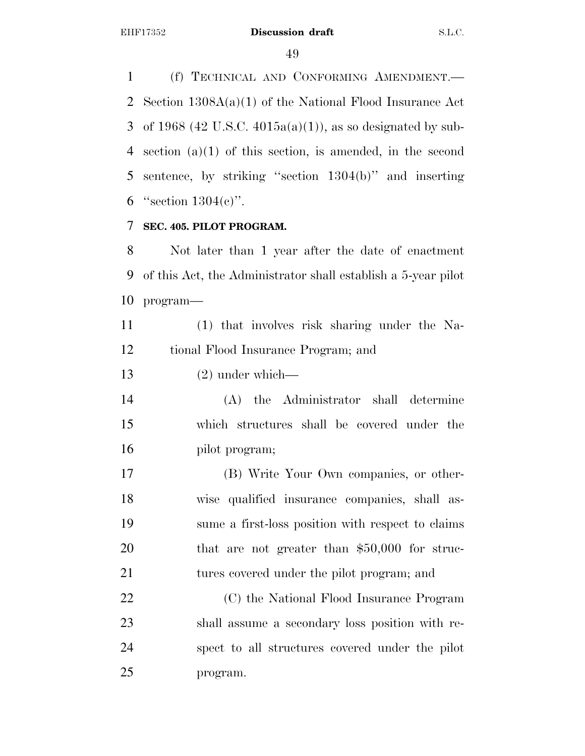(f) TECHNICAL AND CONFORMING AMENDMENT.—Section 1308A(a)(1) of the National Flood Insurance Act of 1968 (42 U.S.C. 4015a(a)(1)), as so designated by subsection (a)(1) of this section, is amended, in the second sentence, by striking ''section 1304(b)'' and inserting ''section 1304(c)''.

**SEC. 405. PILOT PROGRAM.**

Not later than 1 year after the date of enactment of this Act, the Administrator shall establish a 5-year pilot program—

(1) that involves risk sharing under the National Flood Insurance Program; and

(2) under which—

(A) the Administrator shall determine which structures shall be covered under the pilot program;

(B) Write Your Own companies, or otherwise qualified insurance companies, shall assume a first-loss position with respect to claims that are not greater than $50,000 for structures covered under the pilot program; and

(C) the National Flood Insurance Program shall assume a secondary loss position with respect to all structures covered under the pilot program.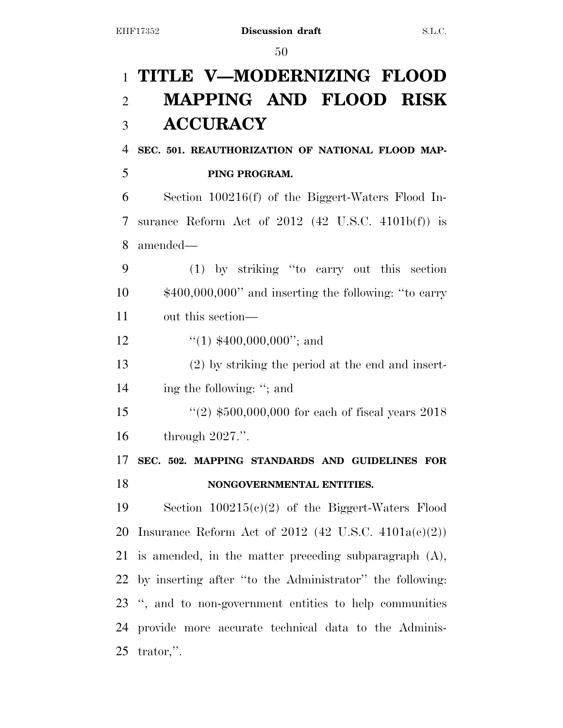# TITLE V—MODERNIZING FLOOD MAPPING AND FLOOD RISK ACCURACY

## SEC. 501. REAUTHORIZATION OF NATIONAL FLOOD MAPPING PROGRAM.

Section 100216(f) of the Biggert-Waters Flood Insurance Reform Act of 2012 (42 U.S.C. 4101b(f)) is amended—

(1) by striking ''to carry out this section \$400,000,000'' and inserting the following: ''to carry out this section—

''(1) \$400,000,000''; and

(2) by striking the period at the end and inserting the following: ''; and

''(2) \$500,000,000 for each of fiscal years 2018 through 2027.''.

## SEC. 502. MAPPING STANDARDS AND GUIDELINES FOR NONGOVERNMENTAL ENTITIES.

Section 100215(c)(2) of the Biggert-Waters Flood Insurance Reform Act of 2012 (42 U.S.C. 4101a(c)(2)) is amended, in the matter preceding subparagraph (A), by inserting after ''to the Administrator'' the following: '', and to non-government entities to help communities provide more accurate technical data to the Administrator,''.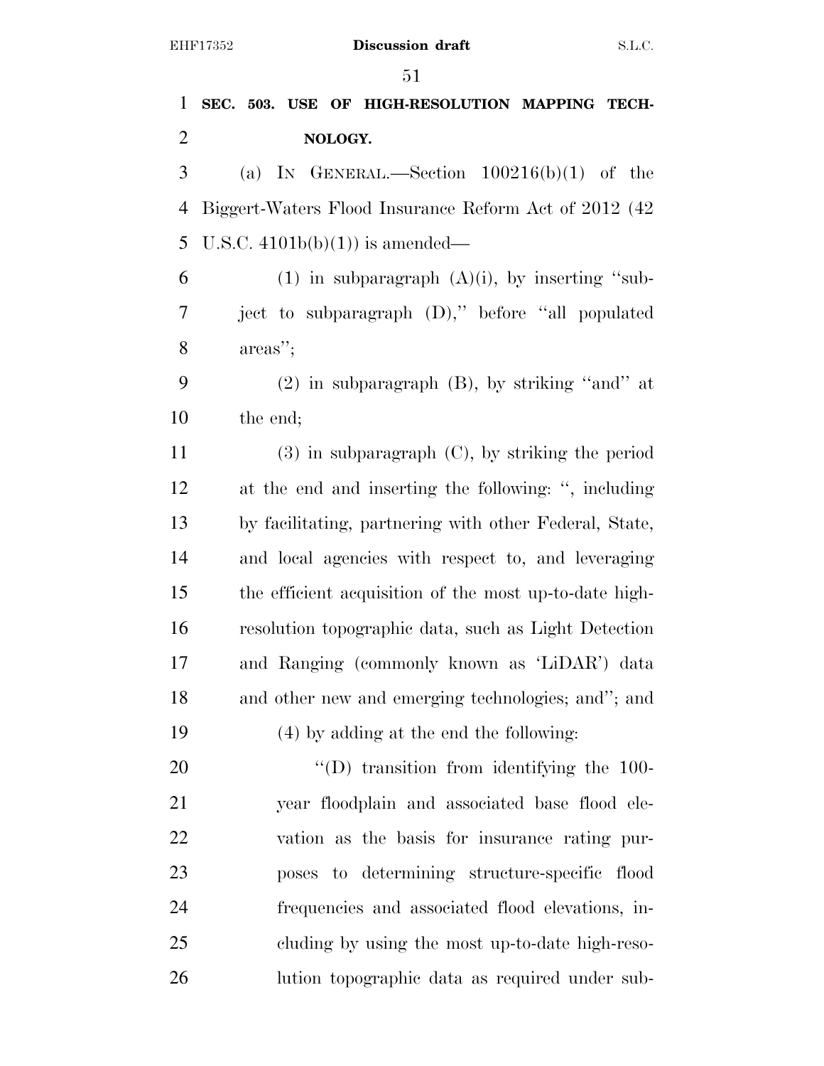**SEC. 503. USE OF HIGH-RESOLUTION MAPPING TECHNOLOGY.**

(a) IN GENERAL.—Section 100216(b)(1) of the Biggert-Waters Flood Insurance Reform Act of 2012 (42 U.S.C. 4101b(b)(1)) is amended—

(1) in subparagraph (A)(i), by inserting ''subject to subparagraph (D),'' before ''all populated areas'';

(2) in subparagraph (B), by striking ''and'' at the end;

(3) in subparagraph (C), by striking the period at the end and inserting the following: '', including by facilitating, partnering with other Federal, State, and local agencies with respect to, and leveraging the efficient acquisition of the most up-to-date high-resolution topographic data, such as Light Detection and Ranging (commonly known as 'LiDAR') data and other new and emerging technologies; and''; and

(4) by adding at the end the following:

''(D) transition from identifying the 100-year floodplain and associated base flood elevation as the basis for insurance rating purposes to determining structure-specific flood frequencies and associated flood elevations, including by using the most up-to-date high-resolution topographic data as required under sub-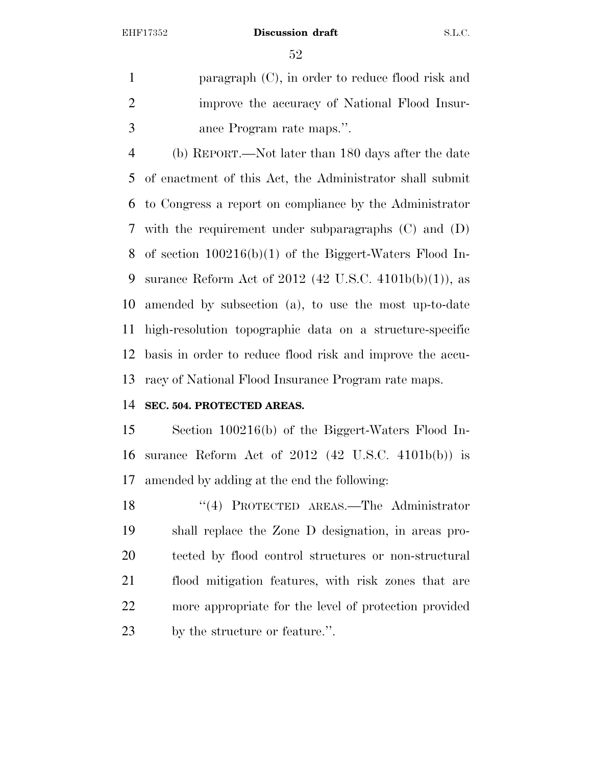paragraph (C), in order to reduce flood risk and improve the accuracy of National Flood Insurance Program rate maps.''.

(b) REPORT.—Not later than 180 days after the date of enactment of this Act, the Administrator shall submit to Congress a report on compliance by the Administrator with the requirement under subparagraphs (C) and (D) of section 100216(b)(1) of the Biggert-Waters Flood Insurance Reform Act of 2012 (42 U.S.C. 4101b(b)(1)), as amended by subsection (a), to use the most up-to-date high-resolution topographic data on a structure-specific basis in order to reduce flood risk and improve the accuracy of National Flood Insurance Program rate maps.

**SEC. 504. PROTECTED AREAS.**

Section 100216(b) of the Biggert-Waters Flood Insurance Reform Act of 2012 (42 U.S.C. 4101b(b)) is amended by adding at the end the following:

''(4) PROTECTED AREAS.—The Administrator shall replace the Zone D designation, in areas protected by flood control structures or non-structural flood mitigation features, with risk zones that are more appropriate for the level of protection provided by the structure or feature.''.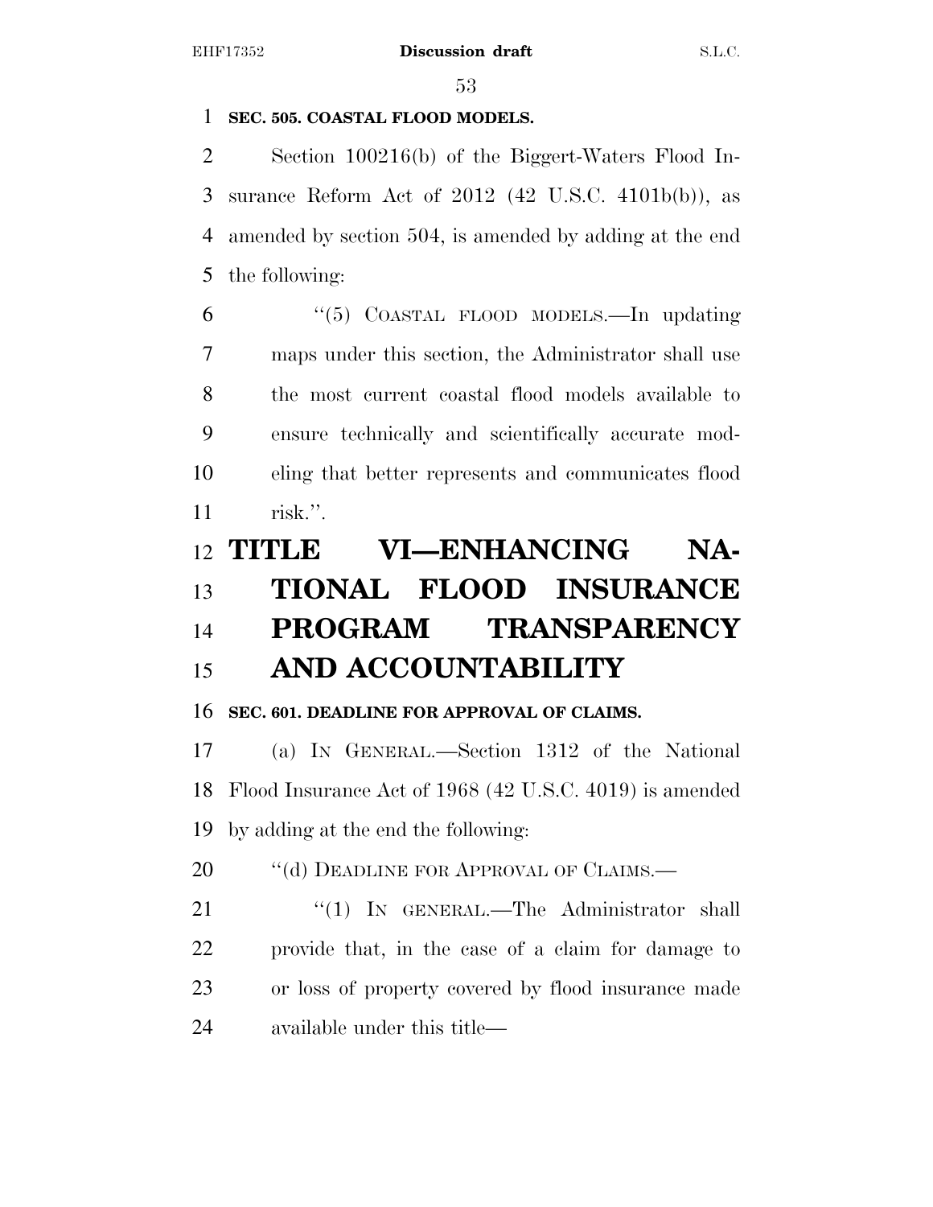**SEC. 505. COASTAL FLOOD MODELS.**

Section 100216(b) of the Biggert-Waters Flood Insurance Reform Act of 2012 (42 U.S.C. 4101b(b)), as amended by section 504, is amended by adding at the end the following:

"(5) COASTAL FLOOD MODELS.—In updating maps under this section, the Administrator shall use the most current coastal flood models available to ensure technically and scientifically accurate modeling that better represents and communicates flood risk.".

# TITLE VI—ENHANCING NATIONAL FLOOD INSURANCE PROGRAM TRANSPARENCY AND ACCOUNTABILITY

**SEC. 601. DEADLINE FOR APPROVAL OF CLAIMS.**

(a) IN GENERAL.—Section 1312 of the National Flood Insurance Act of 1968 (42 U.S.C. 4019) is amended by adding at the end the following:

"(d) DEADLINE FOR APPROVAL OF CLAIMS.—

"(1) IN GENERAL.—The Administrator shall provide that, in the case of a claim for damage to or loss of property covered by flood insurance made available under this title—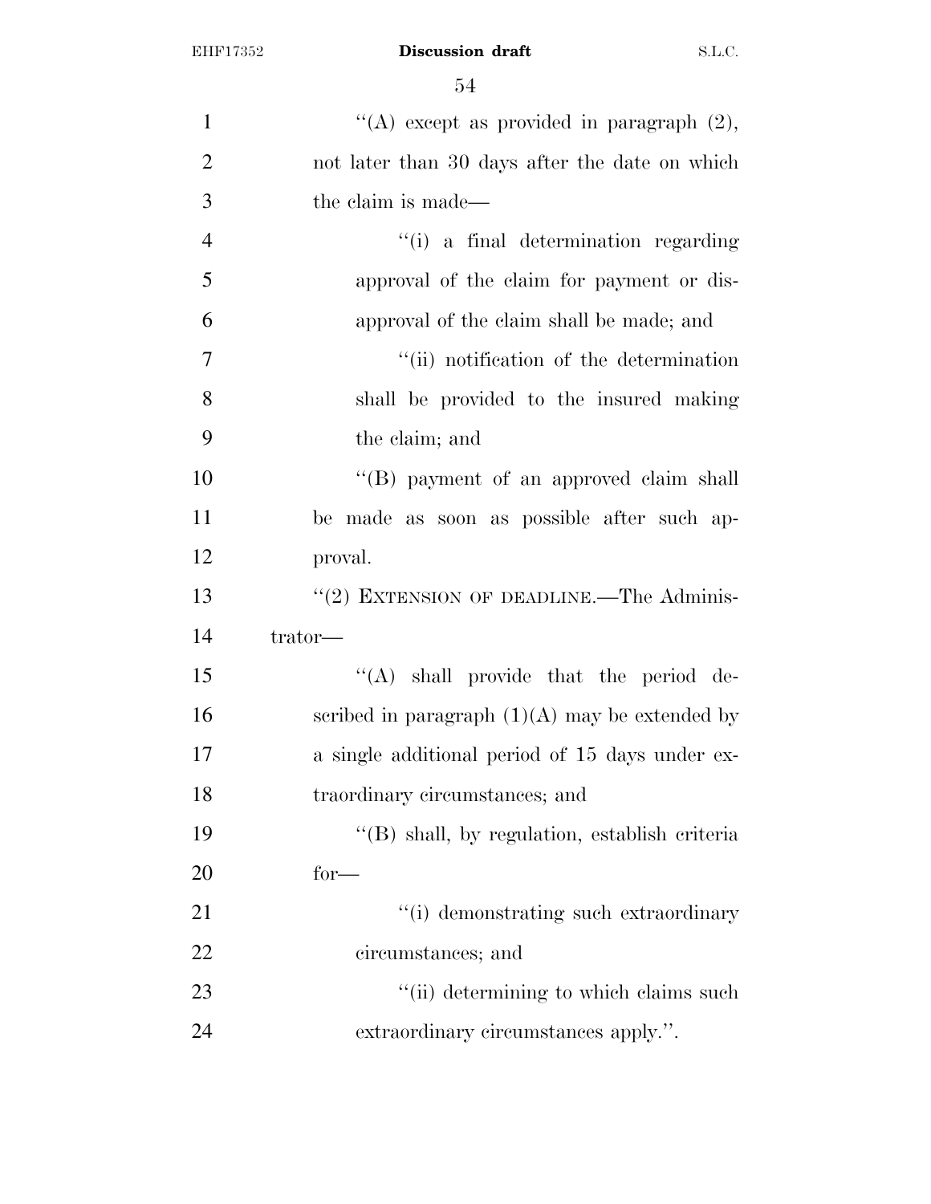"(A) except as provided in paragraph (2), not later than 30 days after the date on which the claim is made—

"(i) a final determination regarding approval of the claim for payment or disapproval of the claim shall be made; and

"(ii) notification of the determination shall be provided to the insured making the claim; and

"(B) payment of an approved claim shall be made as soon as possible after such approval.

"(2) EXTENSION OF DEADLINE.—The Administrator—

"(A) shall provide that the period described in paragraph (1)(A) may be extended by a single additional period of 15 days under extraordinary circumstances; and

"(B) shall, by regulation, establish criteria for—

"(i) demonstrating such extraordinary circumstances; and

"(ii) determining to which claims such extraordinary circumstances apply.".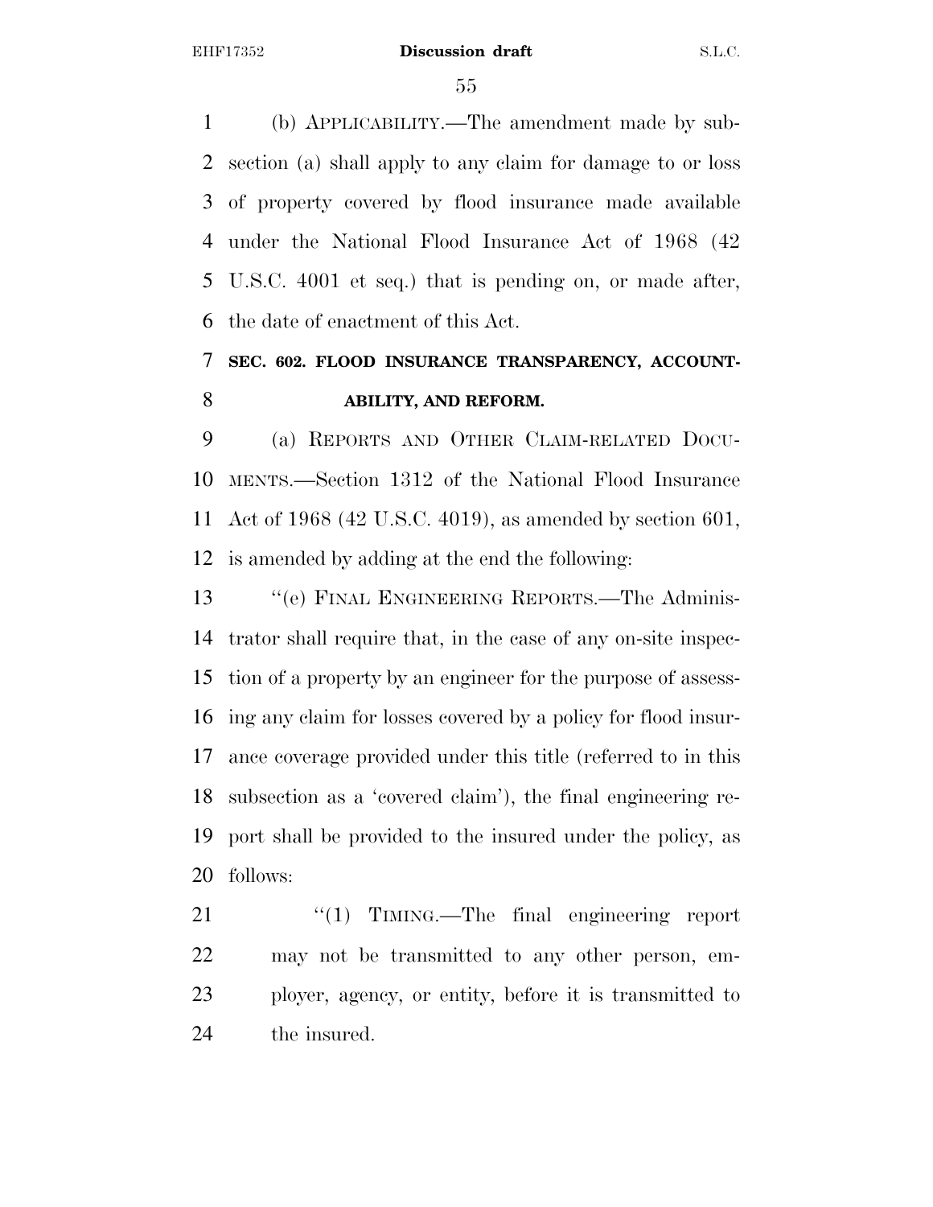(b) APPLICABILITY.—The amendment made by subsection (a) shall apply to any claim for damage to or loss of property covered by flood insurance made available under the National Flood Insurance Act of 1968 (42 U.S.C. 4001 et seq.) that is pending on, or made after, the date of enactment of this Act.

**SEC. 602. FLOOD INSURANCE TRANSPARENCY, ACCOUNTABILITY, AND REFORM.**

(a) REPORTS AND OTHER CLAIM-RELATED DOCUMENTS.—Section 1312 of the National Flood Insurance Act of 1968 (42 U.S.C. 4019), as amended by section 601, is amended by adding at the end the following:

"(e) FINAL ENGINEERING REPORTS.—The Administrator shall require that, in the case of any on-site inspection of a property by an engineer for the purpose of assessing any claim for losses covered by a policy for flood insurance coverage provided under this title (referred to in this subsection as a 'covered claim'), the final engineering report shall be provided to the insured under the policy, as follows:

"(1) TIMING.—The final engineering report may not be transmitted to any other person, employer, agency, or entity, before it is transmitted to the insured.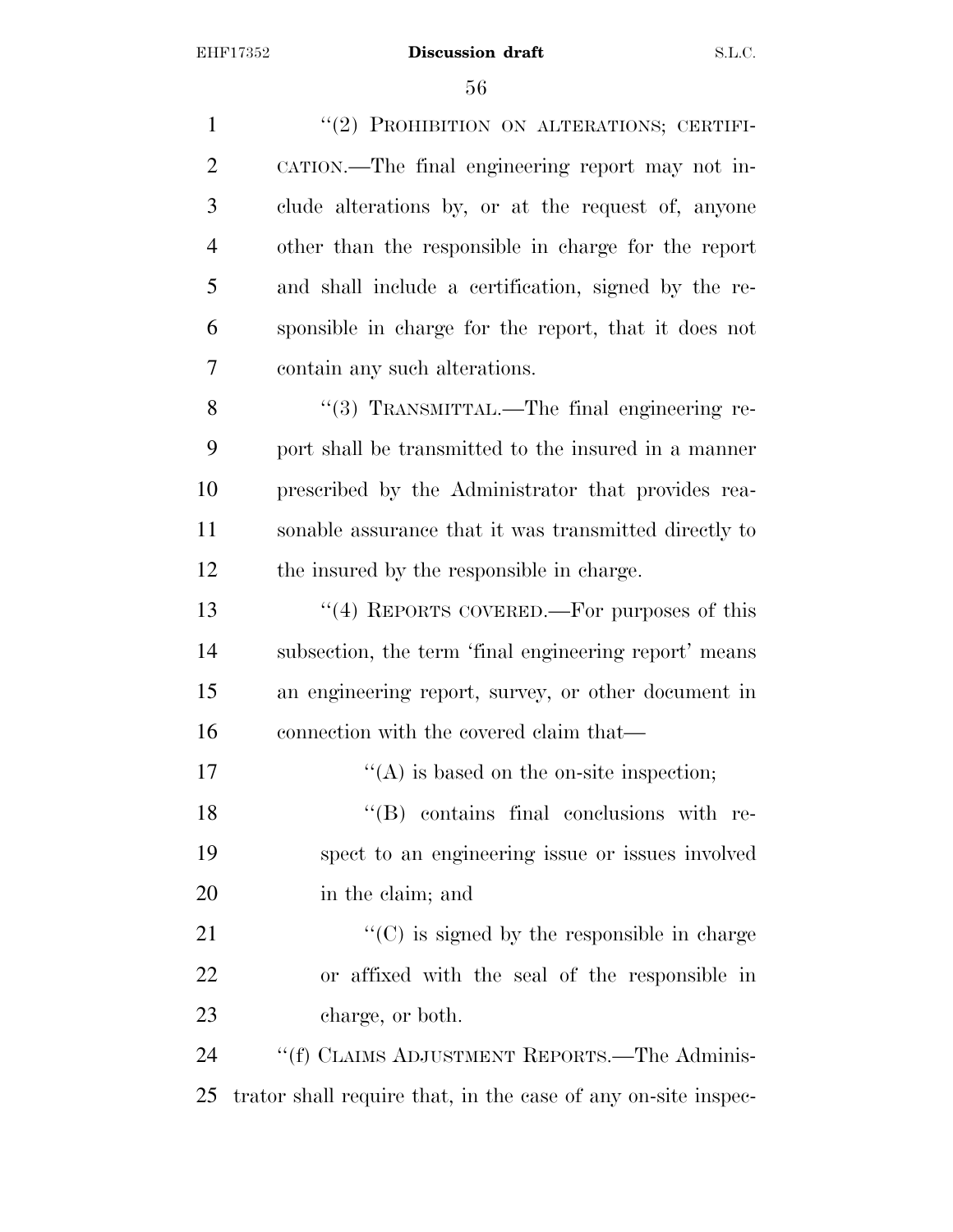"(2) PROHIBITION ON ALTERATIONS; CERTIFICATION.—The final engineering report may not include alterations by, or at the request of, anyone other than the responsible in charge for the report and shall include a certification, signed by the responsible in charge for the report, that it does not contain any such alterations.

"(3) TRANSMITTAL.—The final engineering report shall be transmitted to the insured in a manner prescribed by the Administrator that provides reasonable assurance that it was transmitted directly to the insured by the responsible in charge.

"(4) REPORTS COVERED.—For purposes of this subsection, the term 'final engineering report' means an engineering report, survey, or other document in connection with the covered claim that—

"(A) is based on the on-site inspection;

"(B) contains final conclusions with respect to an engineering issue or issues involved in the claim; and

"(C) is signed by the responsible in charge or affixed with the seal of the responsible in charge, or both.

"(f) CLAIMS ADJUSTMENT REPORTS.—The Administrator shall require that, in the case of any on-site inspec-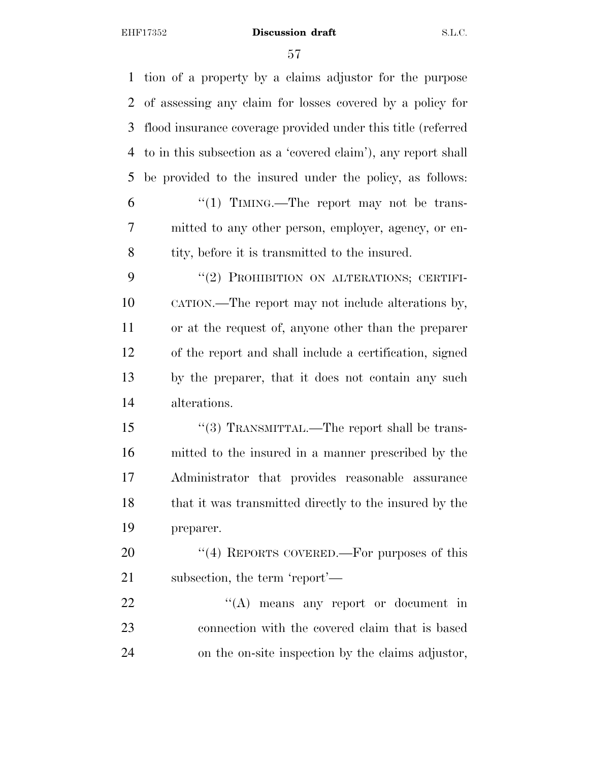tion of a property by a claims adjustor for the purpose of assessing any claim for losses covered by a policy for flood insurance coverage provided under this title (referred to in this subsection as a 'covered claim'), any report shall be provided to the insured under the policy, as follows:

"(1) TIMING.—The report may not be transmitted to any other person, employer, agency, or entity, before it is transmitted to the insured.

"(2) PROHIBITION ON ALTERATIONS; CERTIFICATION.—The report may not include alterations by, or at the request of, anyone other than the preparer of the report and shall include a certification, signed by the preparer, that it does not contain any such alterations.

"(3) TRANSMITTAL.—The report shall be transmitted to the insured in a manner prescribed by the Administrator that provides reasonable assurance that it was transmitted directly to the insured by the preparer.

"(4) REPORTS COVERED.—For purposes of this subsection, the term 'report'—

"(A) means any report or document in connection with the covered claim that is based on the on-site inspection by the claims adjustor,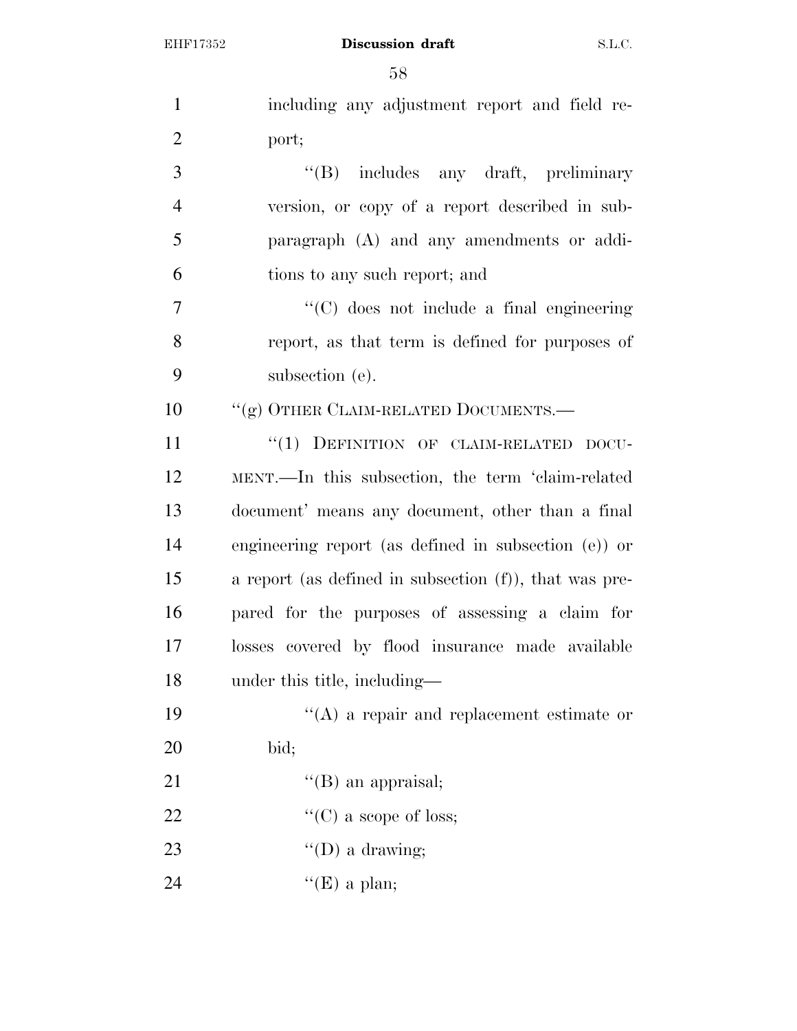including any adjustment report and field report;

"(B) includes any draft, preliminary version, or copy of a report described in subparagraph (A) and any amendments or additions to any such report; and

"(C) does not include a final engineering report, as that term is defined for purposes of subsection (e).

"(g) OTHER CLAIM-RELATED DOCUMENTS.—

"(1) DEFINITION OF CLAIM-RELATED DOCUMENT.—In this subsection, the term 'claim-related document' means any document, other than a final engineering report (as defined in subsection (e)) or a report (as defined in subsection (f)), that was prepared for the purposes of assessing a claim for losses covered by flood insurance made available under this title, including—

"(A) a repair and replacement estimate or bid;

"(B) an appraisal;

"(C) a scope of loss;

"(D) a drawing;

"(E) a plan;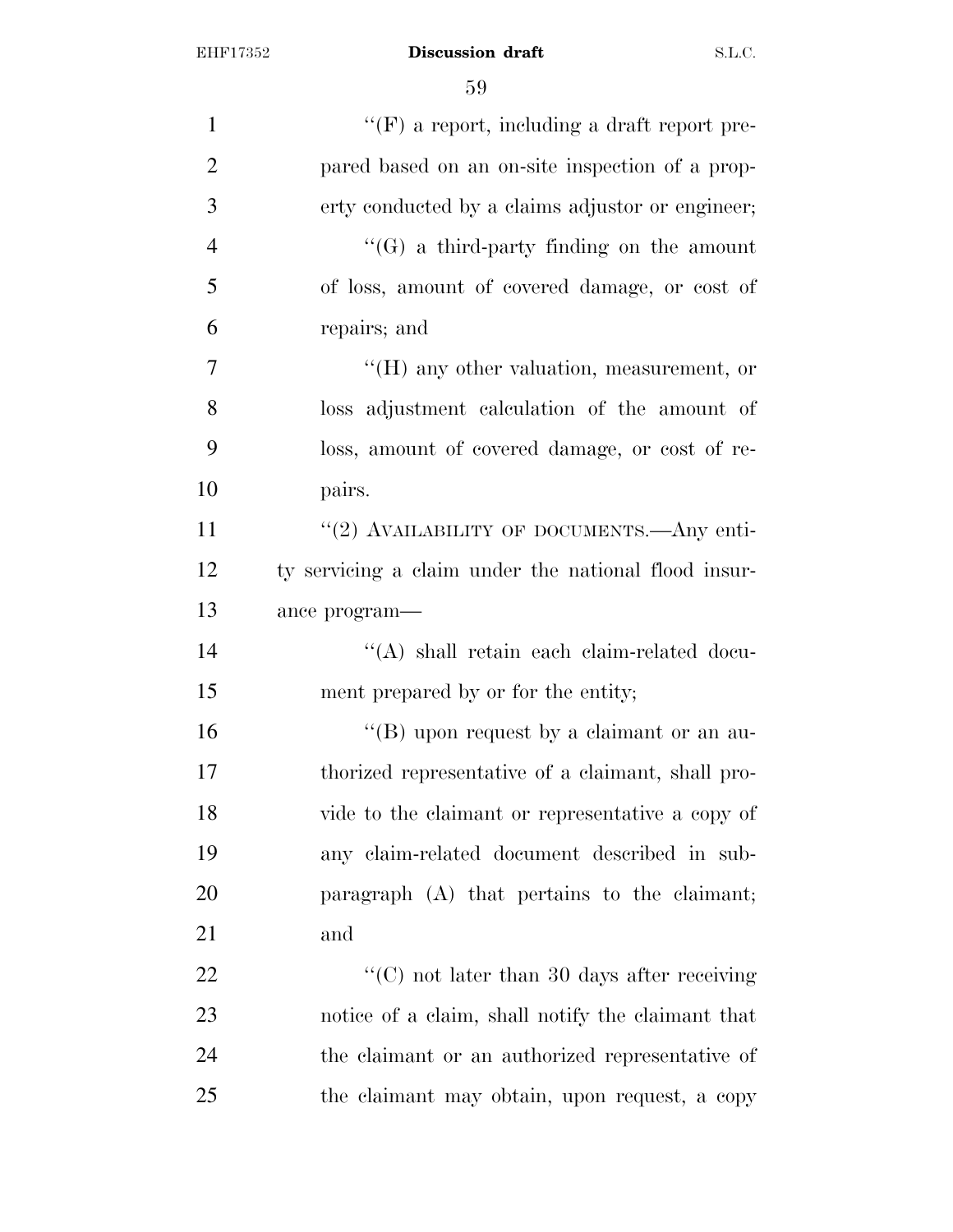''(F) a report, including a draft report prepared based on an on-site inspection of a property conducted by a claims adjustor or engineer;

''(G) a third-party finding on the amount of loss, amount of covered damage, or cost of repairs; and

''(H) any other valuation, measurement, or loss adjustment calculation of the amount of loss, amount of covered damage, or cost of repairs.

''(2) AVAILABILITY OF DOCUMENTS.—Any entity servicing a claim under the national flood insurance program—

''(A) shall retain each claim-related document prepared by or for the entity;

''(B) upon request by a claimant or an authorized representative of a claimant, shall provide to the claimant or representative a copy of any claim-related document described in subparagraph (A) that pertains to the claimant; and

''(C) not later than 30 days after receiving notice of a claim, shall notify the claimant that the claimant or an authorized representative of the claimant may obtain, upon request, a copy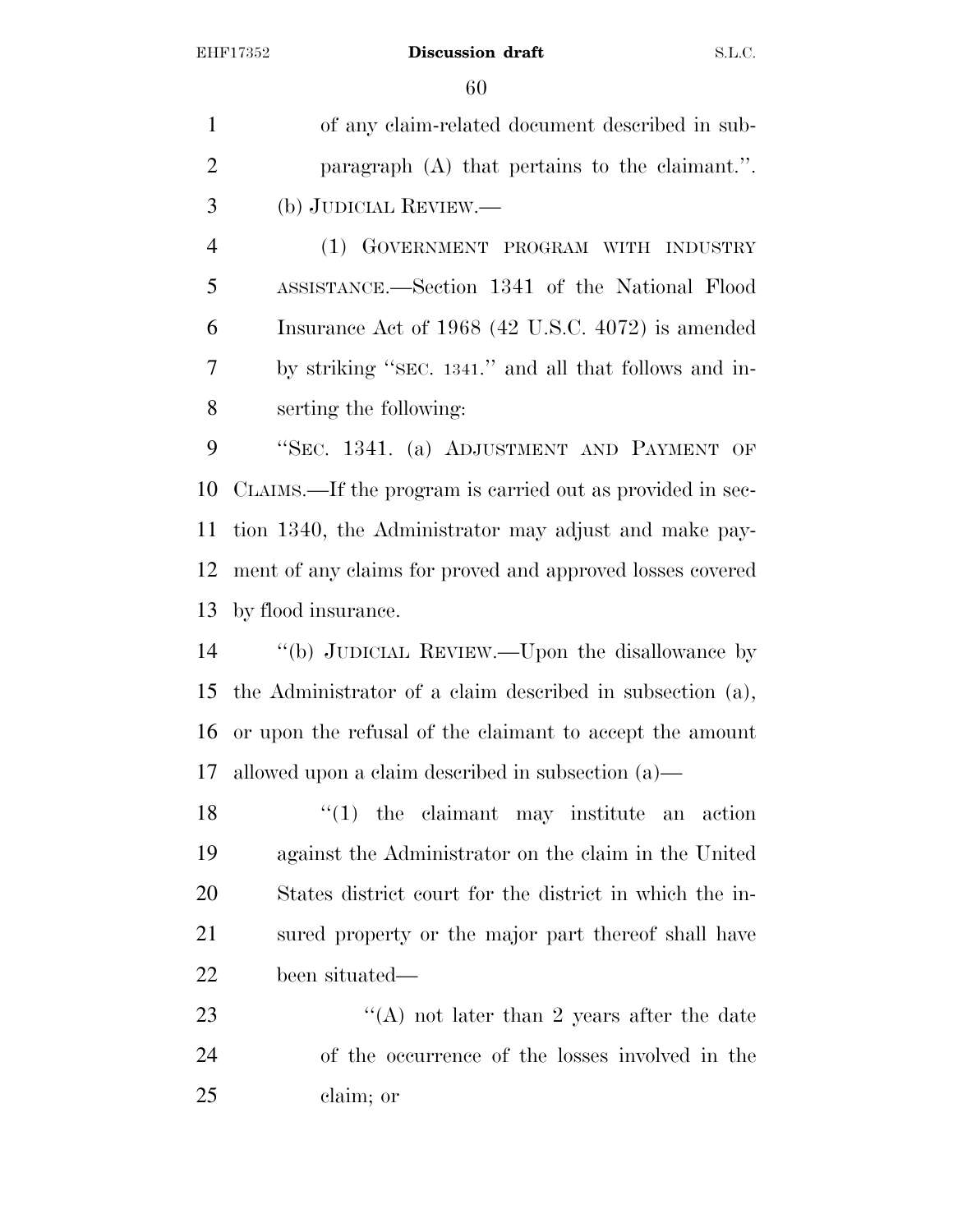of any claim-related document described in subparagraph (A) that pertains to the claimant.''.

(b) JUDICIAL REVIEW.—

(1) GOVERNMENT PROGRAM WITH INDUSTRY ASSISTANCE.—Section 1341 of the National Flood Insurance Act of 1968 (42 U.S.C. 4072) is amended by striking ''SEC. 1341.'' and all that follows and inserting the following:

''SEC. 1341. (a) ADJUSTMENT AND PAYMENT OF CLAIMS.—If the program is carried out as provided in section 1340, the Administrator may adjust and make payment of any claims for proved and approved losses covered by flood insurance.

''(b) JUDICIAL REVIEW.—Upon the disallowance by the Administrator of a claim described in subsection (a), or upon the refusal of the claimant to accept the amount allowed upon a claim described in subsection (a)—

''(1) the claimant may institute an action against the Administrator on the claim in the United States district court for the district in which the insured property or the major part thereof shall have been situated—

''(A) not later than 2 years after the date of the occurrence of the losses involved in the claim; or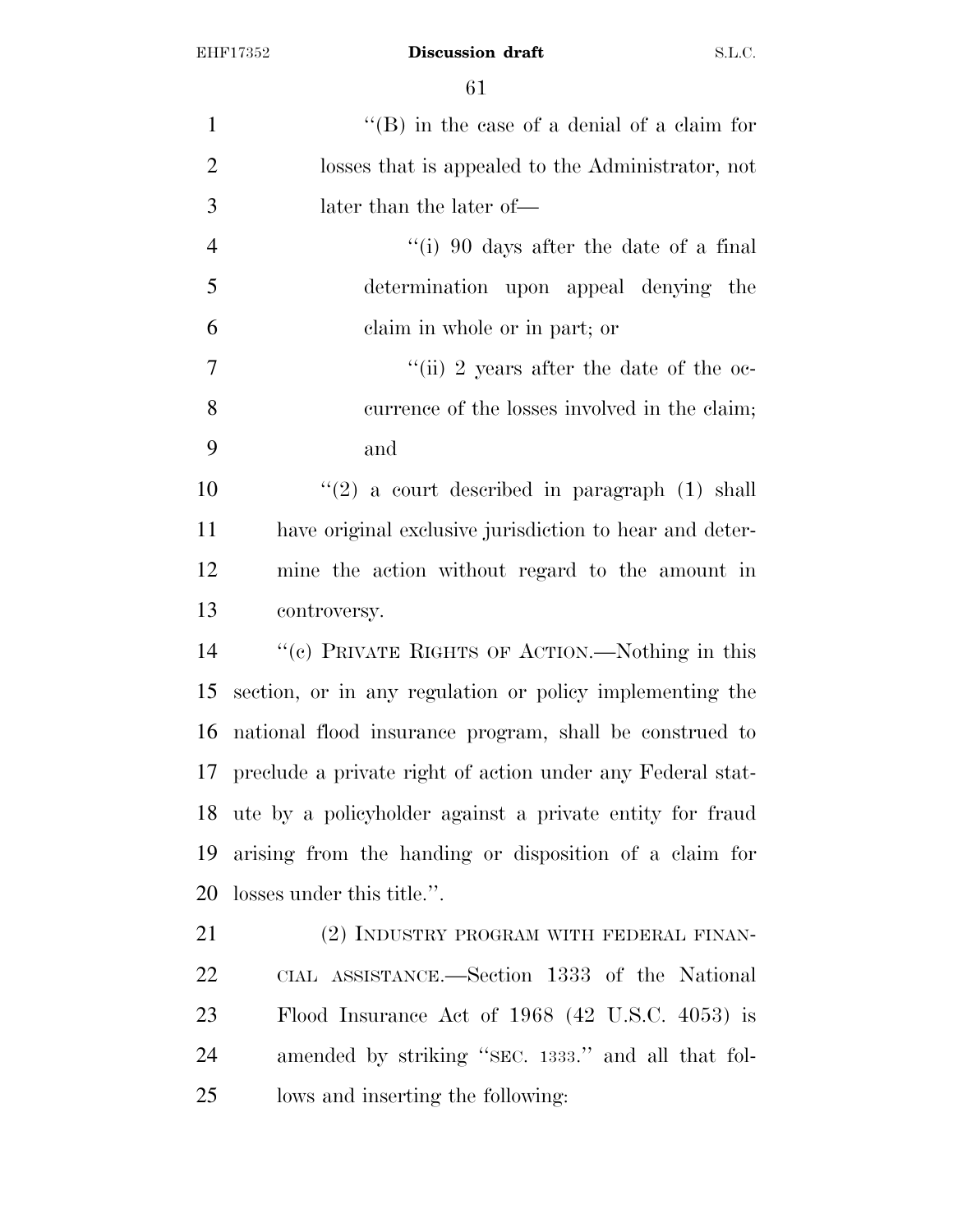''(B) in the case of a denial of a claim for losses that is appealed to the Administrator, not later than the later of—

''(i) 90 days after the date of a final determination upon appeal denying the claim in whole or in part; or

''(ii) 2 years after the date of the occurrence of the losses involved in the claim; and

''(2) a court described in paragraph (1) shall have original exclusive jurisdiction to hear and determine the action without regard to the amount in controversy.

''(c) PRIVATE RIGHTS OF ACTION.—Nothing in this section, or in any regulation or policy implementing the national flood insurance program, shall be construed to preclude a private right of action under any Federal statute by a policyholder against a private entity for fraud arising from the handing or disposition of a claim for losses under this title.''.

(2) INDUSTRY PROGRAM WITH FEDERAL FINANCIAL ASSISTANCE.—Section 1333 of the National Flood Insurance Act of 1968 (42 U.S.C. 4053) is amended by striking ''SEC. 1333.'' and all that follows and inserting the following: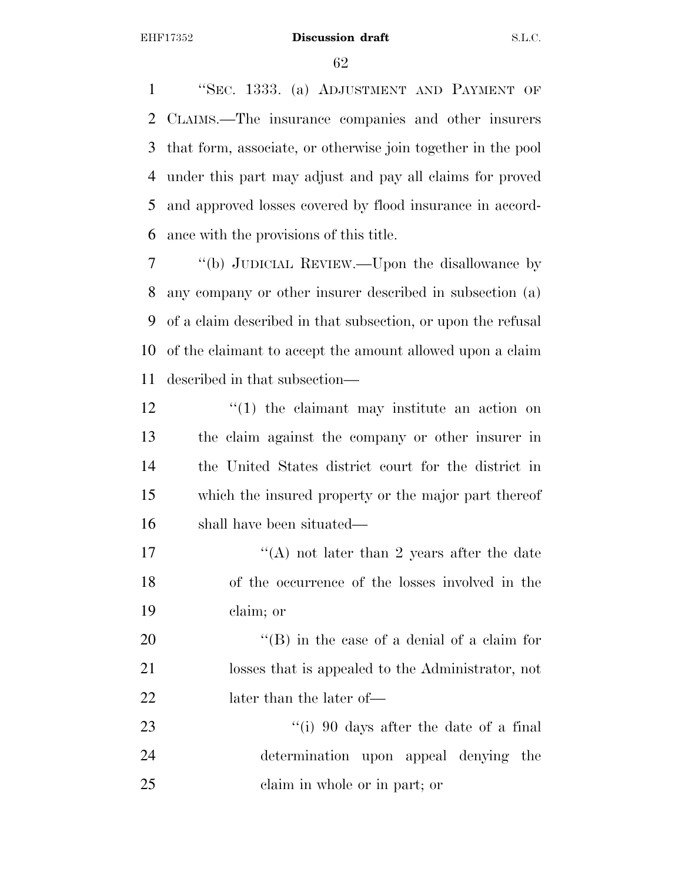"SEC. 1333. (a) ADJUSTMENT AND PAYMENT OF CLAIMS.—The insurance companies and other insurers that form, associate, or otherwise join together in the pool under this part may adjust and pay all claims for proved and approved losses covered by flood insurance in accordance with the provisions of this title.

"(b) JUDICIAL REVIEW.—Upon the disallowance by any company or other insurer described in subsection (a) of a claim described in that subsection, or upon the refusal of the claimant to accept the amount allowed upon a claim described in that subsection—

"(1) the claimant may institute an action on the claim against the company or other insurer in the United States district court for the district in which the insured property or the major part thereof shall have been situated—

"(A) not later than 2 years after the date of the occurrence of the losses involved in the claim; or

"(B) in the case of a denial of a claim for losses that is appealed to the Administrator, not later than the later of—

"(i) 90 days after the date of a final determination upon appeal denying the claim in whole or in part; or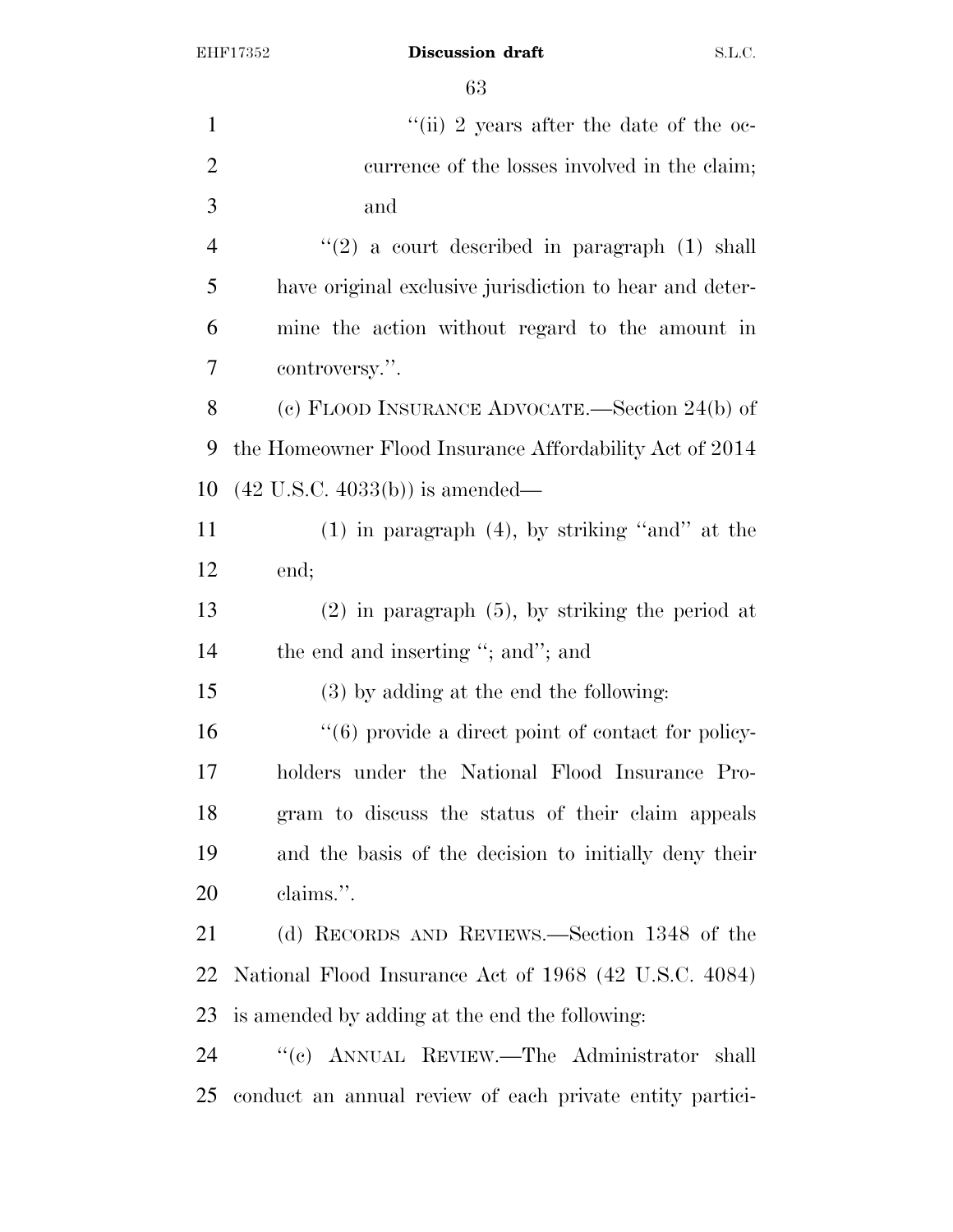"(ii) 2 years after the date of the occurrence of the losses involved in the claim; and

"(2) a court described in paragraph (1) shall have original exclusive jurisdiction to hear and determine the action without regard to the amount in controversy.".

(c) FLOOD INSURANCE ADVOCATE.—Section 24(b) of the Homeowner Flood Insurance Affordability Act of 2014 (42 U.S.C. 4033(b)) is amended—

(1) in paragraph (4), by striking "and" at the end;

(2) in paragraph (5), by striking the period at the end and inserting "; and"; and

(3) by adding at the end the following:

"(6) provide a direct point of contact for policyholders under the National Flood Insurance Program to discuss the status of their claim appeals and the basis of the decision to initially deny their claims.".

(d) RECORDS AND REVIEWS.—Section 1348 of the National Flood Insurance Act of 1968 (42 U.S.C. 4084) is amended by adding at the end the following:

"(c) ANNUAL REVIEW.—The Administrator shall conduct an annual review of each private entity partici-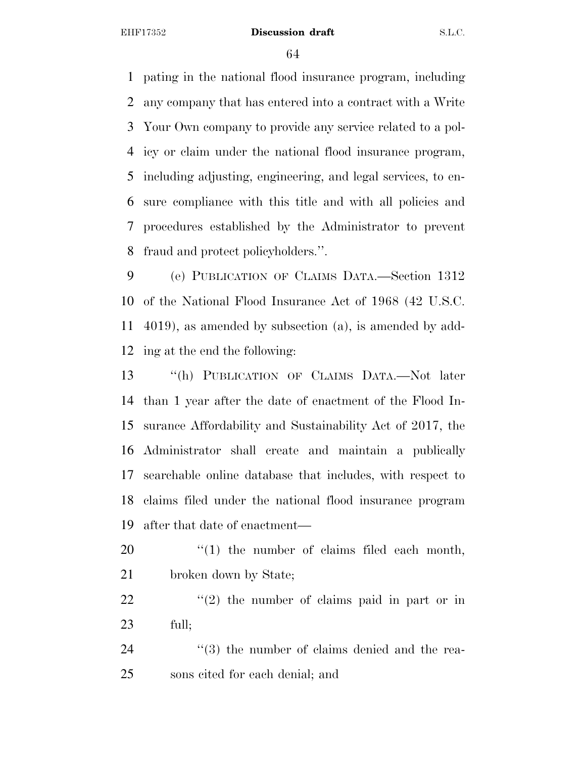pating in the national flood insurance program, including any company that has entered into a contract with a Write Your Own company to provide any service related to a policy or claim under the national flood insurance program, including adjusting, engineering, and legal services, to ensure compliance with this title and with all policies and procedures established by the Administrator to prevent fraud and protect policyholders.''.

(e) PUBLICATION OF CLAIMS DATA.—Section 1312 of the National Flood Insurance Act of 1968 (42 U.S.C. 4019), as amended by subsection (a), is amended by adding at the end the following:

''(h) PUBLICATION OF CLAIMS DATA.—Not later than 1 year after the date of enactment of the Flood Insurance Affordability and Sustainability Act of 2017, the Administrator shall create and maintain a publically searchable online database that includes, with respect to claims filed under the national flood insurance program after that date of enactment—

''(1) the number of claims filed each month, broken down by State;

''(2) the number of claims paid in part or in full;

''(3) the number of claims denied and the reasons cited for each denial; and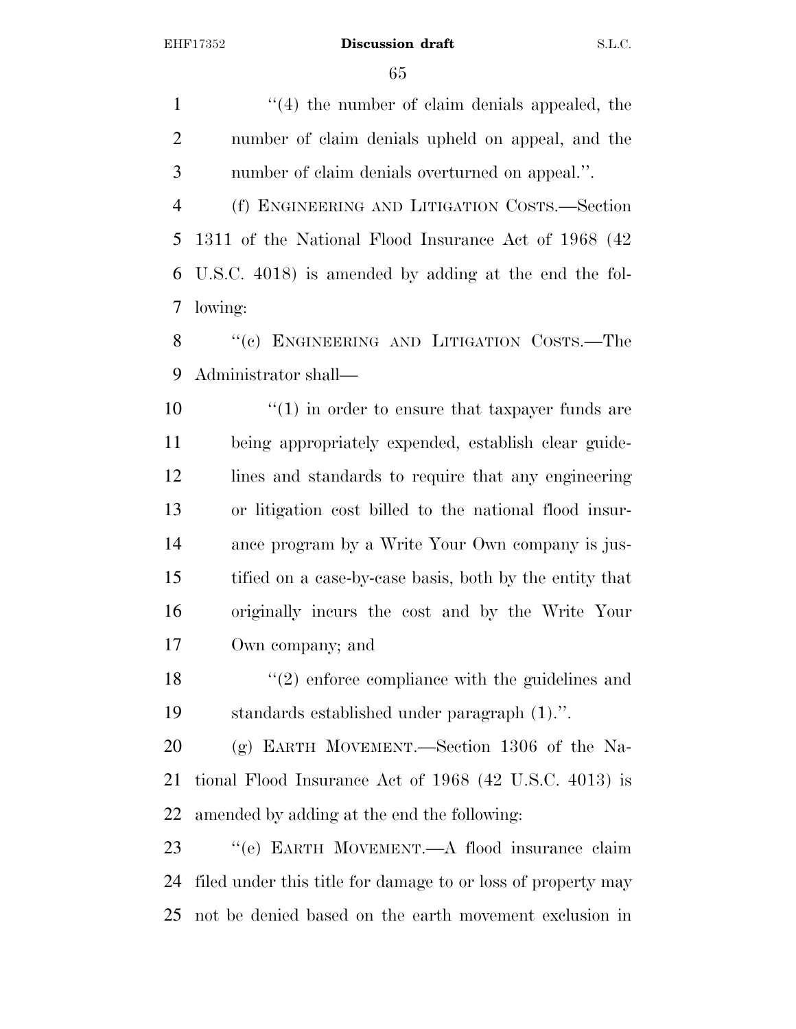''(4) the number of claim denials appealed, the number of claim denials upheld on appeal, and the number of claim denials overturned on appeal.''.

(f) ENGINEERING AND LITIGATION COSTS.—Section 1311 of the National Flood Insurance Act of 1968 (42 U.S.C. 4018) is amended by adding at the end the following:

''(c) ENGINEERING AND LITIGATION COSTS.—The Administrator shall—

''(1) in order to ensure that taxpayer funds are being appropriately expended, establish clear guidelines and standards to require that any engineering or litigation cost billed to the national flood insurance program by a Write Your Own company is justified on a case-by-case basis, both by the entity that originally incurs the cost and by the Write Your Own company; and

''(2) enforce compliance with the guidelines and standards established under paragraph (1).''.

(g) EARTH MOVEMENT.—Section 1306 of the National Flood Insurance Act of 1968 (42 U.S.C. 4013) is amended by adding at the end the following:

''(e) EARTH MOVEMENT.—A flood insurance claim filed under this title for damage to or loss of property may not be denied based on the earth movement exclusion in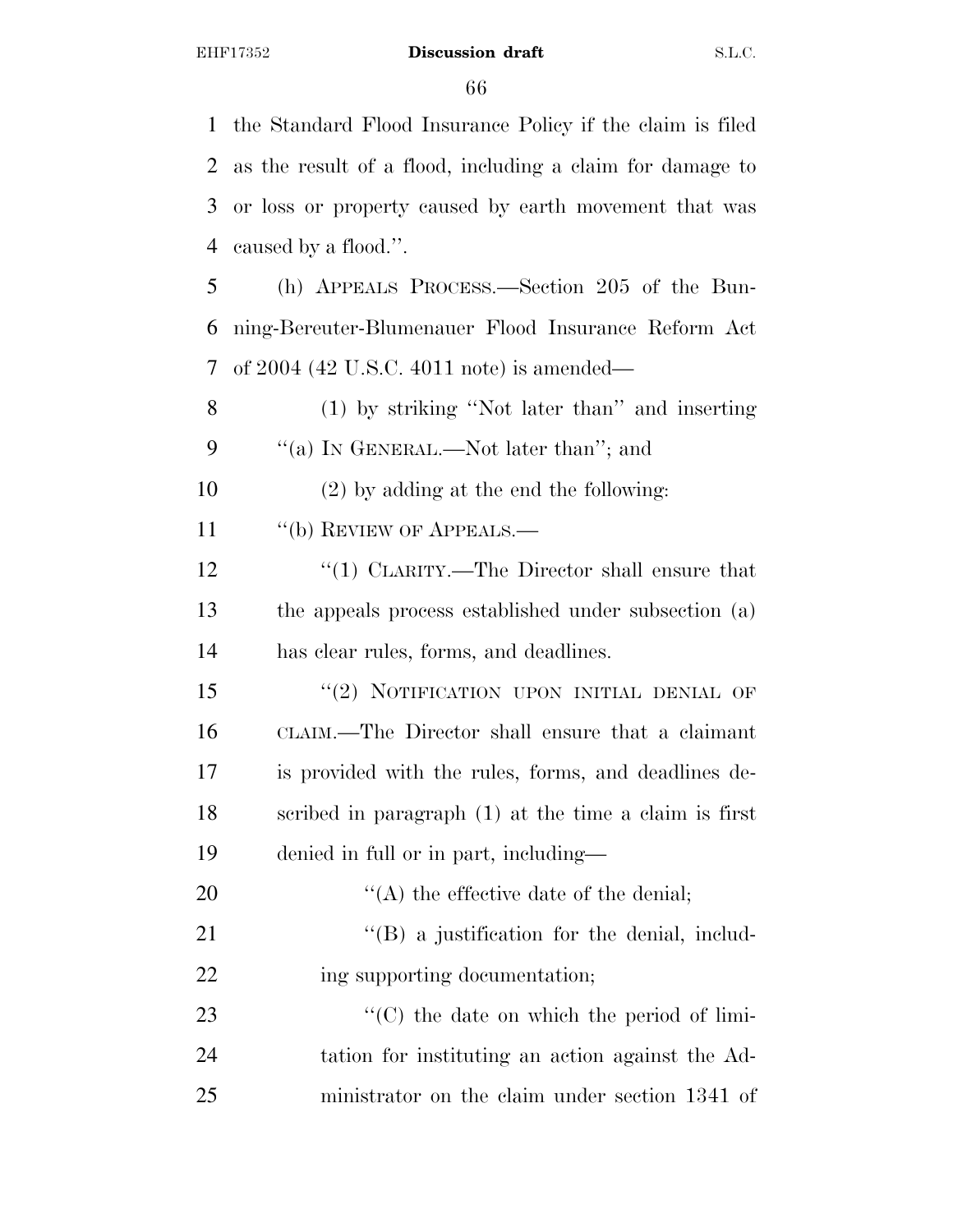the Standard Flood Insurance Policy if the claim is filed as the result of a flood, including a claim for damage to or loss or property caused by earth movement that was caused by a flood.''.

(h) APPEALS PROCESS.—Section 205 of the Bunning-Bereuter-Blumenauer Flood Insurance Reform Act of 2004 (42 U.S.C. 4011 note) is amended—

(1) by striking ''Not later than'' and inserting ''(a) IN GENERAL.—Not later than''; and

(2) by adding at the end the following:

''(b) REVIEW OF APPEALS.—

''(1) CLARITY.—The Director shall ensure that the appeals process established under subsection (a) has clear rules, forms, and deadlines.

''(2) NOTIFICATION UPON INITIAL DENIAL OF CLAIM.—The Director shall ensure that a claimant is provided with the rules, forms, and deadlines described in paragraph (1) at the time a claim is first denied in full or in part, including—

''(A) the effective date of the denial;

''(B) a justification for the denial, including supporting documentation;

''(C) the date on which the period of limitation for instituting an action against the Administrator on the claim under section 1341 of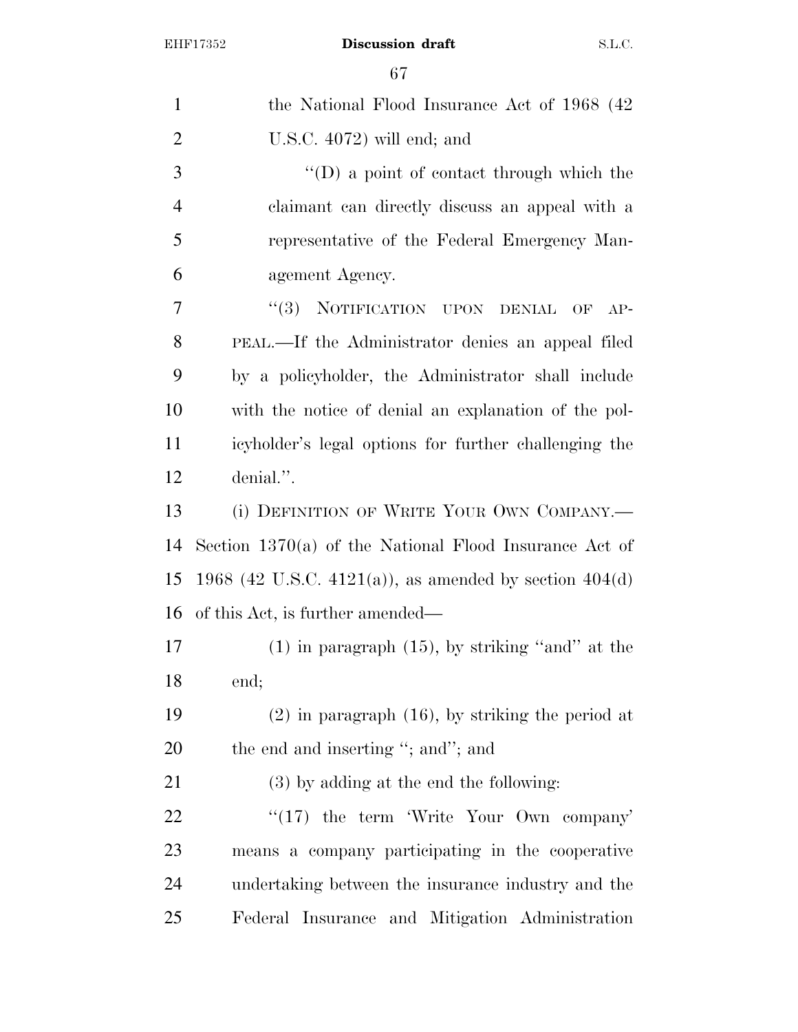the National Flood Insurance Act of 1968 (42 U.S.C. 4072) will end; and

''(D) a point of contact through which the claimant can directly discuss an appeal with a representative of the Federal Emergency Management Agency.

''(3) NOTIFICATION UPON DENIAL OF APPEAL.—If the Administrator denies an appeal filed by a policyholder, the Administrator shall include with the notice of denial an explanation of the policyholder's legal options for further challenging the denial.''.

(i) DEFINITION OF WRITE YOUR OWN COMPANY.—Section 1370(a) of the National Flood Insurance Act of 1968 (42 U.S.C. 4121(a)), as amended by section 404(d) of this Act, is further amended—

(1) in paragraph (15), by striking ''and'' at the end;

(2) in paragraph (16), by striking the period at the end and inserting ''; and''; and

(3) by adding at the end the following:

''(17) the term 'Write Your Own company' means a company participating in the cooperative undertaking between the insurance industry and the Federal Insurance and Mitigation Administration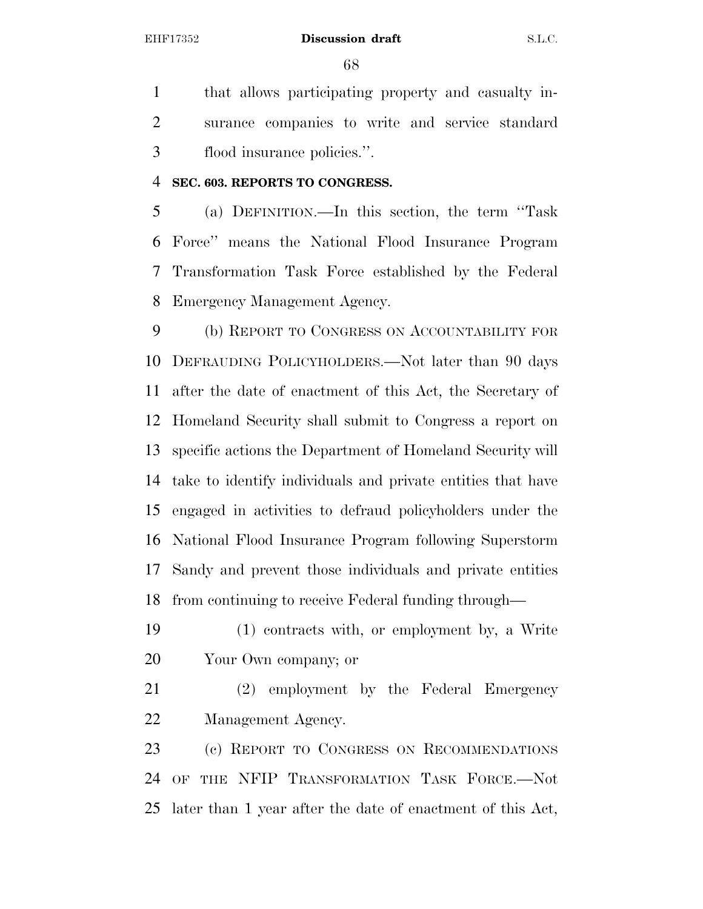that allows participating property and casualty insurance companies to write and service standard flood insurance policies.''.

**SEC. 603. REPORTS TO CONGRESS.**

(a) DEFINITION.—In this section, the term ''Task Force'' means the National Flood Insurance Program Transformation Task Force established by the Federal Emergency Management Agency.

(b) REPORT TO CONGRESS ON ACCOUNTABILITY FOR DEFRAUDING POLICYHOLDERS.—Not later than 90 days after the date of enactment of this Act, the Secretary of Homeland Security shall submit to Congress a report on specific actions the Department of Homeland Security will take to identify individuals and private entities that have engaged in activities to defraud policyholders under the National Flood Insurance Program following Superstorm Sandy and prevent those individuals and private entities from continuing to receive Federal funding through—

(1) contracts with, or employment by, a Write Your Own company; or

(2) employment by the Federal Emergency Management Agency.

(c) REPORT TO CONGRESS ON RECOMMENDATIONS OF THE NFIP TRANSFORMATION TASK FORCE.—Not later than 1 year after the date of enactment of this Act,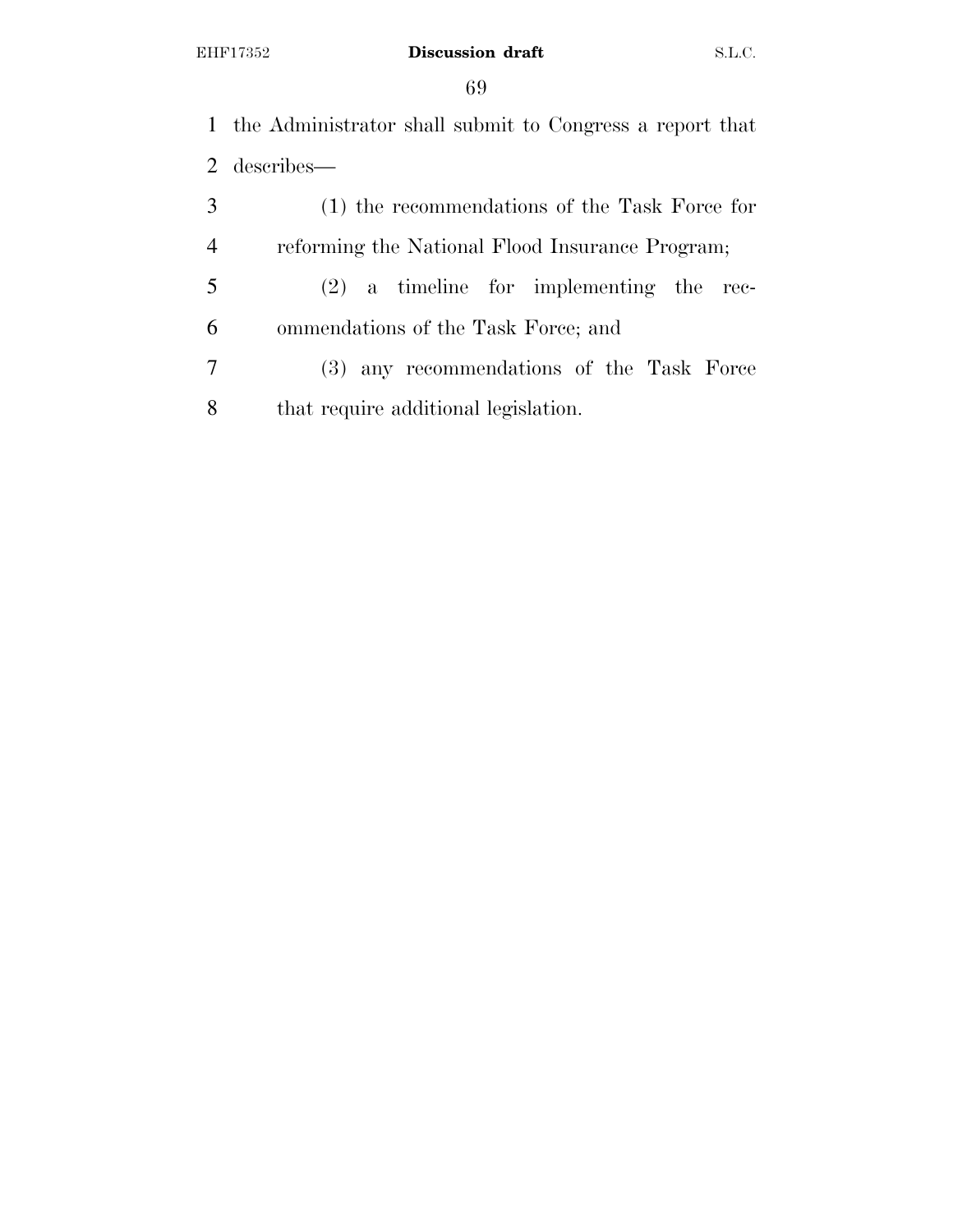the Administrator shall submit to Congress a report that describes—

(1) the recommendations of the Task Force for reforming the National Flood Insurance Program;

(2) a timeline for implementing the recommendations of the Task Force; and

(3) any recommendations of the Task Force that require additional legislation.